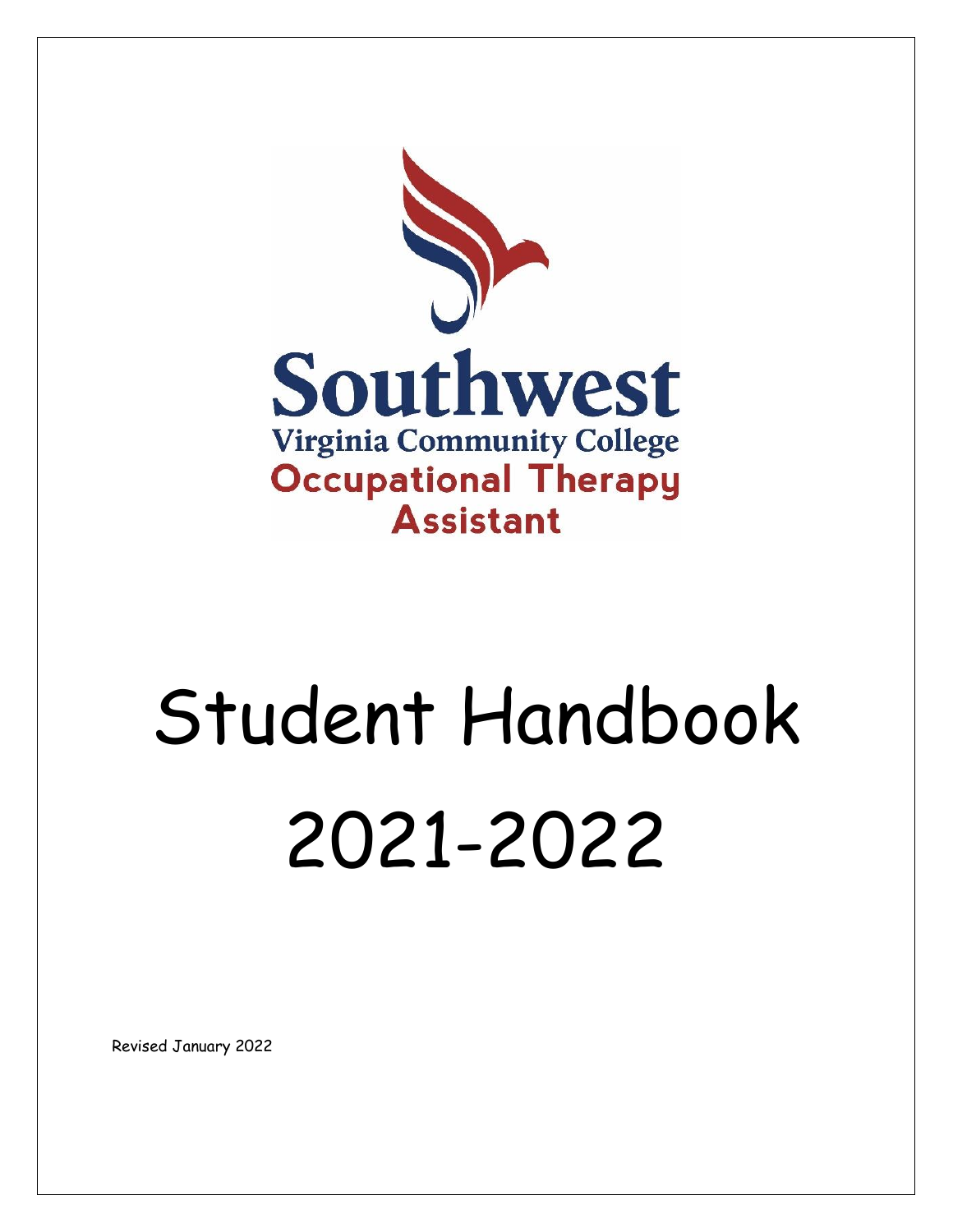Southwest

Virginia Community College

Occupational Therapy Assistant

# Student Handbook

# 2021-2022

Revised January 2022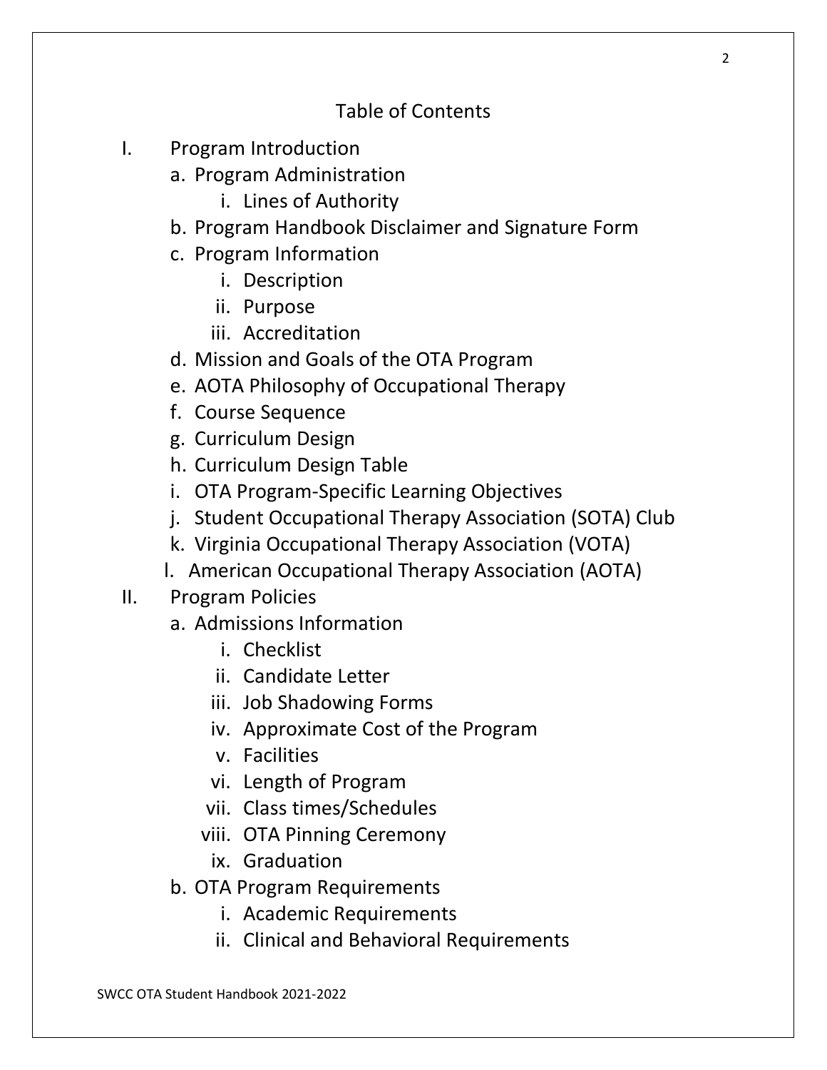# Table of Contents

I. Program Introduction
   a. Program Administration
      i. Lines of Authority
   b. Program Handbook Disclaimer and Signature Form
   c. Program Information
      i. Description
      ii. Purpose
      iii. Accreditation
   d. Mission and Goals of the OTA Program
   e. AOTA Philosophy of Occupational Therapy
   f. Course Sequence
   g. Curriculum Design
   h. Curriculum Design Table
   i. OTA Program-Specific Learning Objectives
   j. Student Occupational Therapy Association (SOTA) Club
   k. Virginia Occupational Therapy Association (VOTA)
   l. American Occupational Therapy Association (AOTA)

II. Program Policies
   a. Admissions Information
      i. Checklist
      ii. Candidate Letter
      iii. Job Shadowing Forms
      iv. Approximate Cost of the Program
      v. Facilities
      vi. Length of Program
      vii. Class times/Schedules
      viii. OTA Pinning Ceremony
      ix. Graduation
   b. OTA Program Requirements
      i. Academic Requirements
      ii. Clinical and Behavioral Requirements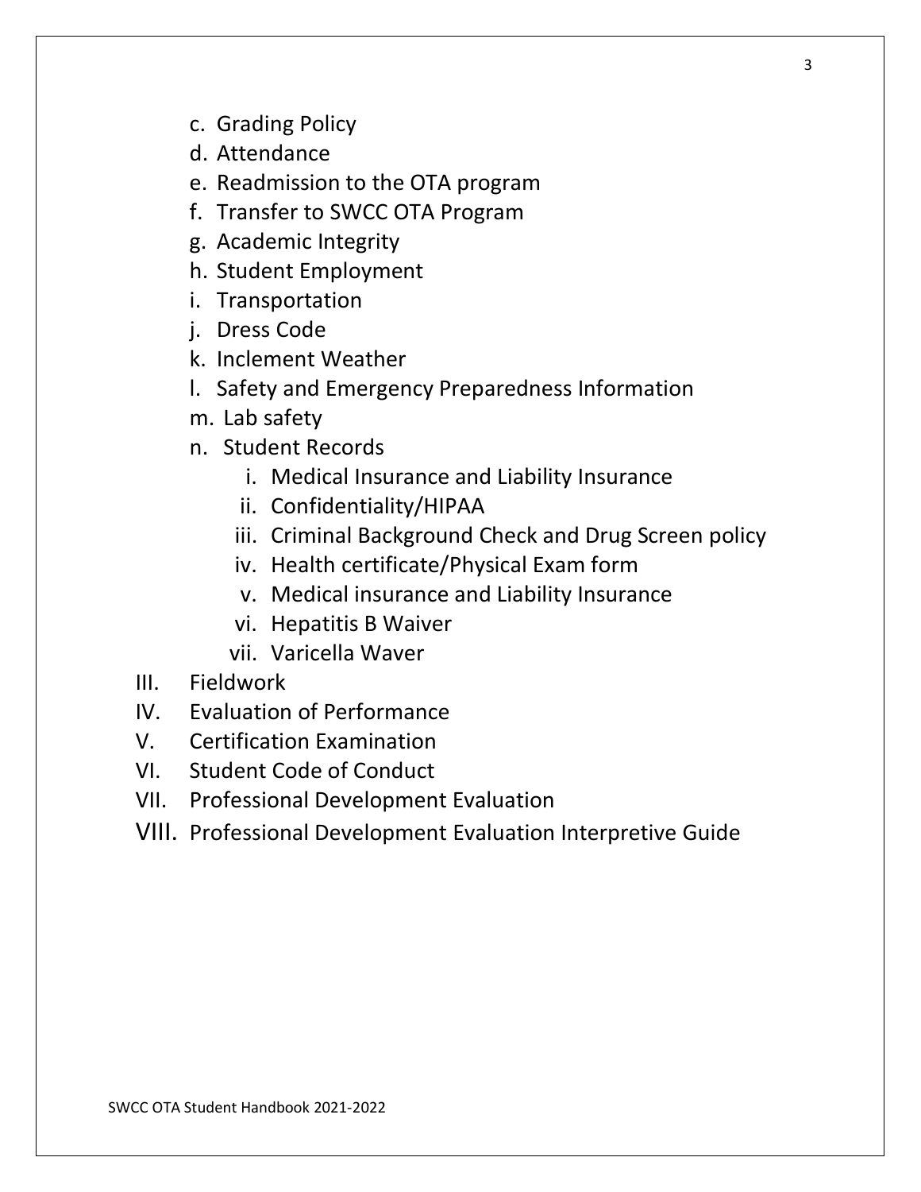c. Grading Policy
d. Attendance
e. Readmission to the OTA program
f. Transfer to SWCC OTA Program
g. Academic Integrity
h. Student Employment
i. Transportation
j. Dress Code
k. Inclement Weather
l. Safety and Emergency Preparedness Information
m. Lab safety
n. Student Records
    i. Medical Insurance and Liability Insurance
    ii. Confidentiality/HIPAA
    iii. Criminal Background Check and Drug Screen policy
    iv. Health certificate/Physical Exam form
    v. Medical insurance and Liability Insurance
    vi. Hepatitis B Waiver
    vii. Varicella Waver

III. Fieldwork
IV. Evaluation of Performance
V. Certification Examination
VI. Student Code of Conduct
VII. Professional Development Evaluation
VIII. Professional Development Evaluation Interpretive Guide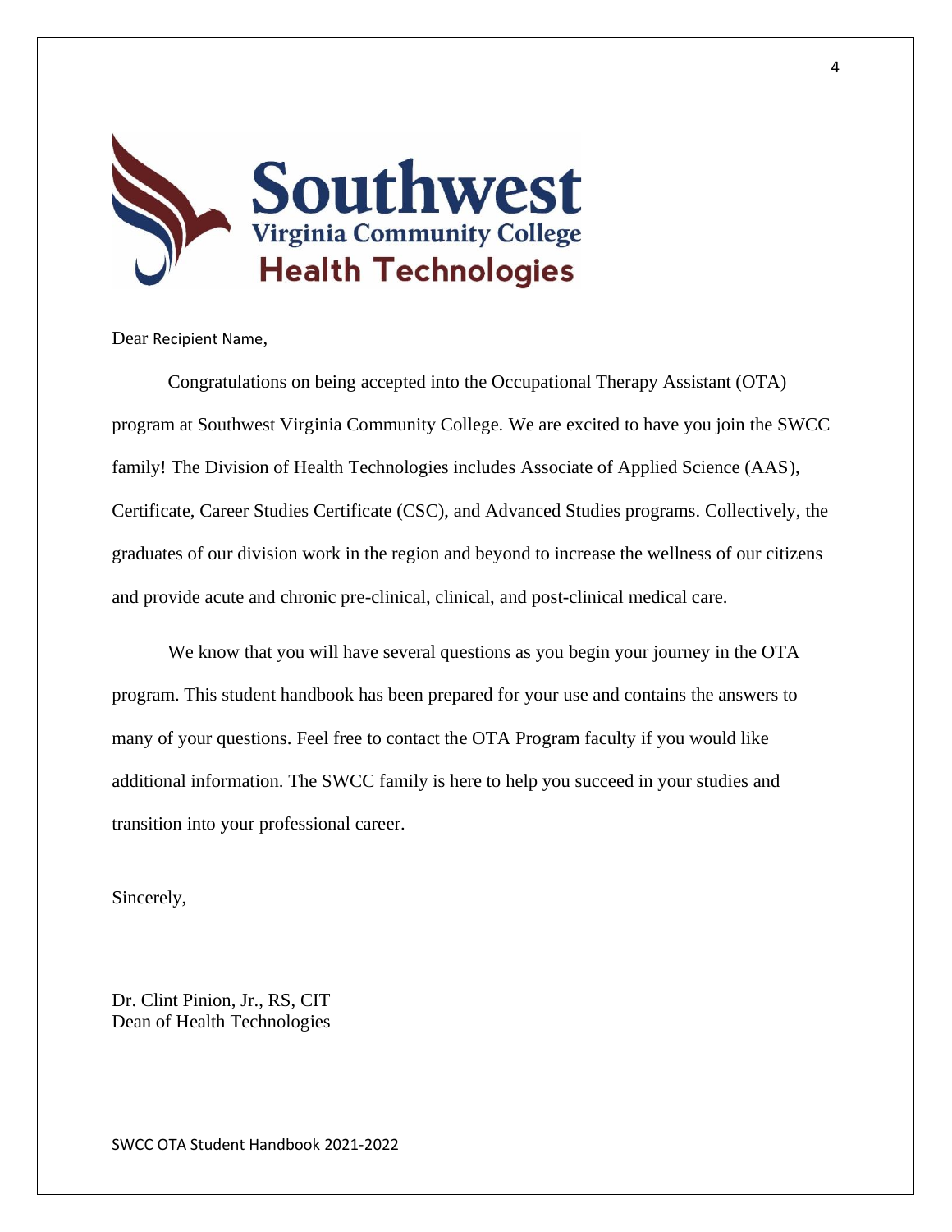Southwest Virginia Community College Health Technologies

Dear Recipient Name,

Congratulations on being accepted into the Occupational Therapy Assistant (OTA) program at Southwest Virginia Community College. We are excited to have you join the SWCC family! The Division of Health Technologies includes Associate of Applied Science (AAS), Certificate, Career Studies Certificate (CSC), and Advanced Studies programs. Collectively, the graduates of our division work in the region and beyond to increase the wellness of our citizens and provide acute and chronic pre-clinical, clinical, and post-clinical medical care.

We know that you will have several questions as you begin your journey in the OTA program. This student handbook has been prepared for your use and contains the answers to many of your questions. Feel free to contact the OTA Program faculty if you would like additional information. The SWCC family is here to help you succeed in your studies and transition into your professional career.

Sincerely,

Dr. Clint Pinion, Jr., RS, CIT
Dean of Health Technologies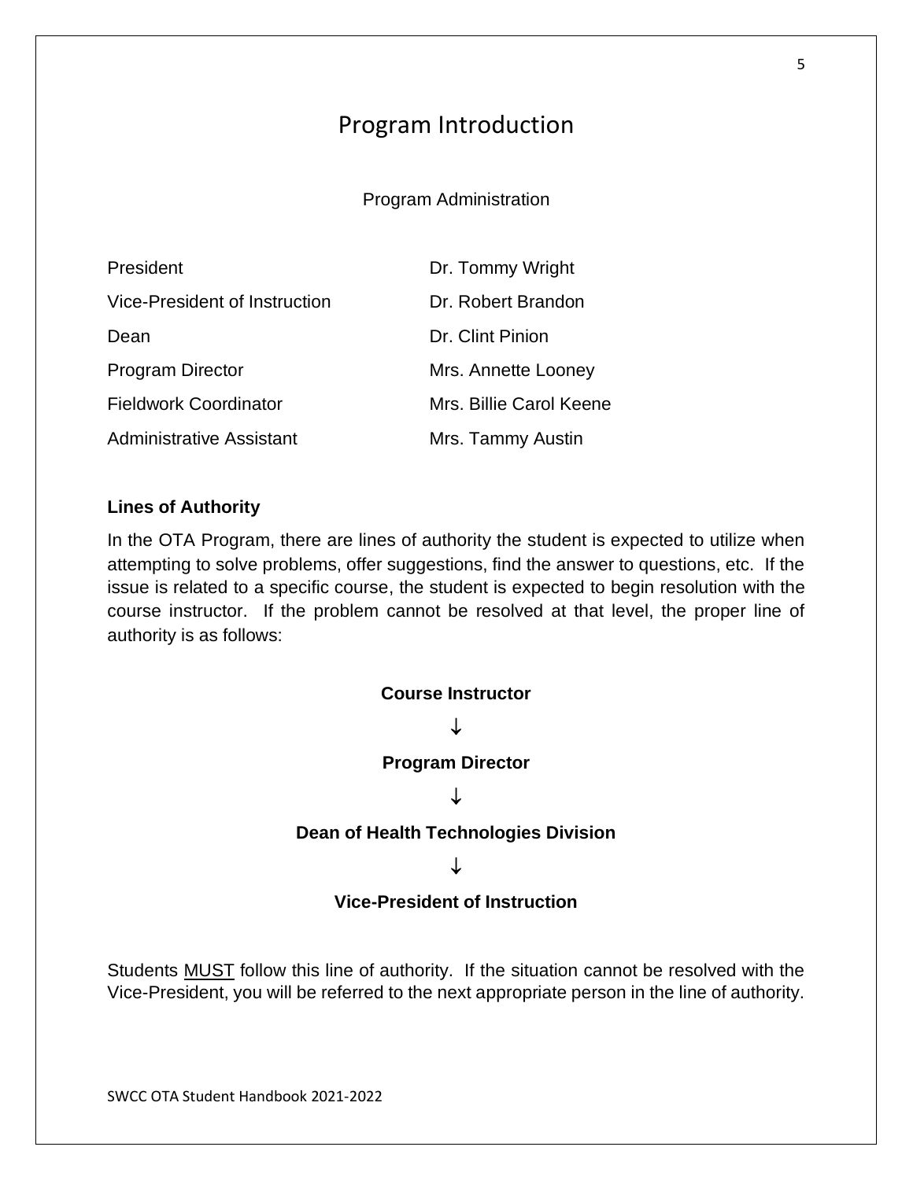# Program Introduction

## Program Administration

| | |
|---|---|
| President | Dr. Tommy Wright |
| Vice-President of Instruction | Dr. Robert Brandon |
| Dean | Dr. Clint Pinion |
| Program Director | Mrs. Annette Looney |
| Fieldwork Coordinator | Mrs. Billie Carol Keene |
| Administrative Assistant | Mrs. Tammy Austin |

**Lines of Authority**

In the OTA Program, there are lines of authority the student is expected to utilize when attempting to solve problems, offer suggestions, find the answer to questions, etc. If the issue is related to a specific course, the student is expected to begin resolution with the course instructor. If the problem cannot be resolved at that level, the proper line of authority is as follows:

**Course Instructor**

↓

**Program Director**

↓

**Dean of Health Technologies Division**

↓

**Vice-President of Instruction**

Students MUST follow this line of authority. If the situation cannot be resolved with the Vice-President, you will be referred to the next appropriate person in the line of authority.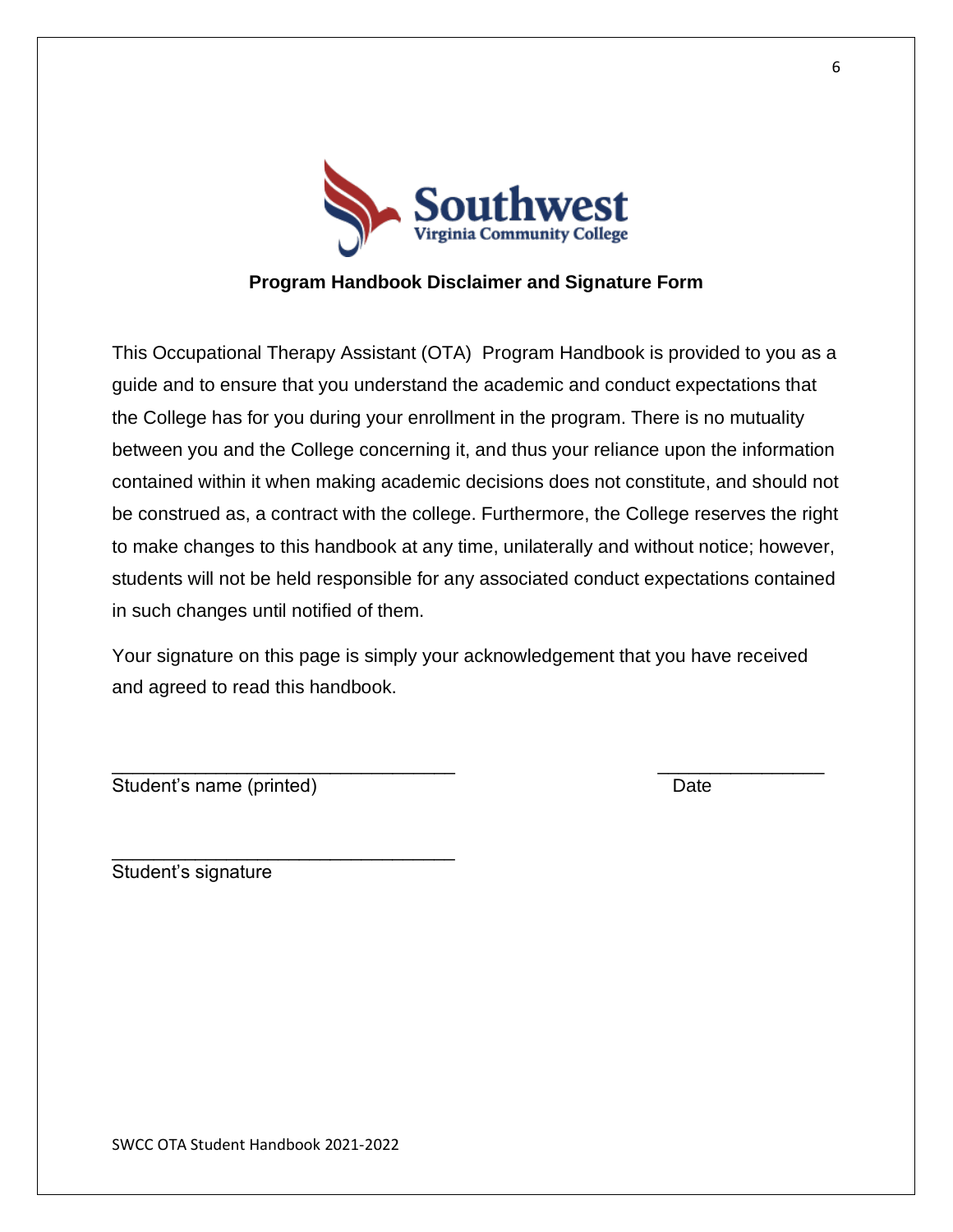## Program Handbook Disclaimer and Signature Form

This Occupational Therapy Assistant (OTA) Program Handbook is provided to you as a guide and to ensure that you understand the academic and conduct expectations that the College has for you during your enrollment in the program. There is no mutuality between you and the College concerning it, and thus your reliance upon the information contained within it when making academic decisions does not constitute, and should not be construed as, a contract with the college. Furthermore, the College reserves the right to make changes to this handbook at any time, unilaterally and without notice; however, students will not be held responsible for any associated conduct expectations contained in such changes until notified of them.

Your signature on this page is simply your acknowledgement that you have received and agreed to read this handbook.

_________________________________ ________________
Student's name (printed) Date

_________________________________
Student's signature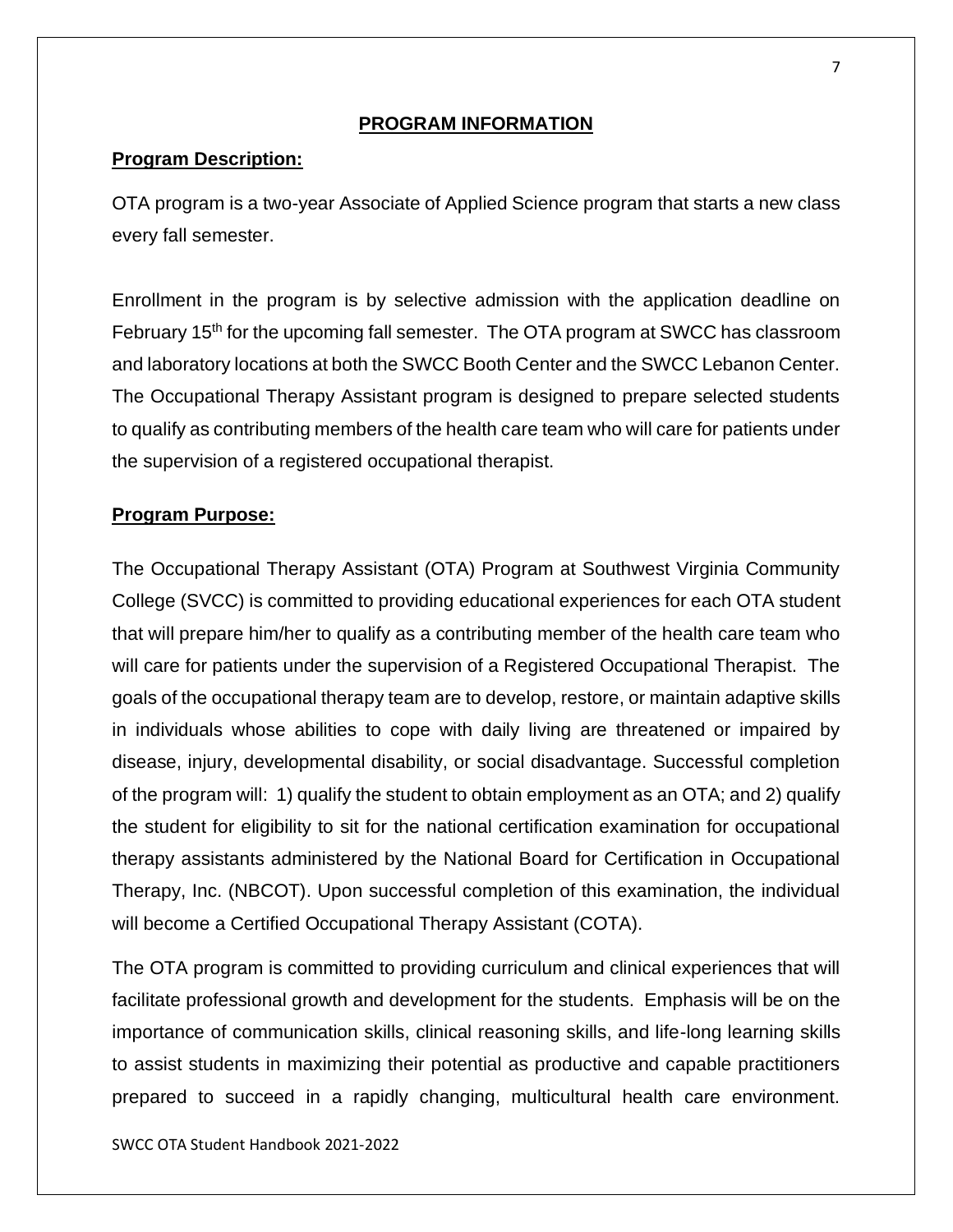## PROGRAM INFORMATION

### Program Description:

OTA program is a two-year Associate of Applied Science program that starts a new class every fall semester.

Enrollment in the program is by selective admission with the application deadline on February 15th for the upcoming fall semester. The OTA program at SWCC has classroom and laboratory locations at both the SWCC Booth Center and the SWCC Lebanon Center. The Occupational Therapy Assistant program is designed to prepare selected students to qualify as contributing members of the health care team who will care for patients under the supervision of a registered occupational therapist.

### Program Purpose:

The Occupational Therapy Assistant (OTA) Program at Southwest Virginia Community College (SVCC) is committed to providing educational experiences for each OTA student that will prepare him/her to qualify as a contributing member of the health care team who will care for patients under the supervision of a Registered Occupational Therapist. The goals of the occupational therapy team are to develop, restore, or maintain adaptive skills in individuals whose abilities to cope with daily living are threatened or impaired by disease, injury, developmental disability, or social disadvantage. Successful completion of the program will: 1) qualify the student to obtain employment as an OTA; and 2) qualify the student for eligibility to sit for the national certification examination for occupational therapy assistants administered by the National Board for Certification in Occupational Therapy, Inc. (NBCOT). Upon successful completion of this examination, the individual will become a Certified Occupational Therapy Assistant (COTA).

The OTA program is committed to providing curriculum and clinical experiences that will facilitate professional growth and development for the students. Emphasis will be on the importance of communication skills, clinical reasoning skills, and life-long learning skills to assist students in maximizing their potential as productive and capable practitioners prepared to succeed in a rapidly changing, multicultural health care environment.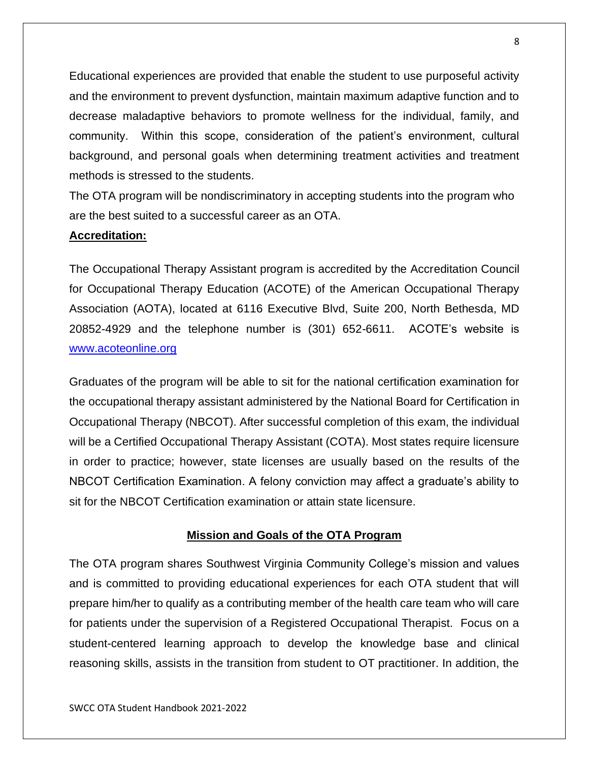Educational experiences are provided that enable the student to use purposeful activity and the environment to prevent dysfunction, maintain maximum adaptive function and to decrease maladaptive behaviors to promote wellness for the individual, family, and community. Within this scope, consideration of the patient's environment, cultural background, and personal goals when determining treatment activities and treatment methods is stressed to the students.

The OTA program will be nondiscriminatory in accepting students into the program who are the best suited to a successful career as an OTA.

**Accreditation:**

The Occupational Therapy Assistant program is accredited by the Accreditation Council for Occupational Therapy Education (ACOTE) of the American Occupational Therapy Association (AOTA), located at 6116 Executive Blvd, Suite 200, North Bethesda, MD 20852-4929 and the telephone number is (301) 652-6611. ACOTE's website is [www.acoteonline.org](http://www.acoteonline.org)

Graduates of the program will be able to sit for the national certification examination for the occupational therapy assistant administered by the National Board for Certification in Occupational Therapy (NBCOT). After successful completion of this exam, the individual will be a Certified Occupational Therapy Assistant (COTA). Most states require licensure in order to practice; however, state licenses are usually based on the results of the NBCOT Certification Examination. A felony conviction may affect a graduate's ability to sit for the NBCOT Certification examination or attain state licensure.

## Mission and Goals of the OTA Program

The OTA program shares Southwest Virginia Community College's mission and values and is committed to providing educational experiences for each OTA student that will prepare him/her to qualify as a contributing member of the health care team who will care for patients under the supervision of a Registered Occupational Therapist. Focus on a student-centered learning approach to develop the knowledge base and clinical reasoning skills, assists in the transition from student to OT practitioner. In addition, the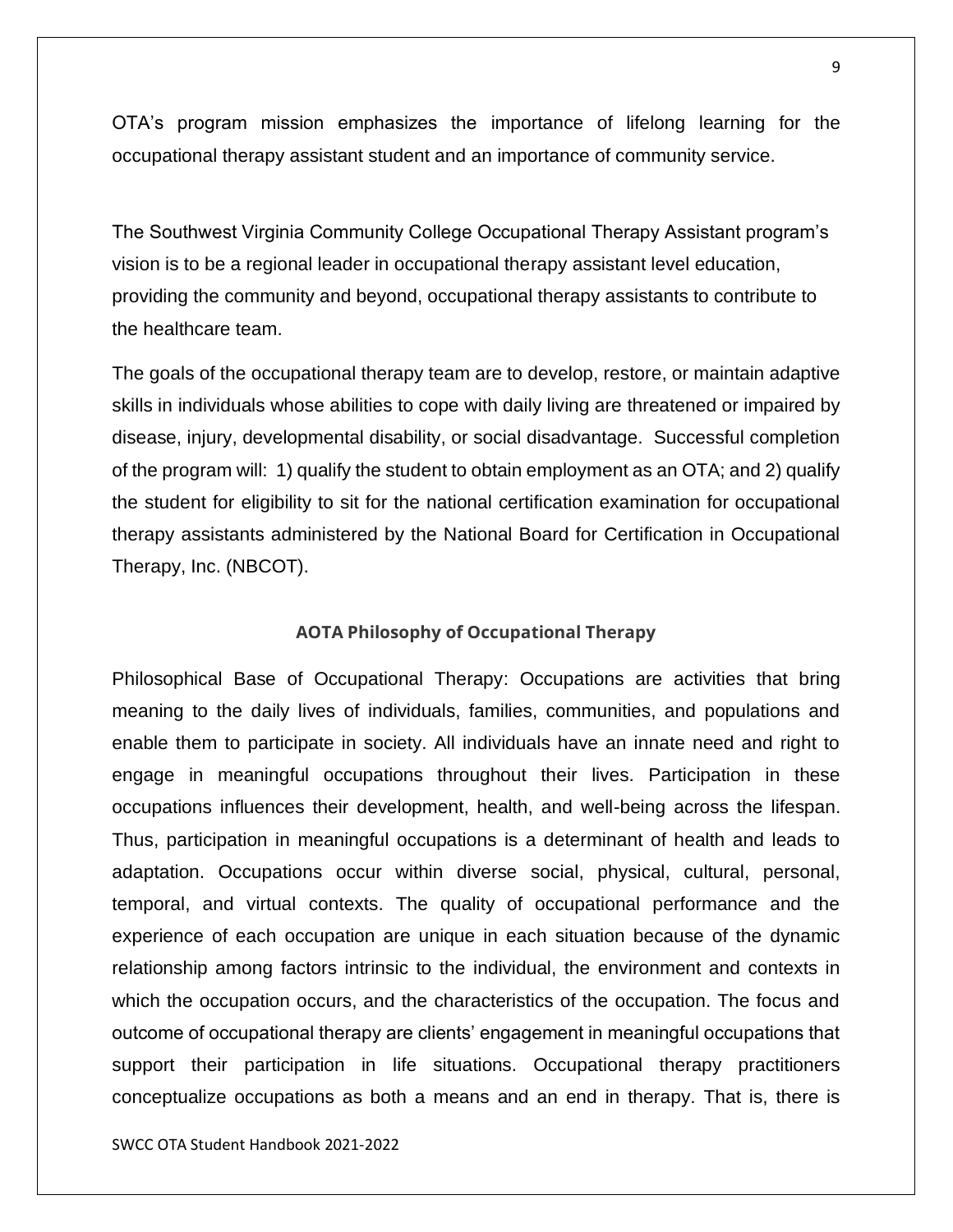OTA's program mission emphasizes the importance of lifelong learning for the occupational therapy assistant student and an importance of community service.

The Southwest Virginia Community College Occupational Therapy Assistant program's vision is to be a regional leader in occupational therapy assistant level education, providing the community and beyond, occupational therapy assistants to contribute to the healthcare team.

The goals of the occupational therapy team are to develop, restore, or maintain adaptive skills in individuals whose abilities to cope with daily living are threatened or impaired by disease, injury, developmental disability, or social disadvantage. Successful completion of the program will: 1) qualify the student to obtain employment as an OTA; and 2) qualify the student for eligibility to sit for the national certification examination for occupational therapy assistants administered by the National Board for Certification in Occupational Therapy, Inc. (NBCOT).

## AOTA Philosophy of Occupational Therapy

Philosophical Base of Occupational Therapy: Occupations are activities that bring meaning to the daily lives of individuals, families, communities, and populations and enable them to participate in society. All individuals have an innate need and right to engage in meaningful occupations throughout their lives. Participation in these occupations influences their development, health, and well-being across the lifespan. Thus, participation in meaningful occupations is a determinant of health and leads to adaptation. Occupations occur within diverse social, physical, cultural, personal, temporal, and virtual contexts. The quality of occupational performance and the experience of each occupation are unique in each situation because of the dynamic relationship among factors intrinsic to the individual, the environment and contexts in which the occupation occurs, and the characteristics of the occupation. The focus and outcome of occupational therapy are clients' engagement in meaningful occupations that support their participation in life situations. Occupational therapy practitioners conceptualize occupations as both a means and an end in therapy. That is, there is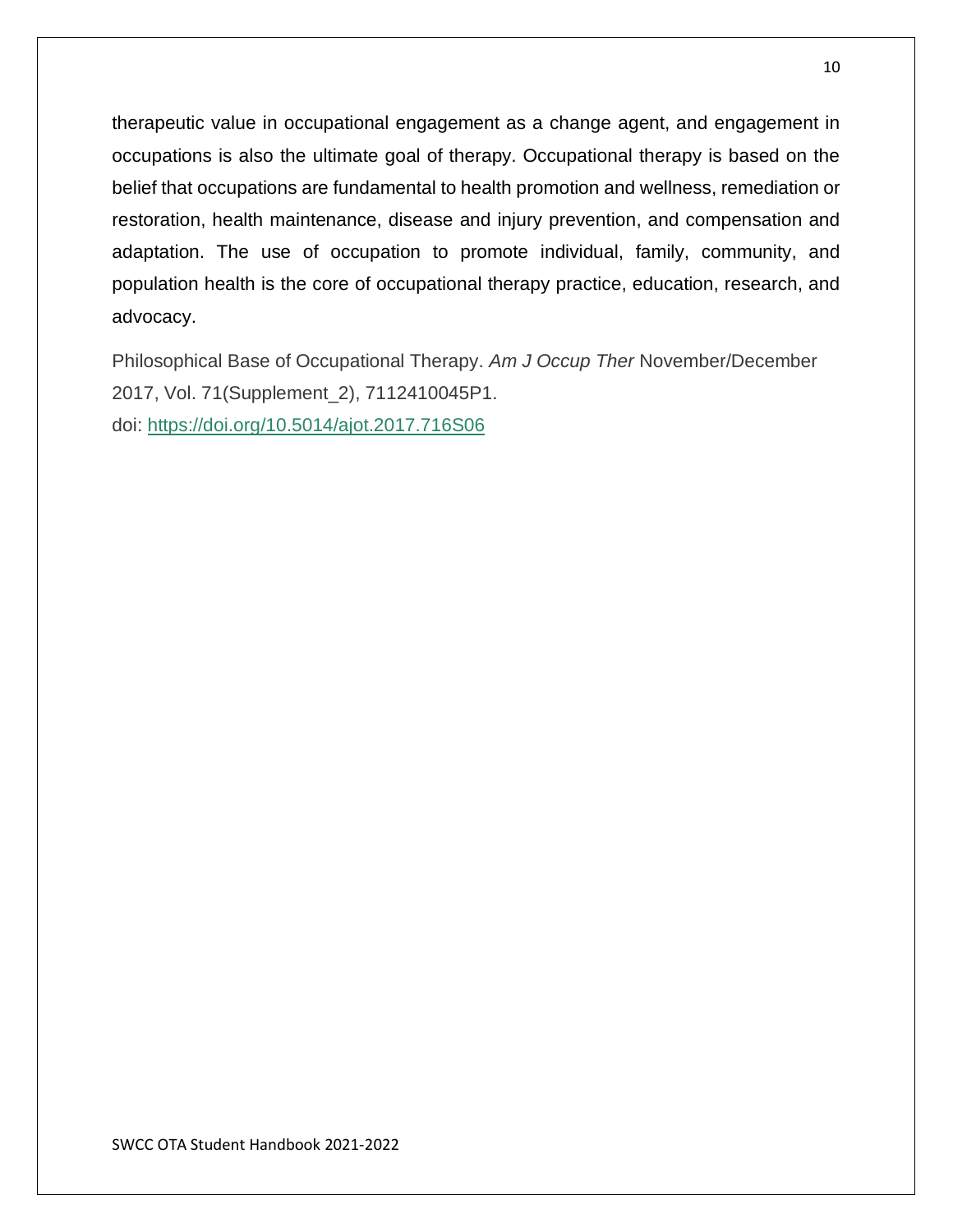therapeutic value in occupational engagement as a change agent, and engagement in occupations is also the ultimate goal of therapy. Occupational therapy is based on the belief that occupations are fundamental to health promotion and wellness, remediation or restoration, health maintenance, disease and injury prevention, and compensation and adaptation. The use of occupation to promote individual, family, community, and population health is the core of occupational therapy practice, education, research, and advocacy.

Philosophical Base of Occupational Therapy. *Am J Occup Ther* November/December 2017, Vol. 71(Supplement_2), 7112410045P1.
doi: https://doi.org/10.5014/ajot.2017.716S06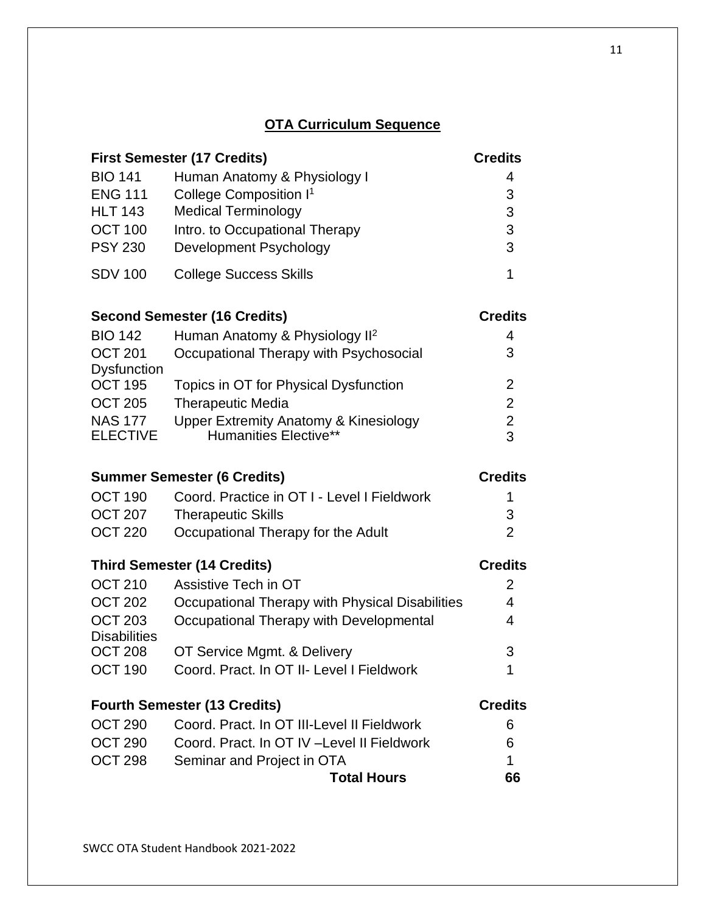## OTA Curriculum Sequence

| First Semester (17 Credits) | | Credits |
|---|---|---|
| BIO 141 | Human Anatomy & Physiology I | 4 |
| ENG 111 | College Composition I[1] | 3 |
| HLT 143 | Medical Terminology | 3 |
| OCT 100 | Intro. to Occupational Therapy | 3 |
| PSY 230 | Development Psychology | 3 |
| SDV 100 | College Success Skills | 1 |

| Second Semester (16 Credits) | | Credits |
|---|---|---|
| BIO 142 | Human Anatomy & Physiology II[2] | 4 |
| OCT 201 | Occupational Therapy with Psychosocial Dysfunction | 3 |
| OCT 195 | Topics in OT for Physical Dysfunction | 2 |
| OCT 205 | Therapeutic Media | 2 |
| NAS 177 | Upper Extremity Anatomy & Kinesiology | 2 |
| ELECTIVE | Humanities Elective** | 3 |

| Summer Semester (6 Credits) | | Credits |
|---|---|---|
| OCT 190 | Coord. Practice in OT I - Level I Fieldwork | 1 |
| OCT 207 | Therapeutic Skills | 3 |
| OCT 220 | Occupational Therapy for the Adult | 2 |

| Third Semester (14 Credits) | | Credits |
|---|---|---|
| OCT 210 | Assistive Tech in OT | 2 |
| OCT 202 | Occupational Therapy with Physical Disabilities | 4 |
| OCT 203 | Occupational Therapy with Developmental Disabilities | 4 |
| OCT 208 | OT Service Mgmt. & Delivery | 3 |
| OCT 190 | Coord. Pract. In OT II- Level I Fieldwork | 1 |

| Fourth Semester (13 Credits) | | Credits |
|---|---|---|
| OCT 290 | Coord. Pract. In OT III-Level II Fieldwork | 6 |
| OCT 290 | Coord. Pract. In OT IV –Level II Fieldwork | 6 |
| OCT 298 | Seminar and Project in OTA | 1 |
| | **Total Hours** | **66** |

SWCC OTA Student Handbook 2021-2022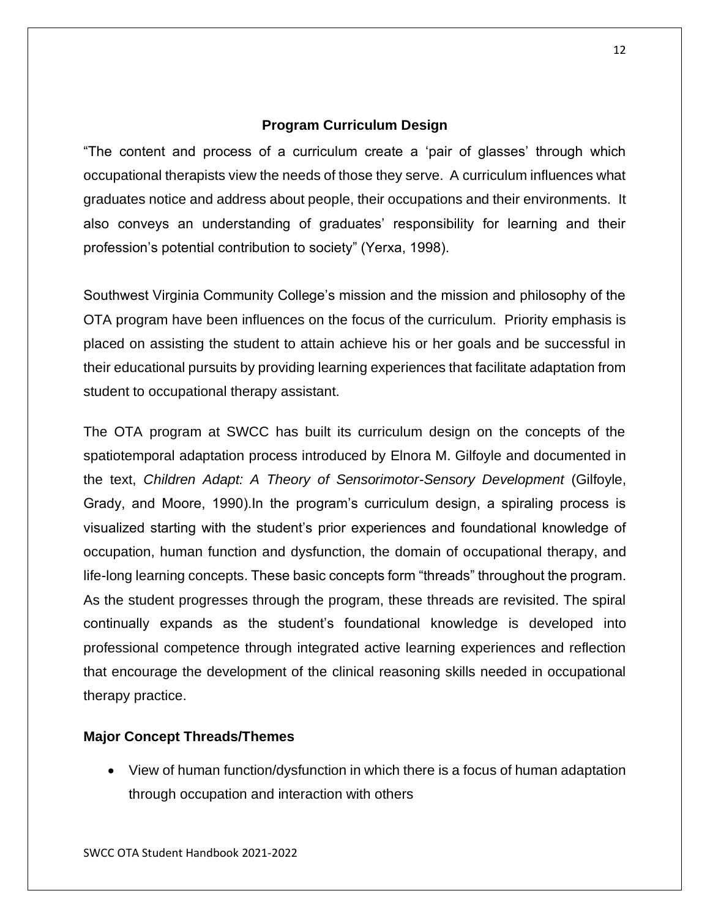## Program Curriculum Design

"The content and process of a curriculum create a 'pair of glasses' through which occupational therapists view the needs of those they serve. A curriculum influences what graduates notice and address about people, their occupations and their environments. It also conveys an understanding of graduates' responsibility for learning and their profession's potential contribution to society" (Yerxa, 1998).

Southwest Virginia Community College's mission and the mission and philosophy of the OTA program have been influences on the focus of the curriculum. Priority emphasis is placed on assisting the student to attain achieve his or her goals and be successful in their educational pursuits by providing learning experiences that facilitate adaptation from student to occupational therapy assistant.

The OTA program at SWCC has built its curriculum design on the concepts of the spatiotemporal adaptation process introduced by Elnora M. Gilfoyle and documented in the text, *Children Adapt: A Theory of Sensorimotor-Sensory Development* (Gilfoyle, Grady, and Moore, 1990).In the program's curriculum design, a spiraling process is visualized starting with the student's prior experiences and foundational knowledge of occupation, human function and dysfunction, the domain of occupational therapy, and life-long learning concepts. These basic concepts form "threads" throughout the program. As the student progresses through the program, these threads are revisited. The spiral continually expands as the student's foundational knowledge is developed into professional competence through integrated active learning experiences and reflection that encourage the development of the clinical reasoning skills needed in occupational therapy practice.

### Major Concept Threads/Themes

- View of human function/dysfunction in which there is a focus of human adaptation through occupation and interaction with others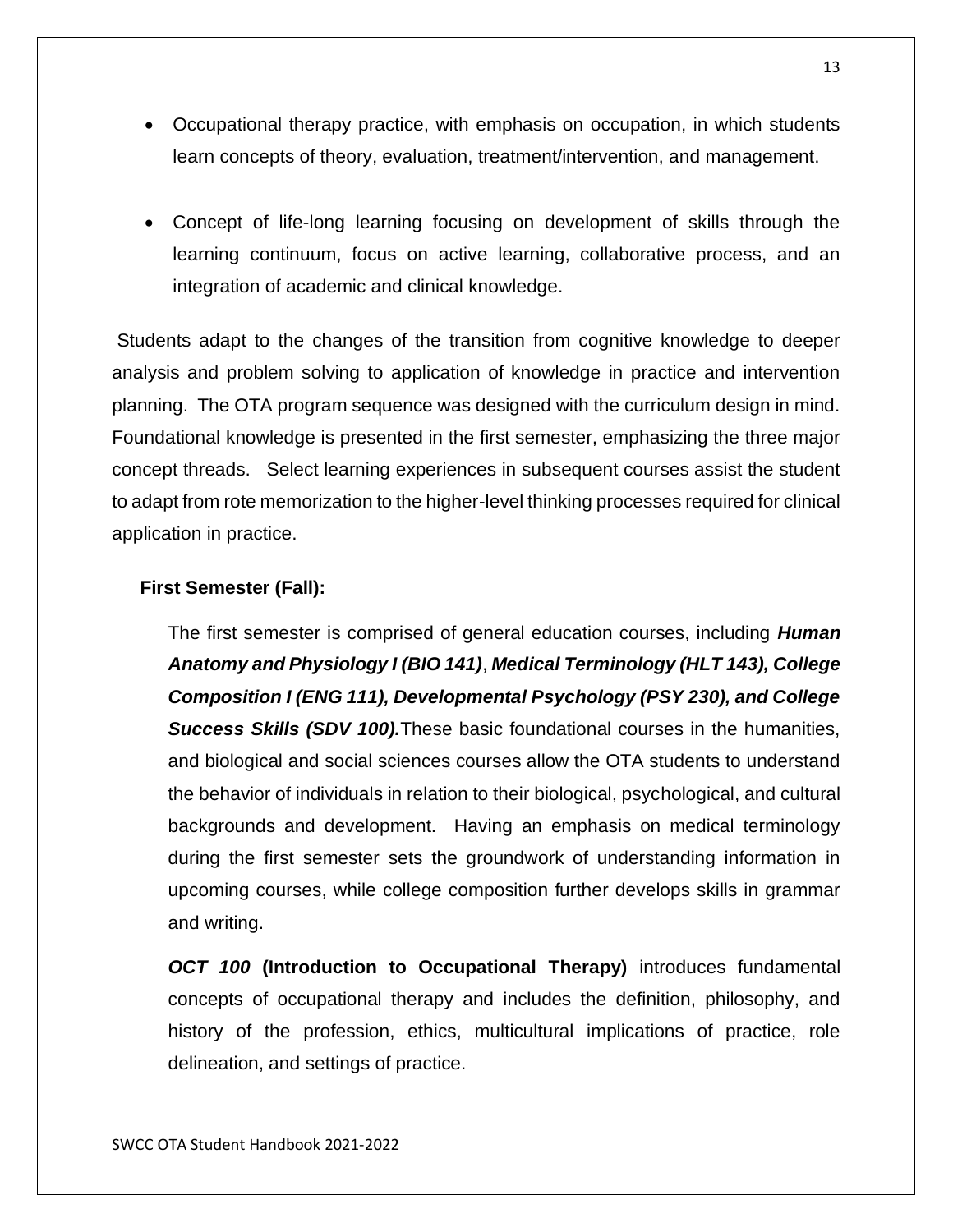- Occupational therapy practice, with emphasis on occupation, in which students learn concepts of theory, evaluation, treatment/intervention, and management.

- Concept of life-long learning focusing on development of skills through the learning continuum, focus on active learning, collaborative process, and an integration of academic and clinical knowledge.

Students adapt to the changes of the transition from cognitive knowledge to deeper analysis and problem solving to application of knowledge in practice and intervention planning. The OTA program sequence was designed with the curriculum design in mind. Foundational knowledge is presented in the first semester, emphasizing the three major concept threads. Select learning experiences in subsequent courses assist the student to adapt from rote memorization to the higher-level thinking processes required for clinical application in practice.

**First Semester (Fall):**

The first semester is comprised of general education courses, including ***Human Anatomy and Physiology I (BIO 141)***, ***Medical Terminology (HLT 143), College Composition I (ENG 111), Developmental Psychology (PSY 230), and College Success Skills (SDV 100).*** These basic foundational courses in the humanities, and biological and social sciences courses allow the OTA students to understand the behavior of individuals in relation to their biological, psychological, and cultural backgrounds and development. Having an emphasis on medical terminology during the first semester sets the groundwork of understanding information in upcoming courses, while college composition further develops skills in grammar and writing.

***OCT 100*** **(Introduction to Occupational Therapy)** introduces fundamental concepts of occupational therapy and includes the definition, philosophy, and history of the profession, ethics, multicultural implications of practice, role delineation, and settings of practice.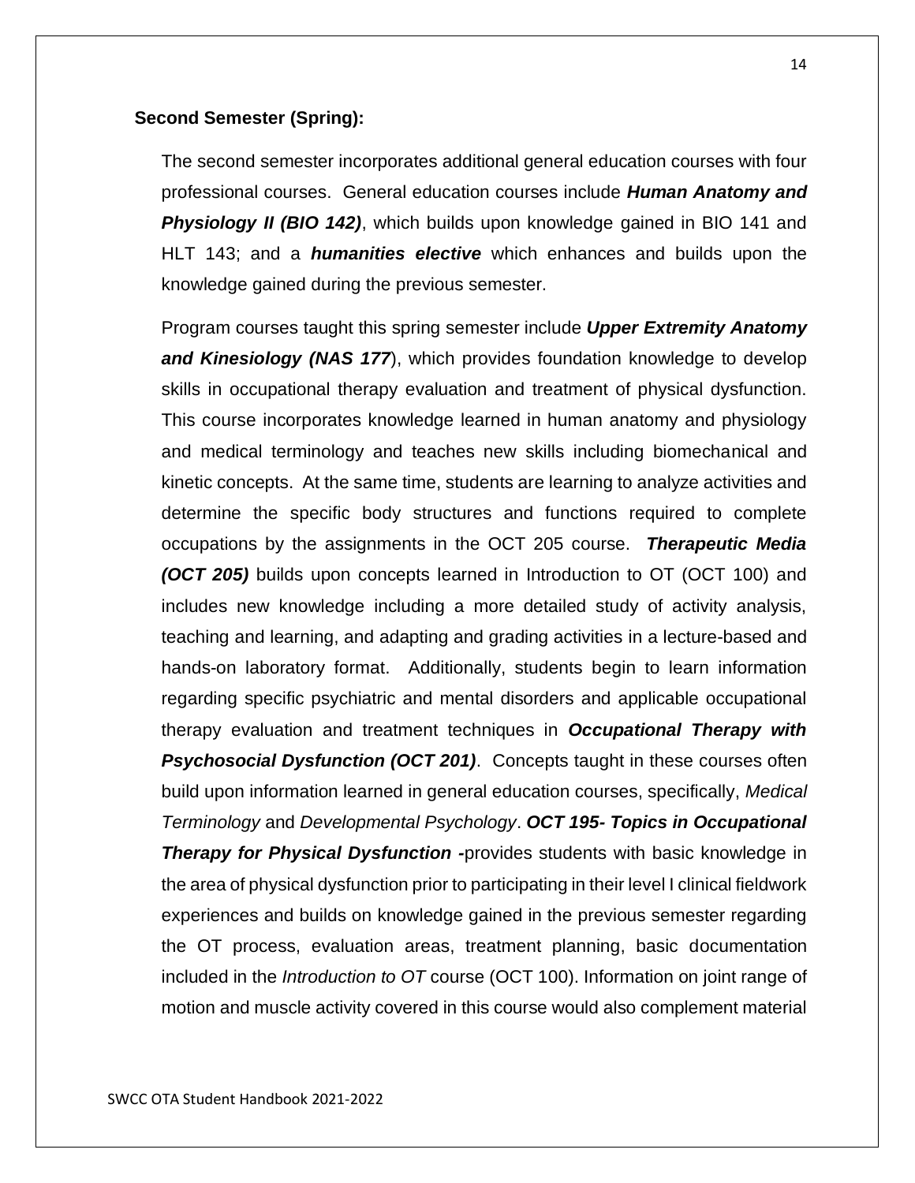**Second Semester (Spring):**

The second semester incorporates additional general education courses with four professional courses. General education courses include ***Human Anatomy and Physiology II (BIO 142)***, which builds upon knowledge gained in BIO 141 and HLT 143; and a ***humanities elective*** which enhances and builds upon the knowledge gained during the previous semester.

Program courses taught this spring semester include ***Upper Extremity Anatomy and Kinesiology (NAS 177***), which provides foundation knowledge to develop skills in occupational therapy evaluation and treatment of physical dysfunction. This course incorporates knowledge learned in human anatomy and physiology and medical terminology and teaches new skills including biomechanical and kinetic concepts. At the same time, students are learning to analyze activities and determine the specific body structures and functions required to complete occupations by the assignments in the OCT 205 course. ***Therapeutic Media (OCT 205)*** builds upon concepts learned in Introduction to OT (OCT 100) and includes new knowledge including a more detailed study of activity analysis, teaching and learning, and adapting and grading activities in a lecture-based and hands-on laboratory format. Additionally, students begin to learn information regarding specific psychiatric and mental disorders and applicable occupational therapy evaluation and treatment techniques in ***Occupational Therapy with Psychosocial Dysfunction (OCT 201)***. Concepts taught in these courses often build upon information learned in general education courses, specifically, *Medical Terminology* and *Developmental Psychology*. ***OCT 195- Topics in Occupational Therapy for Physical Dysfunction -***provides students with basic knowledge in the area of physical dysfunction prior to participating in their level I clinical fieldwork experiences and builds on knowledge gained in the previous semester regarding the OT process, evaluation areas, treatment planning, basic documentation included in the *Introduction to OT* course (OCT 100). Information on joint range of motion and muscle activity covered in this course would also complement material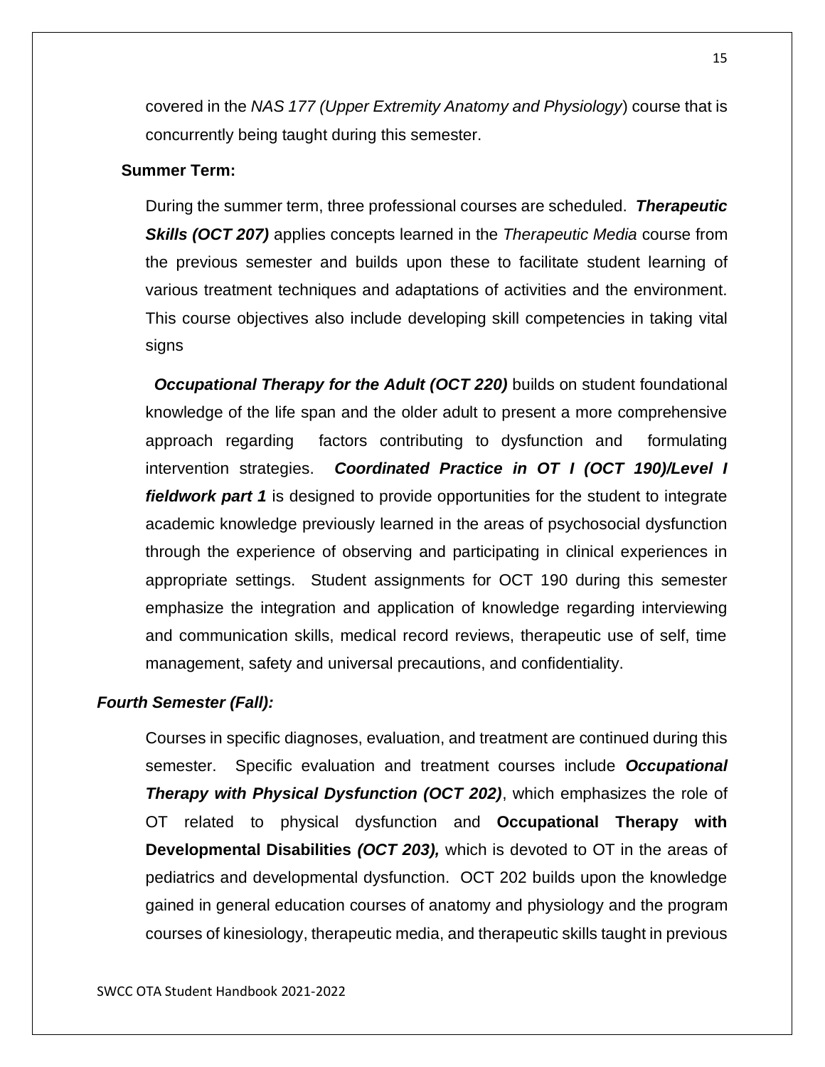covered in the *NAS 177 (Upper Extremity Anatomy and Physiology*) course that is concurrently being taught during this semester.

**Summer Term:**

During the summer term, three professional courses are scheduled. ***Therapeutic Skills (OCT 207)*** applies concepts learned in the *Therapeutic Media* course from the previous semester and builds upon these to facilitate student learning of various treatment techniques and adaptations of activities and the environment. This course objectives also include developing skill competencies in taking vital signs

***Occupational Therapy for the Adult (OCT 220)*** builds on student foundational knowledge of the life span and the older adult to present a more comprehensive approach regarding factors contributing to dysfunction and formulating intervention strategies. ***Coordinated Practice in OT I (OCT 190)/Level I fieldwork part 1*** is designed to provide opportunities for the student to integrate academic knowledge previously learned in the areas of psychosocial dysfunction through the experience of observing and participating in clinical experiences in appropriate settings. Student assignments for OCT 190 during this semester emphasize the integration and application of knowledge regarding interviewing and communication skills, medical record reviews, therapeutic use of self, time management, safety and universal precautions, and confidentiality.

***Fourth Semester (Fall):***

Courses in specific diagnoses, evaluation, and treatment are continued during this semester. Specific evaluation and treatment courses include ***Occupational Therapy with Physical Dysfunction (OCT 202)***, which emphasizes the role of OT related to physical dysfunction and **Occupational Therapy with Developmental Disabilities *(OCT 203),*** which is devoted to OT in the areas of pediatrics and developmental dysfunction. OCT 202 builds upon the knowledge gained in general education courses of anatomy and physiology and the program courses of kinesiology, therapeutic media, and therapeutic skills taught in previous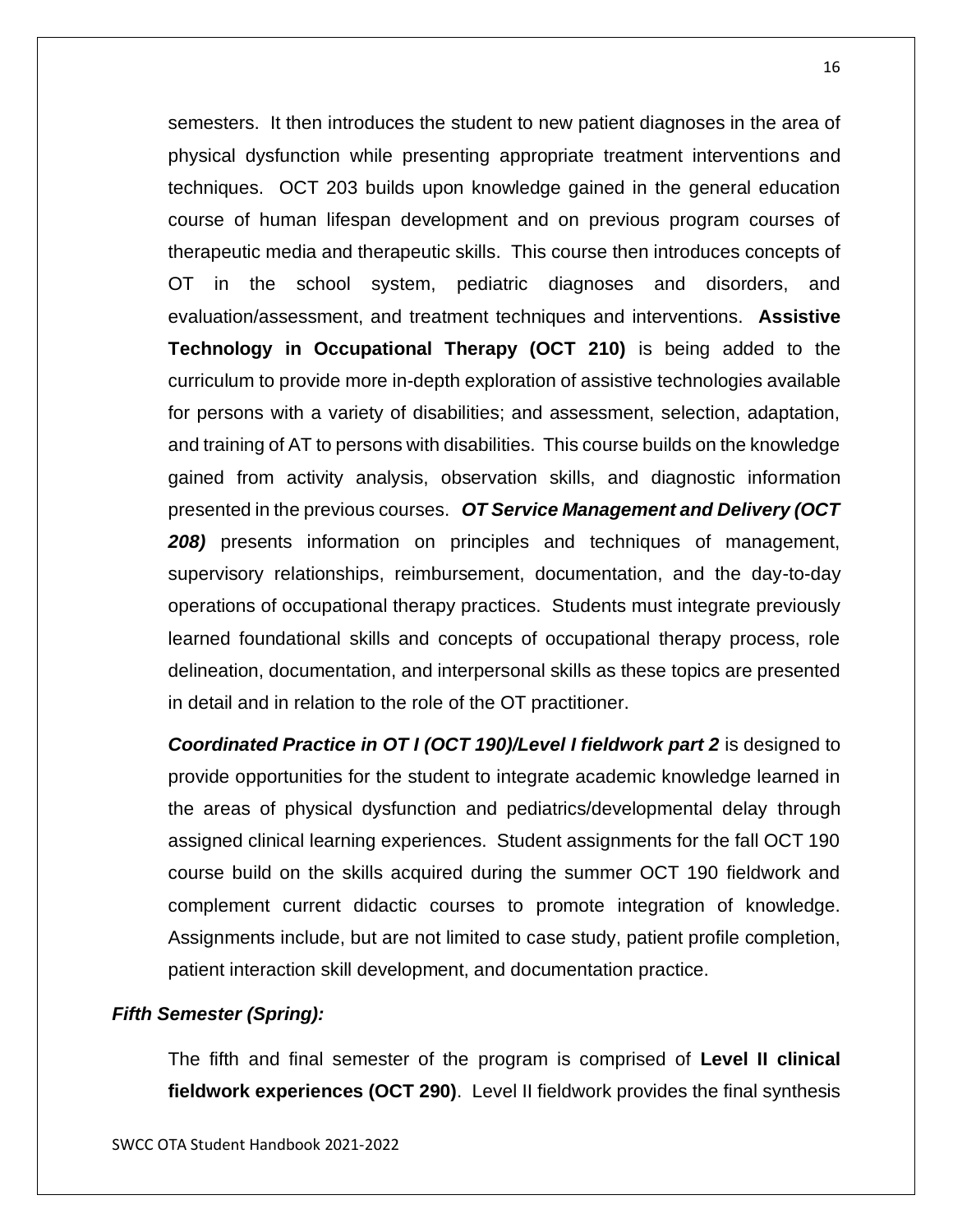semesters. It then introduces the student to new patient diagnoses in the area of physical dysfunction while presenting appropriate treatment interventions and techniques. OCT 203 builds upon knowledge gained in the general education course of human lifespan development and on previous program courses of therapeutic media and therapeutic skills. This course then introduces concepts of OT in the school system, pediatric diagnoses and disorders, and evaluation/assessment, and treatment techniques and interventions. **Assistive Technology in Occupational Therapy (OCT 210)** is being added to the curriculum to provide more in-depth exploration of assistive technologies available for persons with a variety of disabilities; and assessment, selection, adaptation, and training of AT to persons with disabilities. This course builds on the knowledge gained from activity analysis, observation skills, and diagnostic information presented in the previous courses. ***OT Service Management and Delivery (OCT 208)*** presents information on principles and techniques of management, supervisory relationships, reimbursement, documentation, and the day-to-day operations of occupational therapy practices. Students must integrate previously learned foundational skills and concepts of occupational therapy process, role delineation, documentation, and interpersonal skills as these topics are presented in detail and in relation to the role of the OT practitioner.

***Coordinated Practice in OT I (OCT 190)/Level I fieldwork part 2*** is designed to provide opportunities for the student to integrate academic knowledge learned in the areas of physical dysfunction and pediatrics/developmental delay through assigned clinical learning experiences. Student assignments for the fall OCT 190 course build on the skills acquired during the summer OCT 190 fieldwork and complement current didactic courses to promote integration of knowledge. Assignments include, but are not limited to case study, patient profile completion, patient interaction skill development, and documentation practice.

***Fifth Semester (Spring):***

The fifth and final semester of the program is comprised of **Level II clinical fieldwork experiences (OCT 290)**. Level II fieldwork provides the final synthesis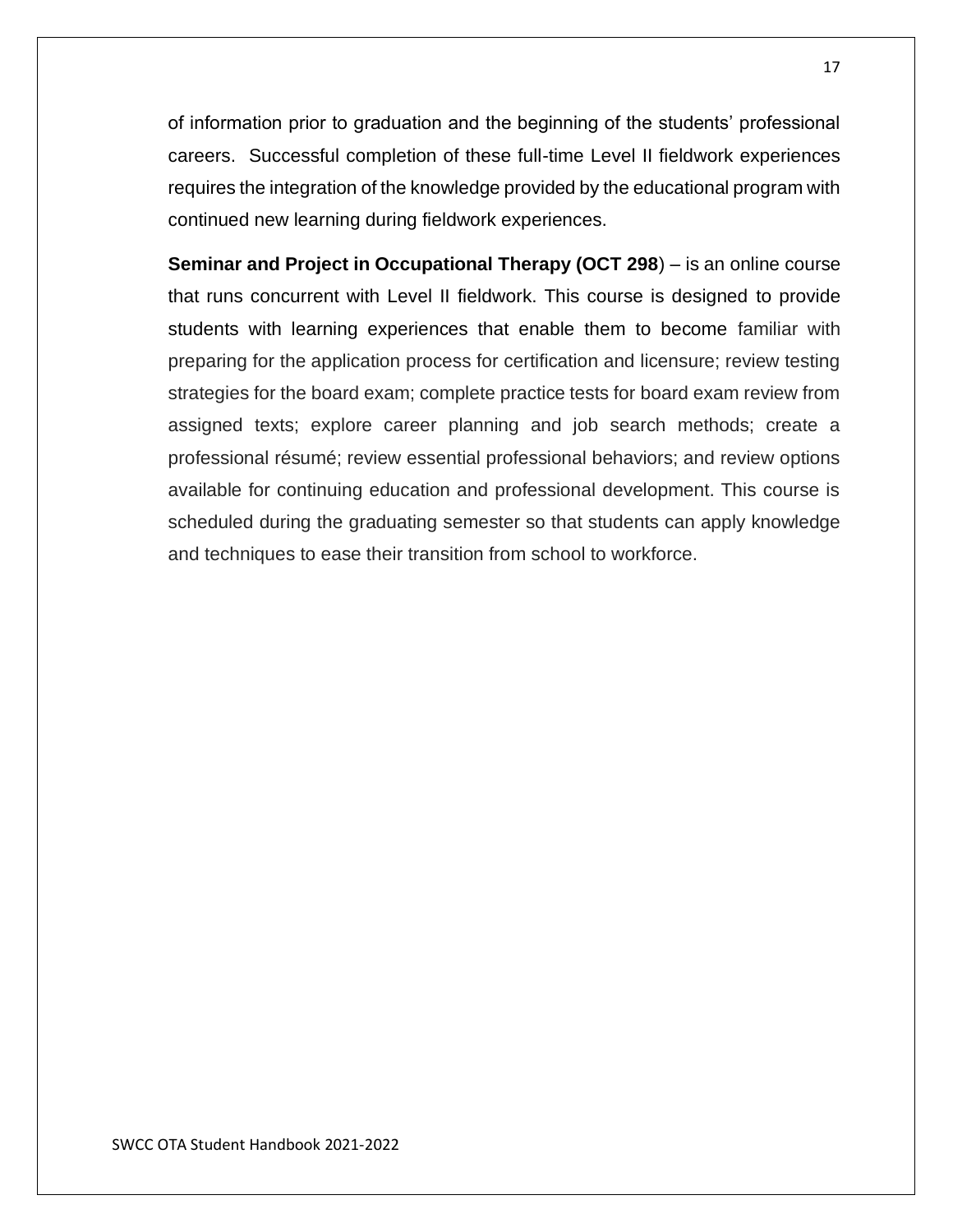of information prior to graduation and the beginning of the students' professional careers. Successful completion of these full-time Level II fieldwork experiences requires the integration of the knowledge provided by the educational program with continued new learning during fieldwork experiences.

**Seminar and Project in Occupational Therapy (OCT 298**) – is an online course that runs concurrent with Level II fieldwork. This course is designed to provide students with learning experiences that enable them to become familiar with preparing for the application process for certification and licensure; review testing strategies for the board exam; complete practice tests for board exam review from assigned texts; explore career planning and job search methods; create a professional résumé; review essential professional behaviors; and review options available for continuing education and professional development. This course is scheduled during the graduating semester so that students can apply knowledge and techniques to ease their transition from school to workforce.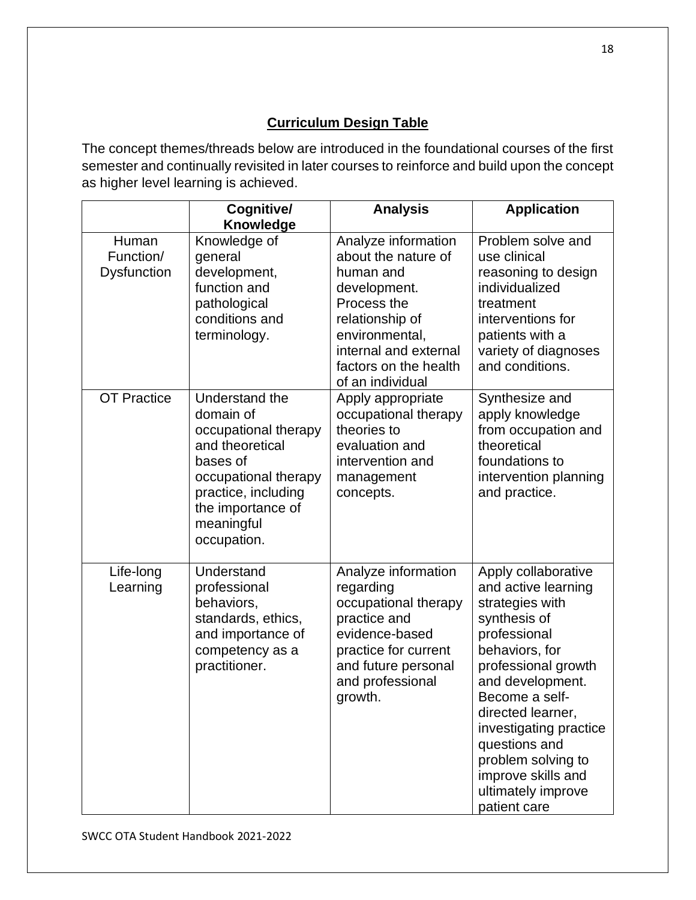## Curriculum Design Table

The concept themes/threads below are introduced in the foundational courses of the first semester and continually revisited in later courses to reinforce and build upon the concept as higher level learning is achieved.

| | Cognitive/ Knowledge | Analysis | Application |
|---|---|---|---|
| Human Function/ Dysfunction | Knowledge of general development, function and pathological conditions and terminology. | Analyze information about the nature of human and development. Process the relationship of environmental, internal and external factors on the health of an individual | Problem solve and use clinical reasoning to design individualized treatment interventions for patients with a variety of diagnoses and conditions. |
| OT Practice | Understand the domain of occupational therapy and theoretical bases of occupational therapy practice, including the importance of meaningful occupation. | Apply appropriate occupational therapy theories to evaluation and intervention and management concepts. | Synthesize and apply knowledge from occupation and theoretical foundations to intervention planning and practice. |
| Life-long Learning | Understand professional behaviors, standards, ethics, and importance of competency as a practitioner. | Analyze information regarding occupational therapy practice and evidence-based practice for current and future personal and professional growth. | Apply collaborative and active learning strategies with synthesis of professional behaviors, for professional growth and development. Become a self-directed learner, investigating practice questions and problem solving to improve skills and ultimately improve patient care |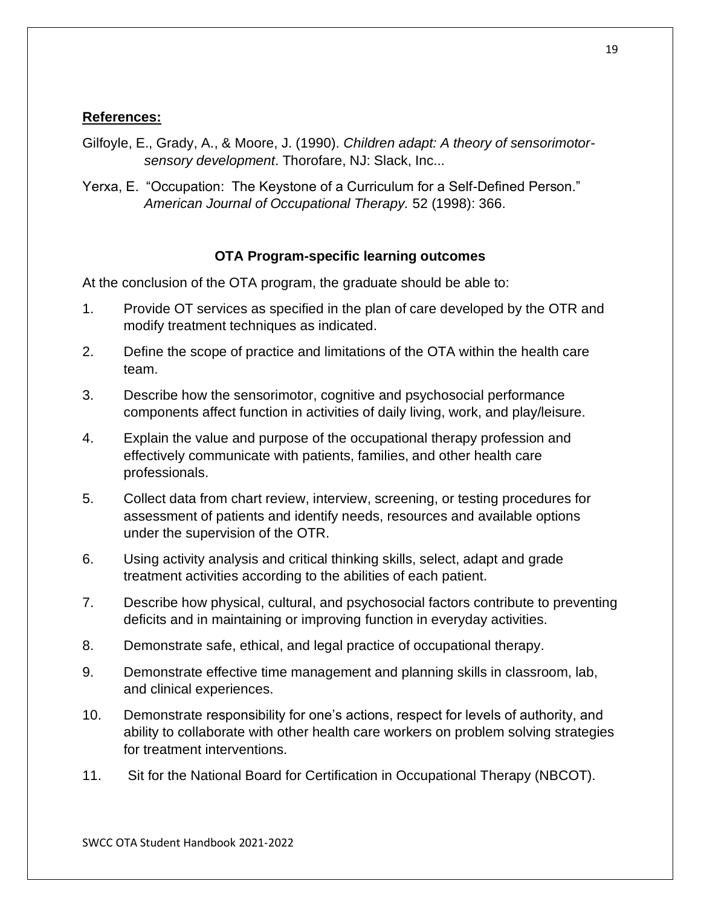**References:**

Gilfoyle, E., Grady, A., & Moore, J. (1990). *Children adapt: A theory of sensorimotor-sensory development*. Thorofare, NJ: Slack, Inc...

Yerxa, E. "Occupation: The Keystone of a Curriculum for a Self-Defined Person." *American Journal of Occupational Therapy.* 52 (1998): 366.

**OTA Program-specific learning outcomes**

At the conclusion of the OTA program, the graduate should be able to:

1. Provide OT services as specified in the plan of care developed by the OTR and modify treatment techniques as indicated.
2. Define the scope of practice and limitations of the OTA within the health care team.
3. Describe how the sensorimotor, cognitive and psychosocial performance components affect function in activities of daily living, work, and play/leisure.
4. Explain the value and purpose of the occupational therapy profession and effectively communicate with patients, families, and other health care professionals.
5. Collect data from chart review, interview, screening, or testing procedures for assessment of patients and identify needs, resources and available options under the supervision of the OTR.
6. Using activity analysis and critical thinking skills, select, adapt and grade treatment activities according to the abilities of each patient.
7. Describe how physical, cultural, and psychosocial factors contribute to preventing deficits and in maintaining or improving function in everyday activities.
8. Demonstrate safe, ethical, and legal practice of occupational therapy.
9. Demonstrate effective time management and planning skills in classroom, lab, and clinical experiences.
10. Demonstrate responsibility for one's actions, respect for levels of authority, and ability to collaborate with other health care workers on problem solving strategies for treatment interventions.
11. Sit for the National Board for Certification in Occupational Therapy (NBCOT).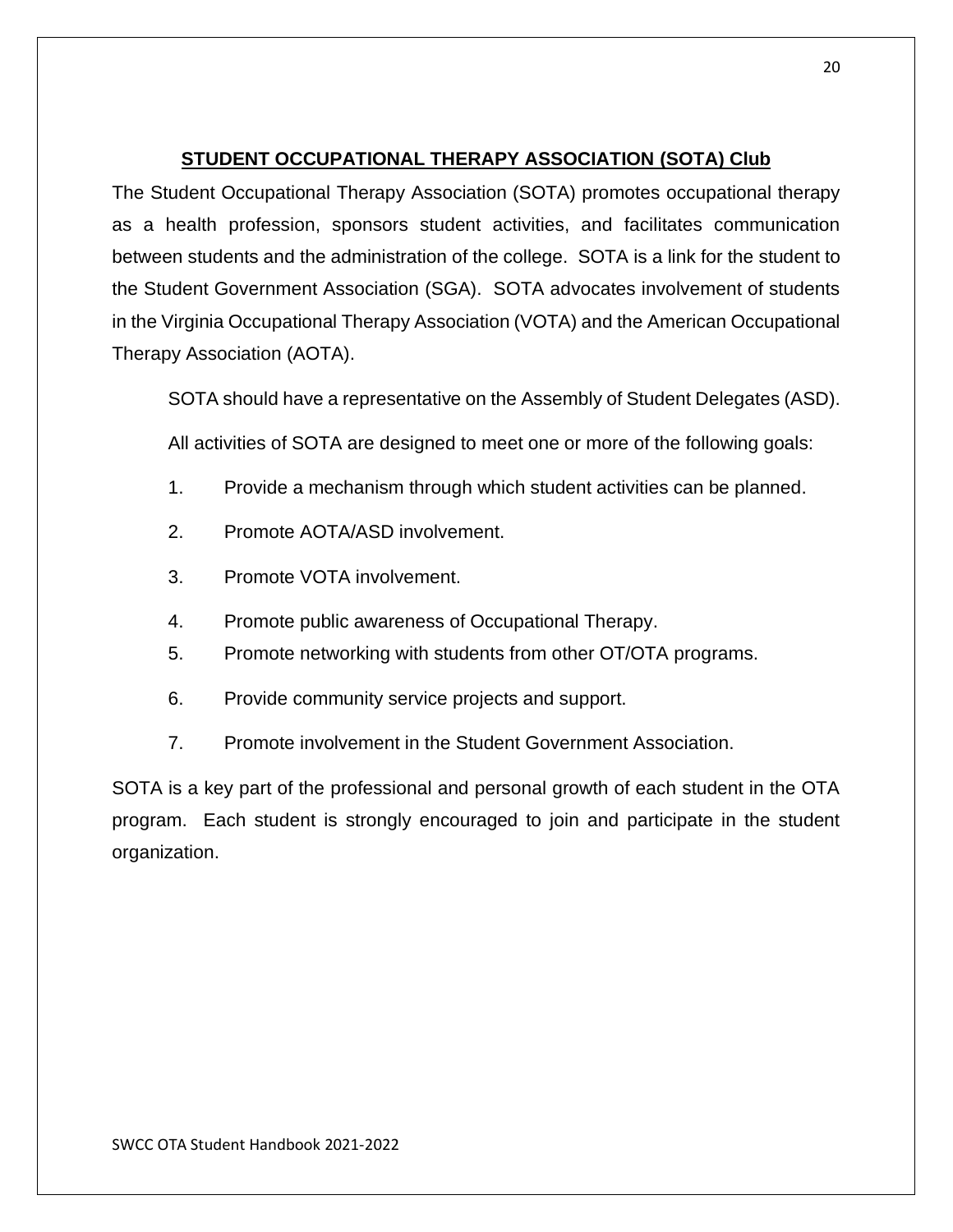## STUDENT OCCUPATIONAL THERAPY ASSOCIATION (SOTA) Club

The Student Occupational Therapy Association (SOTA) promotes occupational therapy as a health profession, sponsors student activities, and facilitates communication between students and the administration of the college. SOTA is a link for the student to the Student Government Association (SGA). SOTA advocates involvement of students in the Virginia Occupational Therapy Association (VOTA) and the American Occupational Therapy Association (AOTA).

SOTA should have a representative on the Assembly of Student Delegates (ASD).

All activities of SOTA are designed to meet one or more of the following goals:

1. Provide a mechanism through which student activities can be planned.
2. Promote AOTA/ASD involvement.
3. Promote VOTA involvement.
4. Promote public awareness of Occupational Therapy.
5. Promote networking with students from other OT/OTA programs.
6. Provide community service projects and support.
7. Promote involvement in the Student Government Association.

SOTA is a key part of the professional and personal growth of each student in the OTA program. Each student is strongly encouraged to join and participate in the student organization.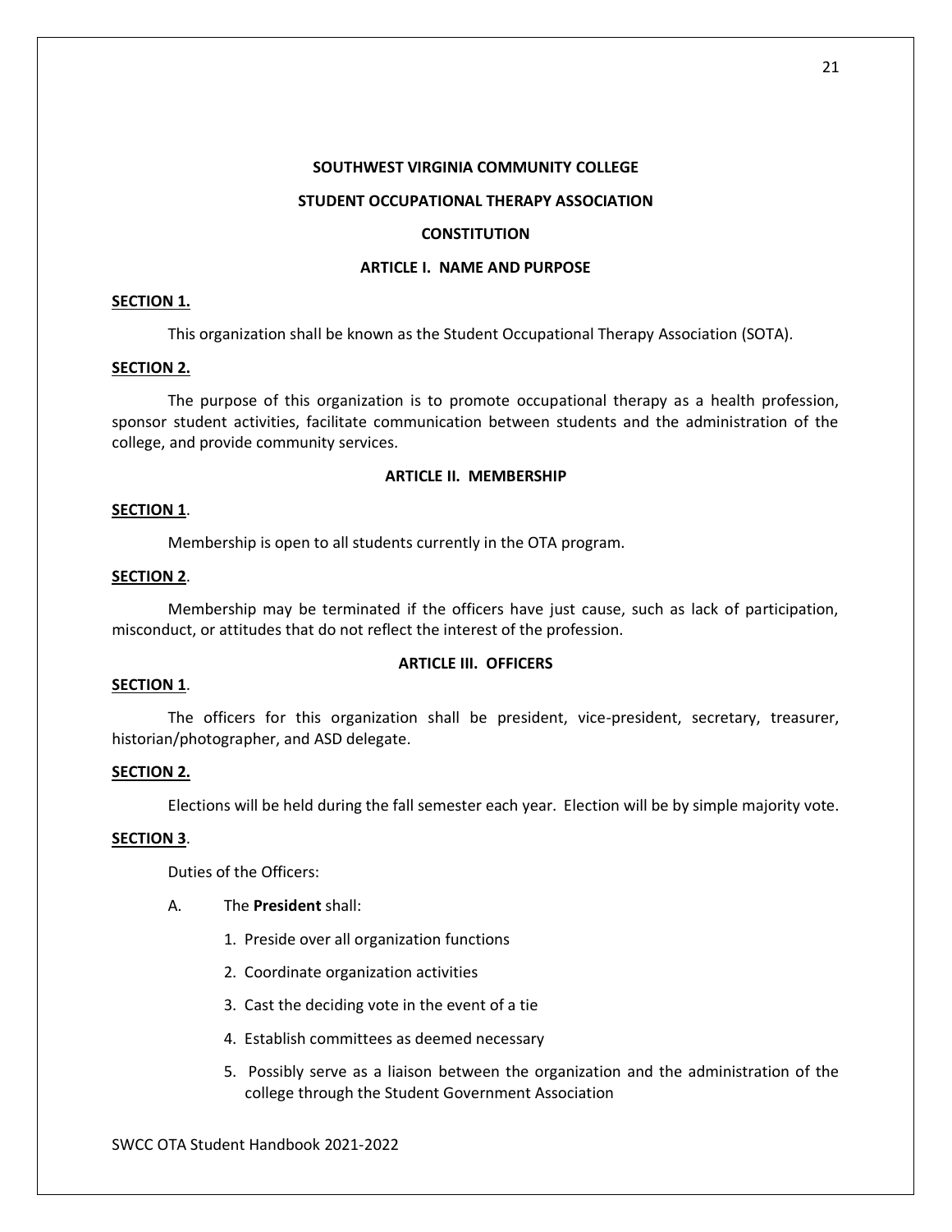# SOUTHWEST VIRGINIA COMMUNITY COLLEGE

# STUDENT OCCUPATIONAL THERAPY ASSOCIATION

# CONSTITUTION

## ARTICLE I. NAME AND PURPOSE

**SECTION 1.**

This organization shall be known as the Student Occupational Therapy Association (SOTA).

**SECTION 2.**

The purpose of this organization is to promote occupational therapy as a health profession, sponsor student activities, facilitate communication between students and the administration of the college, and provide community services.

## ARTICLE II. MEMBERSHIP

**SECTION 1**.

Membership is open to all students currently in the OTA program.

**SECTION 2**.

Membership may be terminated if the officers have just cause, such as lack of participation, misconduct, or attitudes that do not reflect the interest of the profession.

## ARTICLE III. OFFICERS

**SECTION 1**.

The officers for this organization shall be president, vice-president, secretary, treasurer, historian/photographer, and ASD delegate.

**SECTION 2.**

Elections will be held during the fall semester each year. Election will be by simple majority vote.

**SECTION 3**.

Duties of the Officers:

A. The **President** shall:

1. Preside over all organization functions
2. Coordinate organization activities
3. Cast the deciding vote in the event of a tie
4. Establish committees as deemed necessary
5. Possibly serve as a liaison between the organization and the administration of the college through the Student Government Association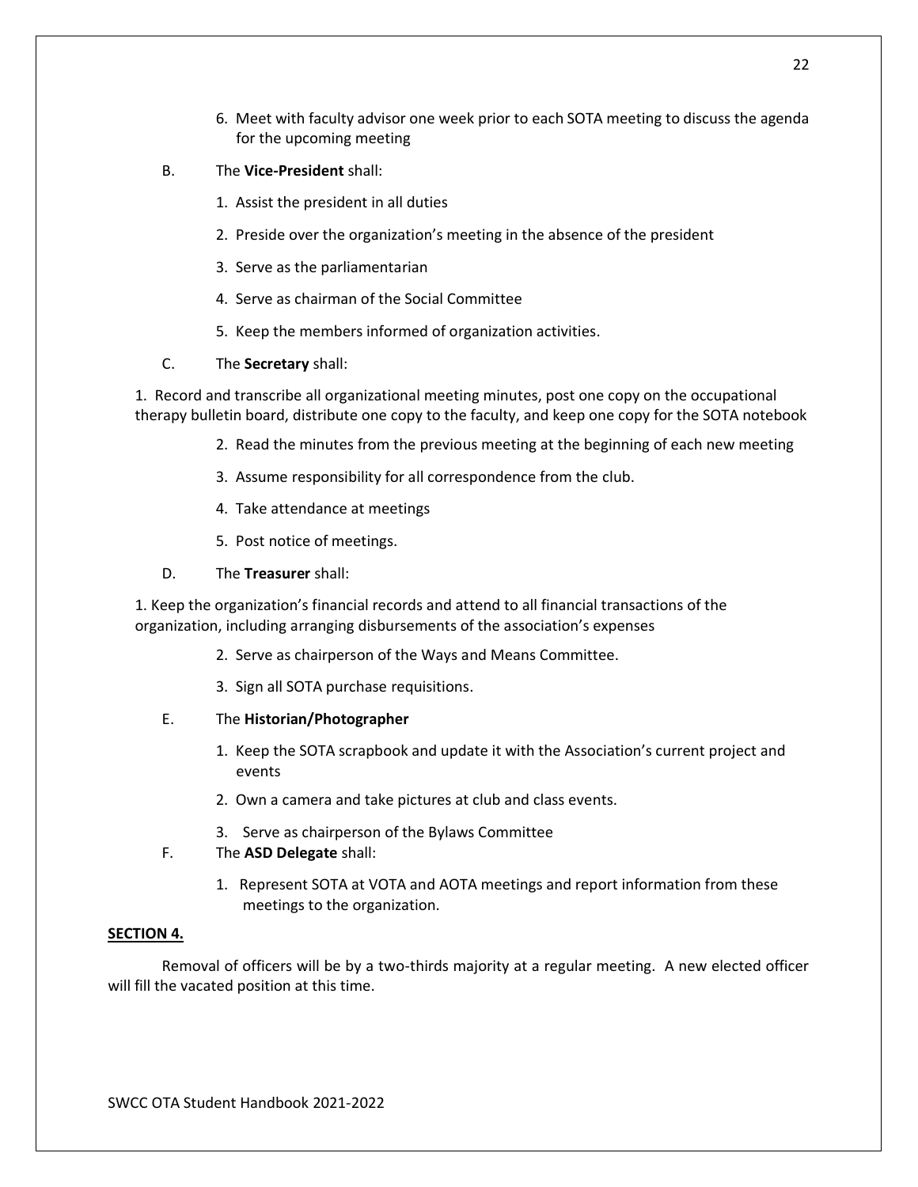6. Meet with faculty advisor one week prior to each SOTA meeting to discuss the agenda for the upcoming meeting

B. The **Vice-President** shall:

1. Assist the president in all duties
2. Preside over the organization's meeting in the absence of the president
3. Serve as the parliamentarian
4. Serve as chairman of the Social Committee
5. Keep the members informed of organization activities.

C. The **Secretary** shall:

1. Record and transcribe all organizational meeting minutes, post one copy on the occupational therapy bulletin board, distribute one copy to the faculty, and keep one copy for the SOTA notebook
2. Read the minutes from the previous meeting at the beginning of each new meeting
3. Assume responsibility for all correspondence from the club.
4. Take attendance at meetings
5. Post notice of meetings.

D. The **Treasurer** shall:

1. Keep the organization's financial records and attend to all financial transactions of the organization, including arranging disbursements of the association's expenses
2. Serve as chairperson of the Ways and Means Committee.
3. Sign all SOTA purchase requisitions.

E. The **Historian/Photographer**

1. Keep the SOTA scrapbook and update it with the Association's current project and events
2. Own a camera and take pictures at club and class events.
3. Serve as chairperson of the Bylaws Committee

F. The **ASD Delegate** shall:

1. Represent SOTA at VOTA and AOTA meetings and report information from these meetings to the organization.

**SECTION 4.**

Removal of officers will be by a two-thirds majority at a regular meeting. A new elected officer will fill the vacated position at this time.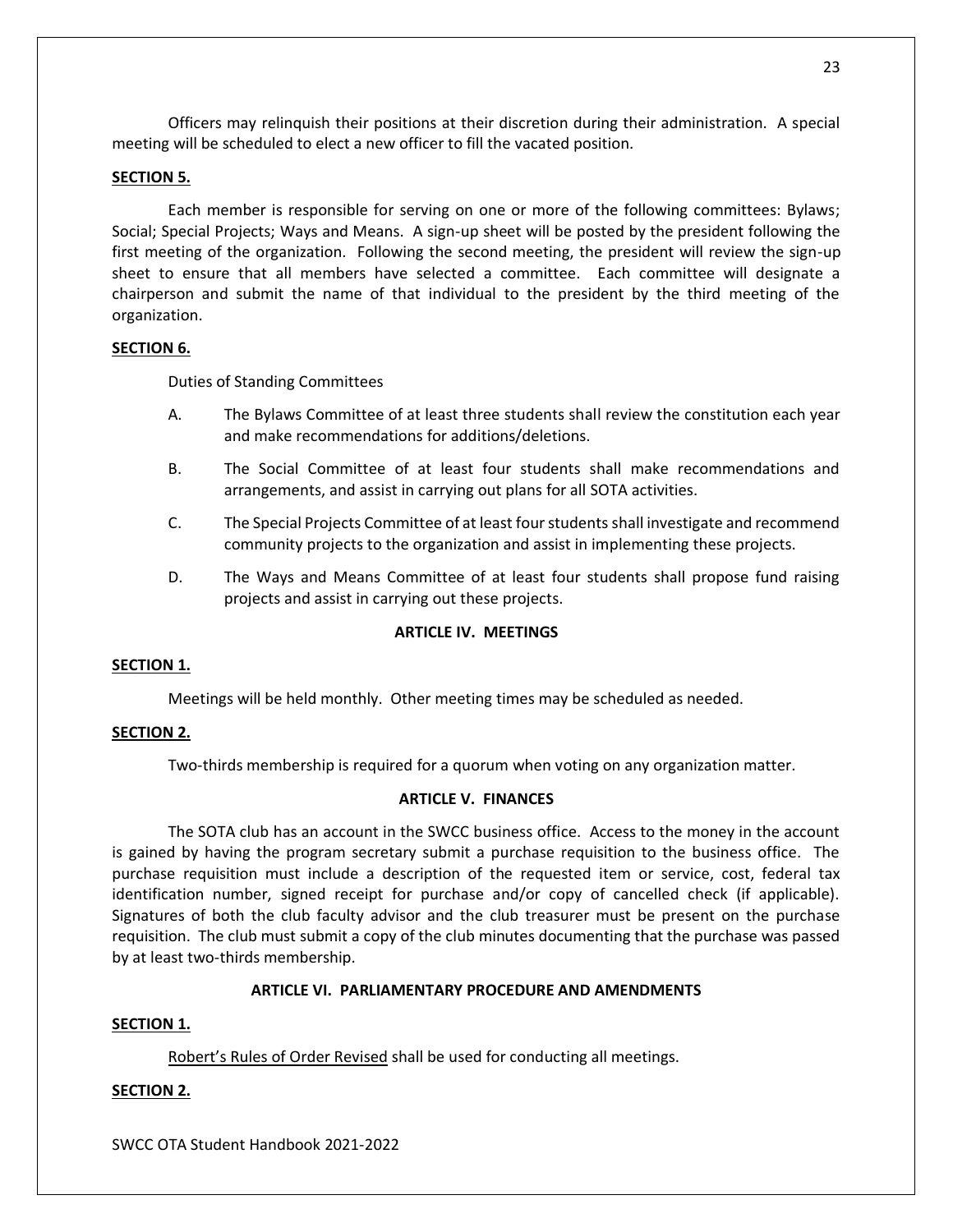Officers may relinquish their positions at their discretion during their administration. A special meeting will be scheduled to elect a new officer to fill the vacated position.

**SECTION 5.**

Each member is responsible for serving on one or more of the following committees: Bylaws; Social; Special Projects; Ways and Means. A sign-up sheet will be posted by the president following the first meeting of the organization. Following the second meeting, the president will review the sign-up sheet to ensure that all members have selected a committee. Each committee will designate a chairperson and submit the name of that individual to the president by the third meeting of the organization.

**SECTION 6.**

Duties of Standing Committees

A. The Bylaws Committee of at least three students shall review the constitution each year and make recommendations for additions/deletions.

B. The Social Committee of at least four students shall make recommendations and arrangements, and assist in carrying out plans for all SOTA activities.

C. The Special Projects Committee of at least four students shall investigate and recommend community projects to the organization and assist in implementing these projects.

D. The Ways and Means Committee of at least four students shall propose fund raising projects and assist in carrying out these projects.

## ARTICLE IV. MEETINGS

**SECTION 1.**

Meetings will be held monthly. Other meeting times may be scheduled as needed.

**SECTION 2.**

Two-thirds membership is required for a quorum when voting on any organization matter.

## ARTICLE V. FINANCES

The SOTA club has an account in the SWCC business office. Access to the money in the account is gained by having the program secretary submit a purchase requisition to the business office. The purchase requisition must include a description of the requested item or service, cost, federal tax identification number, signed receipt for purchase and/or copy of cancelled check (if applicable). Signatures of both the club faculty advisor and the club treasurer must be present on the purchase requisition. The club must submit a copy of the club minutes documenting that the purchase was passed by at least two-thirds membership.

## ARTICLE VI. PARLIAMENTARY PROCEDURE AND AMENDMENTS

**SECTION 1.**

Robert's Rules of Order Revised shall be used for conducting all meetings.

**SECTION 2.**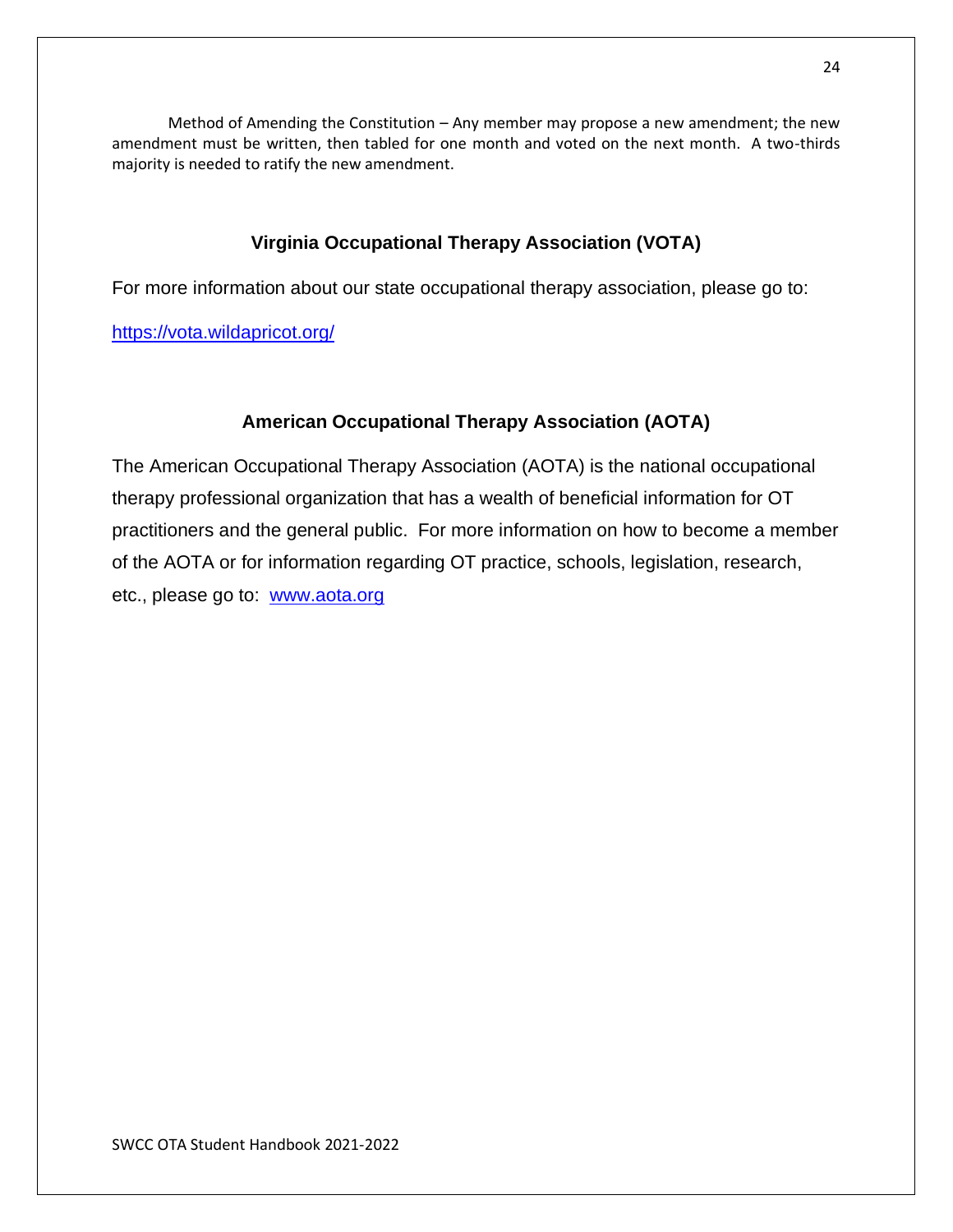Method of Amending the Constitution – Any member may propose a new amendment; the new amendment must be written, then tabled for one month and voted on the next month. A two-thirds majority is needed to ratify the new amendment.

## Virginia Occupational Therapy Association (VOTA)

For more information about our state occupational therapy association, please go to:

https://vota.wildapricot.org/

## American Occupational Therapy Association (AOTA)

The American Occupational Therapy Association (AOTA) is the national occupational therapy professional organization that has a wealth of beneficial information for OT practitioners and the general public. For more information on how to become a member of the AOTA or for information regarding OT practice, schools, legislation, research, etc., please go to: www.aota.org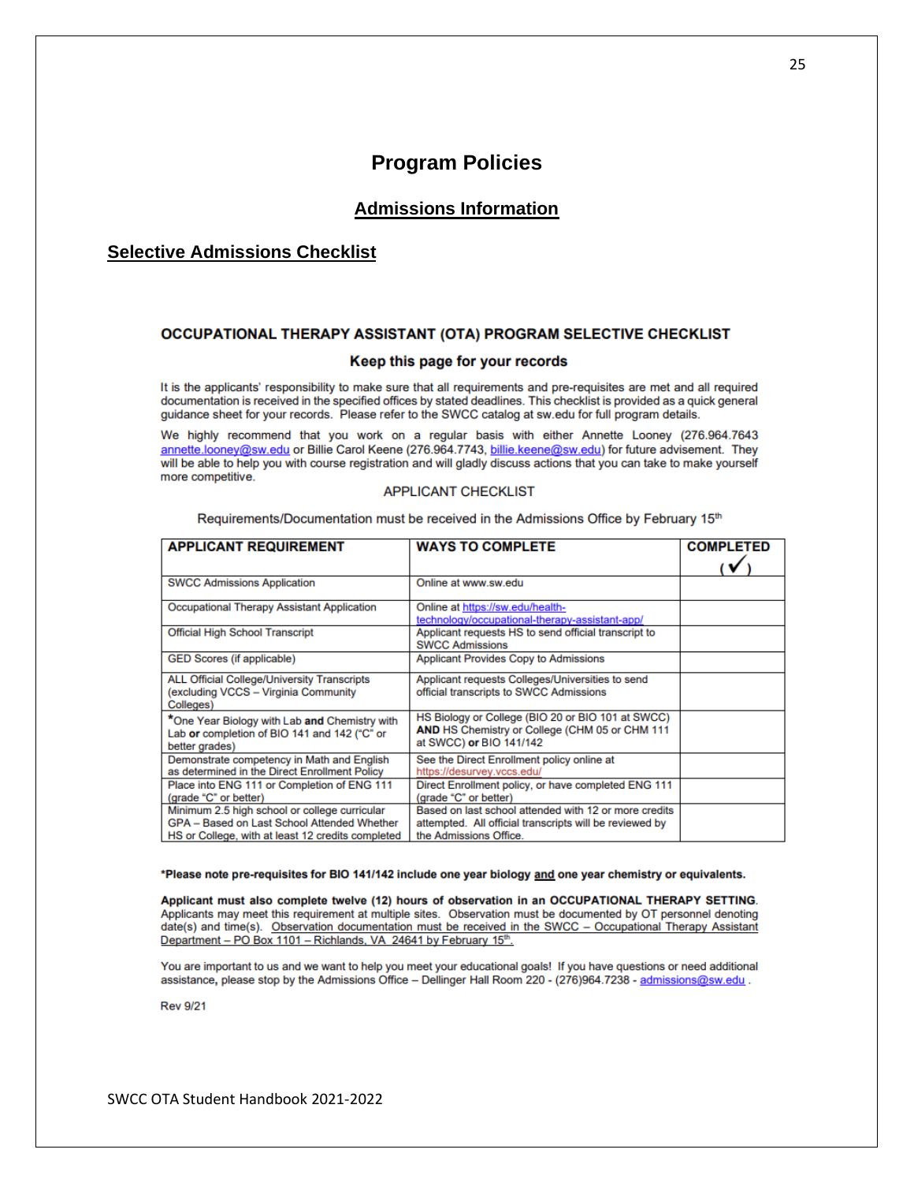# Program Policies

## Admissions Information

### Selective Admissions Checklist

**OCCUPATIONAL THERAPY ASSISTANT (OTA) PROGRAM SELECTIVE CHECKLIST**

**Keep this page for your records**

It is the applicants' responsibility to make sure that all requirements and pre-requisites are met and all required documentation is received in the specified offices by stated deadlines. This checklist is provided as a quick general guidance sheet for your records. Please refer to the SWCC catalog at sw.edu for full program details.

We highly recommend that you work on a regular basis with either Annette Looney (276.964.7643 annette.looney@sw.edu or Billie Carol Keene (276.964.7743, billie.keene@sw.edu) for future advisement. They will be able to help you with course registration and will gladly discuss actions that you can take to make yourself more competitive.

APPLICANT CHECKLIST

Requirements/Documentation must be received in the Admissions Office by February 15th

| APPLICANT REQUIREMENT | WAYS TO COMPLETE | COMPLETED (✓) |
|---|---|---|
| SWCC Admissions Application | Online at www.sw.edu | |
| Occupational Therapy Assistant Application | Online at https://sw.edu/health-technology/occupational-therapy-assistant-app/ | |
| Official High School Transcript | Applicant requests HS to send official transcript to SWCC Admissions | |
| GED Scores (if applicable) | Applicant Provides Copy to Admissions | |
| ALL Official College/University Transcripts (excluding VCCS – Virginia Community Colleges) | Applicant requests Colleges/Universities to send official transcripts to SWCC Admissions | |
| *One Year Biology with Lab **and** Chemistry with Lab **or** completion of BIO 141 and 142 ("C" or better grades) | HS Biology or College (BIO 20 or BIO 101 at SWCC) **AND** HS Chemistry or College (CHM 05 or CHM 111 at SWCC) **or** BIO 141/142 | |
| Demonstrate competency in Math and English as determined in the Direct Enrollment Policy | See the Direct Enrollment policy online at https://desurvey.vccs.edu/ | |
| Place into ENG 111 or Completion of ENG 111 (grade "C" or better) | Direct Enrollment policy, or have completed ENG 111 (grade "C" or better) | |
| Minimum 2.5 high school or college curricular GPA – Based on Last School Attended Whether HS or College, with at least 12 credits completed | Based on last school attended with 12 or more credits attempted. All official transcripts will be reviewed by the Admissions Office. | |

**\*Please note pre-requisites for BIO 141/142 include one year biology and one year chemistry or equivalents.**

**Applicant must also complete twelve (12) hours of observation in an OCCUPATIONAL THERAPY SETTING.** Applicants may meet this requirement at multiple sites. Observation must be documented by OT personnel denoting date(s) and time(s). Observation documentation must be received in the SWCC – Occupational Therapy Assistant Department – PO Box 1101 – Richlands, VA 24641 by February 15th.

You are important to us and we want to help you meet your educational goals! If you have questions or need additional assistance, please stop by the Admissions Office – Dellinger Hall Room 220 - (276)964.7238 - admissions@sw.edu .

Rev 9/21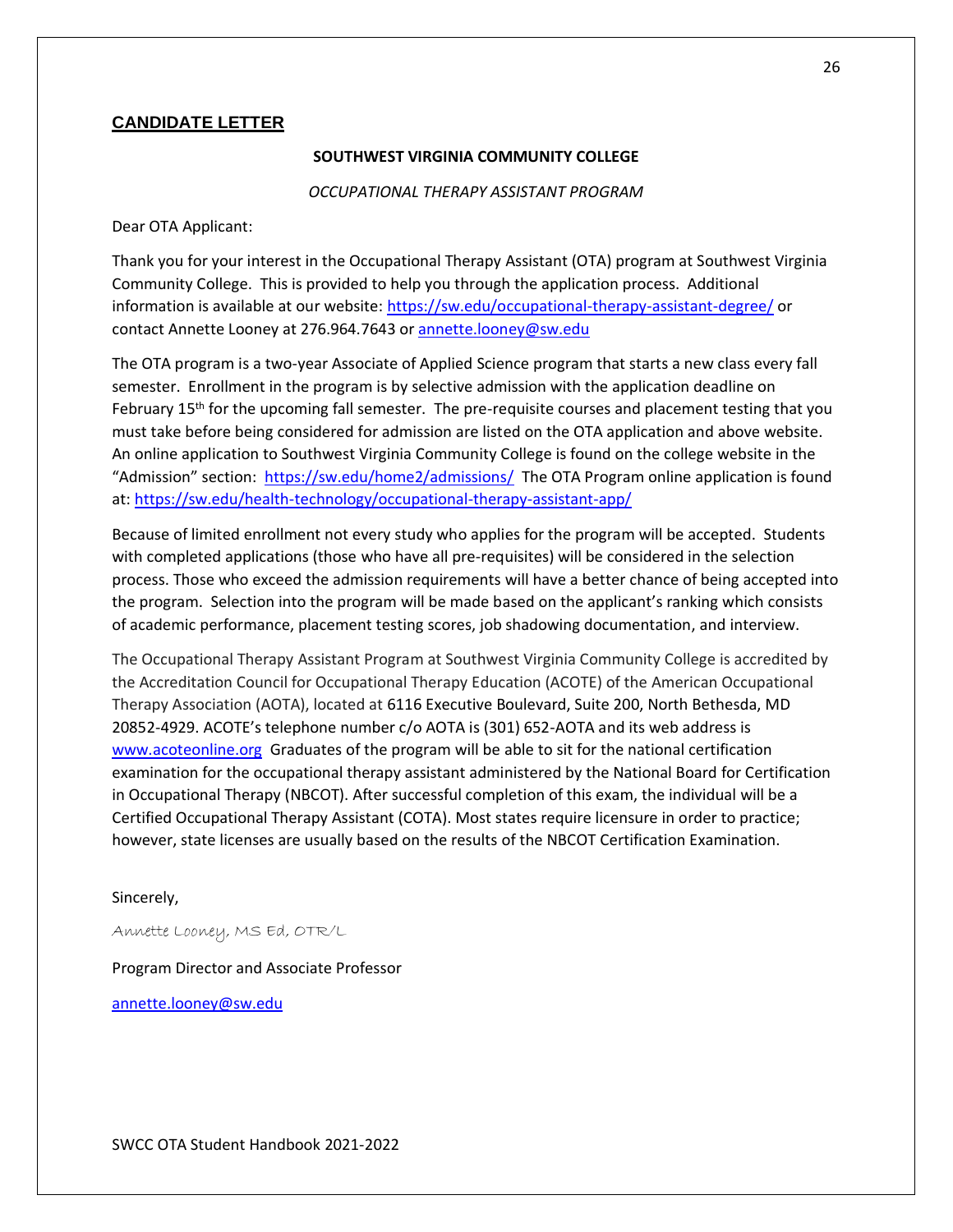## CANDIDATE LETTER

**SOUTHWEST VIRGINIA COMMUNITY COLLEGE**

*OCCUPATIONAL THERAPY ASSISTANT PROGRAM*

Dear OTA Applicant:

Thank you for your interest in the Occupational Therapy Assistant (OTA) program at Southwest Virginia Community College. This is provided to help you through the application process. Additional information is available at our website: https://sw.edu/occupational-therapy-assistant-degree/ or contact Annette Looney at 276.964.7643 or annette.looney@sw.edu

The OTA program is a two-year Associate of Applied Science program that starts a new class every fall semester. Enrollment in the program is by selective admission with the application deadline on February 15th for the upcoming fall semester. The pre-requisite courses and placement testing that you must take before being considered for admission are listed on the OTA application and above website. An online application to Southwest Virginia Community College is found on the college website in the "Admission" section: https://sw.edu/home2/admissions/ The OTA Program online application is found at: https://sw.edu/health-technology/occupational-therapy-assistant-app/

Because of limited enrollment not every study who applies for the program will be accepted. Students with completed applications (those who have all pre-requisites) will be considered in the selection process. Those who exceed the admission requirements will have a better chance of being accepted into the program. Selection into the program will be made based on the applicant's ranking which consists of academic performance, placement testing scores, job shadowing documentation, and interview.

The Occupational Therapy Assistant Program at Southwest Virginia Community College is accredited by the Accreditation Council for Occupational Therapy Education (ACOTE) of the American Occupational Therapy Association (AOTA), located at 6116 Executive Boulevard, Suite 200, North Bethesda, MD 20852-4929. ACOTE's telephone number c/o AOTA is (301) 652-AOTA and its web address is www.acoteonline.org Graduates of the program will be able to sit for the national certification examination for the occupational therapy assistant administered by the National Board for Certification in Occupational Therapy (NBCOT). After successful completion of this exam, the individual will be a Certified Occupational Therapy Assistant (COTA). Most states require licensure in order to practice; however, state licenses are usually based on the results of the NBCOT Certification Examination.

Sincerely,

Annette Looney, MS Ed, OTR/L

Program Director and Associate Professor

annette.looney@sw.edu

SWCC OTA Student Handbook 2021-2022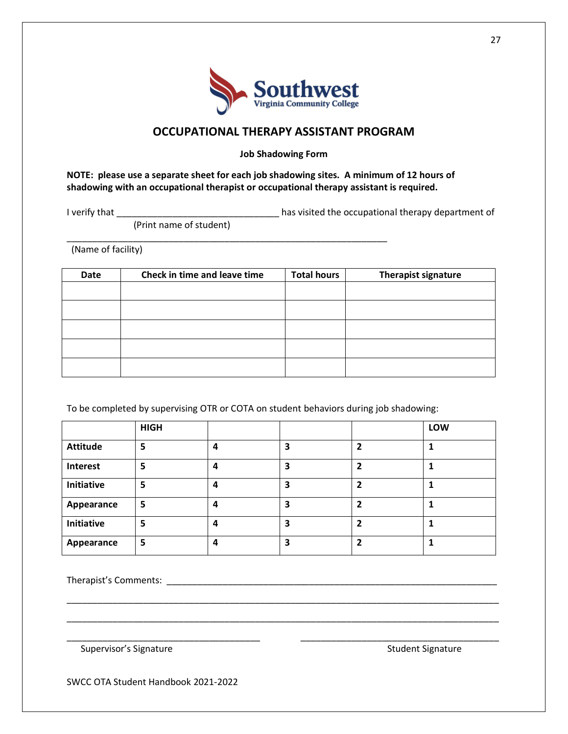Southwest
Virginia Community College

# OCCUPATIONAL THERAPY ASSISTANT PROGRAM

**Job Shadowing Form**

**NOTE: please use a separate sheet for each job shadowing sites. A minimum of 12 hours of shadowing with an occupational therapist or occupational therapy assistant is required.**

I verify that _______________________________ has visited the occupational therapy department of
(Print name of student)

_________________________________________________________________
(Name of facility)

| Date | Check in time and leave time | Total hours | Therapist signature |
|---|---|---|---|
| | | | |
| | | | |
| | | | |
| | | | |
| | | | |

To be completed by supervising OTR or COTA on student behaviors during job shadowing:

| | HIGH | | | | LOW |
|---|---|---|---|---|---|
| **Attitude** | **5** | **4** | **3** | **2** | **1** |
| **Interest** | **5** | **4** | **3** | **2** | **1** |
| **Initiative** | **5** | **4** | **3** | **2** | **1** |
| **Appearance** | **5** | **4** | **3** | **2** | **1** |
| **Initiative** | **5** | **4** | **3** | **2** | **1** |
| **Appearance** | **5** | **4** | **3** | **2** | **1** |

Therapist's Comments: ____________________________________________________________________

_____________________________________________________________________________________

_____________________________________________________________________________________

_______________________________________ _______________________________________
Supervisor's Signature Student Signature

SWCC OTA Student Handbook 2021-2022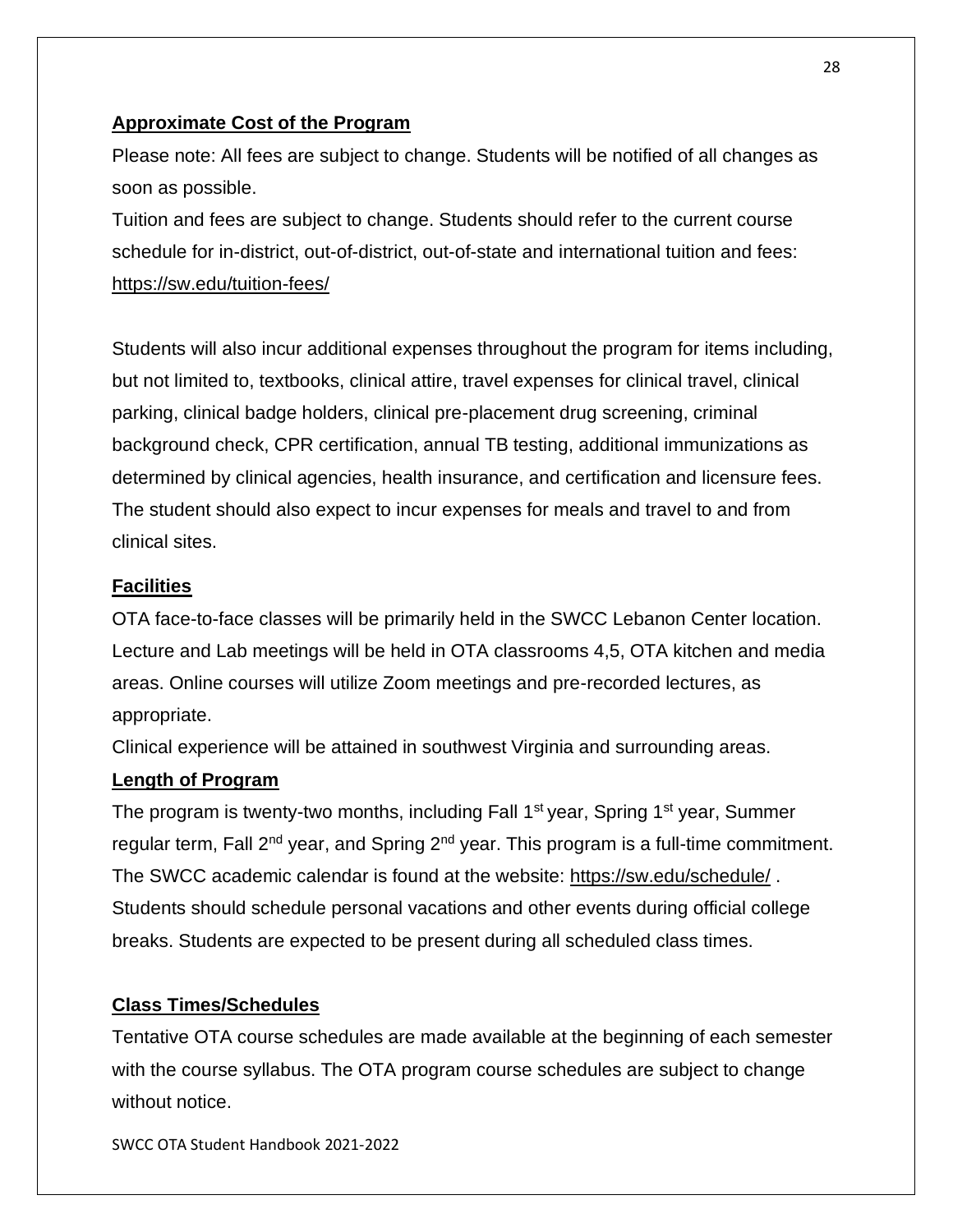**Approximate Cost of the Program**

Please note: All fees are subject to change. Students will be notified of all changes as soon as possible.

Tuition and fees are subject to change. Students should refer to the current course schedule for in-district, out-of-district, out-of-state and international tuition and fees: https://sw.edu/tuition-fees/

Students will also incur additional expenses throughout the program for items including, but not limited to, textbooks, clinical attire, travel expenses for clinical travel, clinical parking, clinical badge holders, clinical pre-placement drug screening, criminal background check, CPR certification, annual TB testing, additional immunizations as determined by clinical agencies, health insurance, and certification and licensure fees. The student should also expect to incur expenses for meals and travel to and from clinical sites.

**Facilities**

OTA face-to-face classes will be primarily held in the SWCC Lebanon Center location. Lecture and Lab meetings will be held in OTA classrooms 4,5, OTA kitchen and media areas. Online courses will utilize Zoom meetings and pre-recorded lectures, as appropriate.

Clinical experience will be attained in southwest Virginia and surrounding areas.

**Length of Program**

The program is twenty-two months, including Fall 1st year, Spring 1st year, Summer regular term, Fall 2nd year, and Spring 2nd year. This program is a full-time commitment. The SWCC academic calendar is found at the website: https://sw.edu/schedule/ . Students should schedule personal vacations and other events during official college breaks. Students are expected to be present during all scheduled class times.

**Class Times/Schedules**

Tentative OTA course schedules are made available at the beginning of each semester with the course syllabus. The OTA program course schedules are subject to change without notice.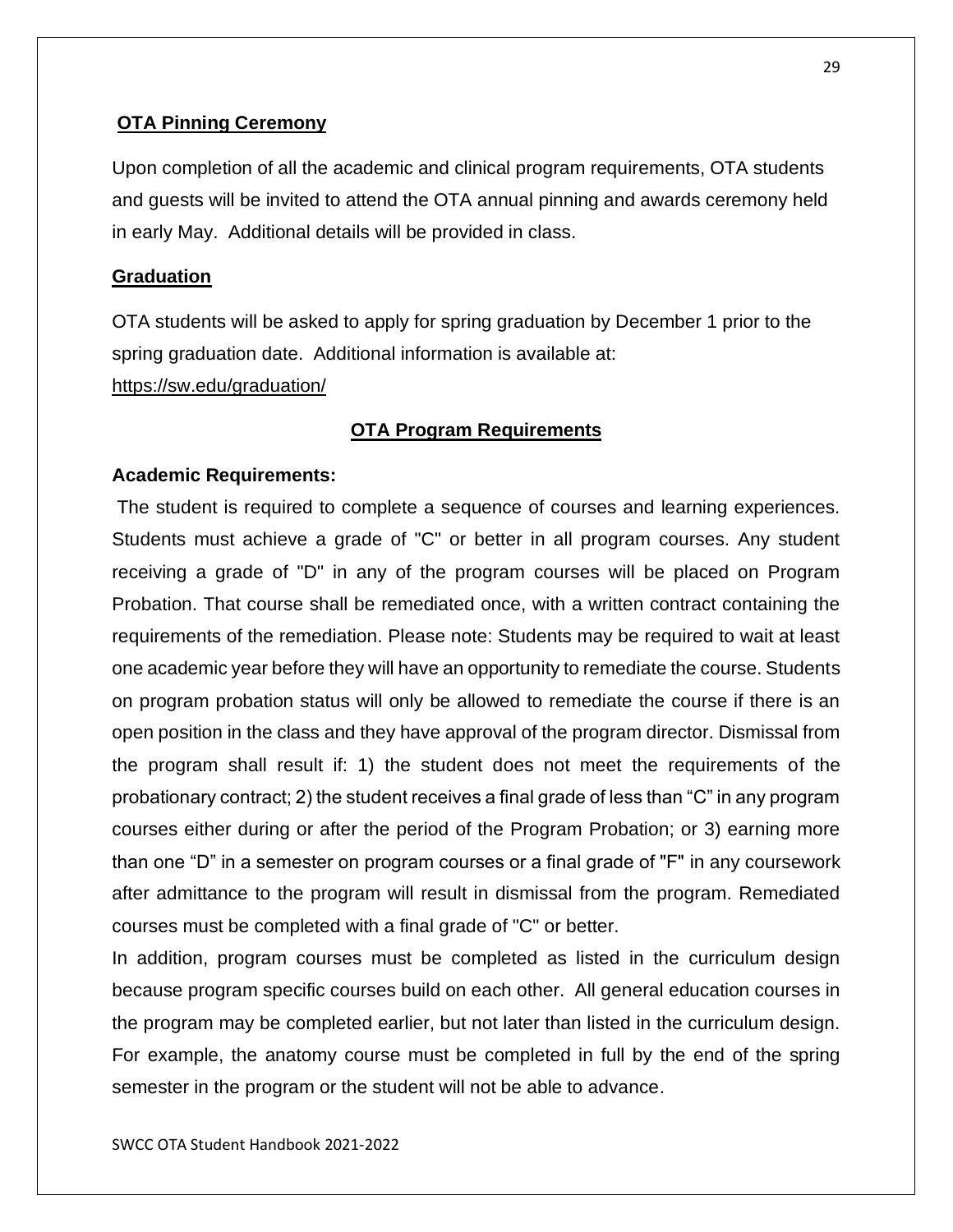## OTA Pinning Ceremony

Upon completion of all the academic and clinical program requirements, OTA students and guests will be invited to attend the OTA annual pinning and awards ceremony held in early May. Additional details will be provided in class.

## Graduation

OTA students will be asked to apply for spring graduation by December 1 prior to the spring graduation date. Additional information is available at: https://sw.edu/graduation/

## OTA Program Requirements

### Academic Requirements:

The student is required to complete a sequence of courses and learning experiences. Students must achieve a grade of "C" or better in all program courses. Any student receiving a grade of "D" in any of the program courses will be placed on Program Probation. That course shall be remediated once, with a written contract containing the requirements of the remediation. Please note: Students may be required to wait at least one academic year before they will have an opportunity to remediate the course. Students on program probation status will only be allowed to remediate the course if there is an open position in the class and they have approval of the program director. Dismissal from the program shall result if: 1) the student does not meet the requirements of the probationary contract; 2) the student receives a final grade of less than "C" in any program courses either during or after the period of the Program Probation; or 3) earning more than one "D" in a semester on program courses or a final grade of "F" in any coursework after admittance to the program will result in dismissal from the program. Remediated courses must be completed with a final grade of "C" or better.

In addition, program courses must be completed as listed in the curriculum design because program specific courses build on each other. All general education courses in the program may be completed earlier, but not later than listed in the curriculum design. For example, the anatomy course must be completed in full by the end of the spring semester in the program or the student will not be able to advance.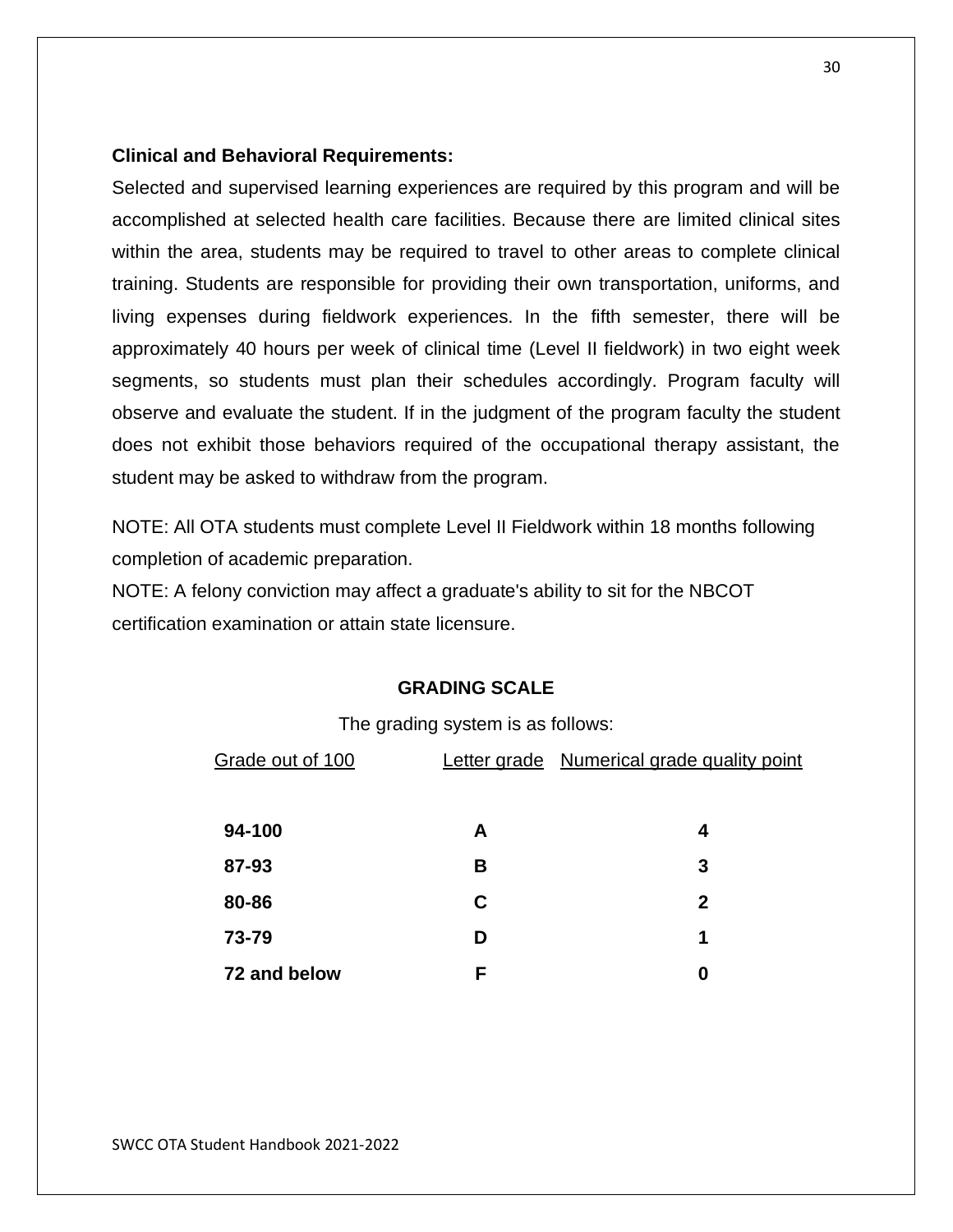**Clinical and Behavioral Requirements:**

Selected and supervised learning experiences are required by this program and will be accomplished at selected health care facilities. Because there are limited clinical sites within the area, students may be required to travel to other areas to complete clinical training. Students are responsible for providing their own transportation, uniforms, and living expenses during fieldwork experiences. In the fifth semester, there will be approximately 40 hours per week of clinical time (Level II fieldwork) in two eight week segments, so students must plan their schedules accordingly. Program faculty will observe and evaluate the student. If in the judgment of the program faculty the student does not exhibit those behaviors required of the occupational therapy assistant, the student may be asked to withdraw from the program.

NOTE: All OTA students must complete Level II Fieldwork within 18 months following completion of academic preparation.

NOTE: A felony conviction may affect a graduate's ability to sit for the NBCOT certification examination or attain state licensure.

## GRADING SCALE

The grading system is as follows:

| Grade out of 100 | Letter grade | Numerical grade quality point |
|---|---|---|
| **94-100** | **A** | **4** |
| **87-93** | **B** | **3** |
| **80-86** | **C** | **2** |
| **73-79** | **D** | **1** |
| **72 and below** | **F** | **0** |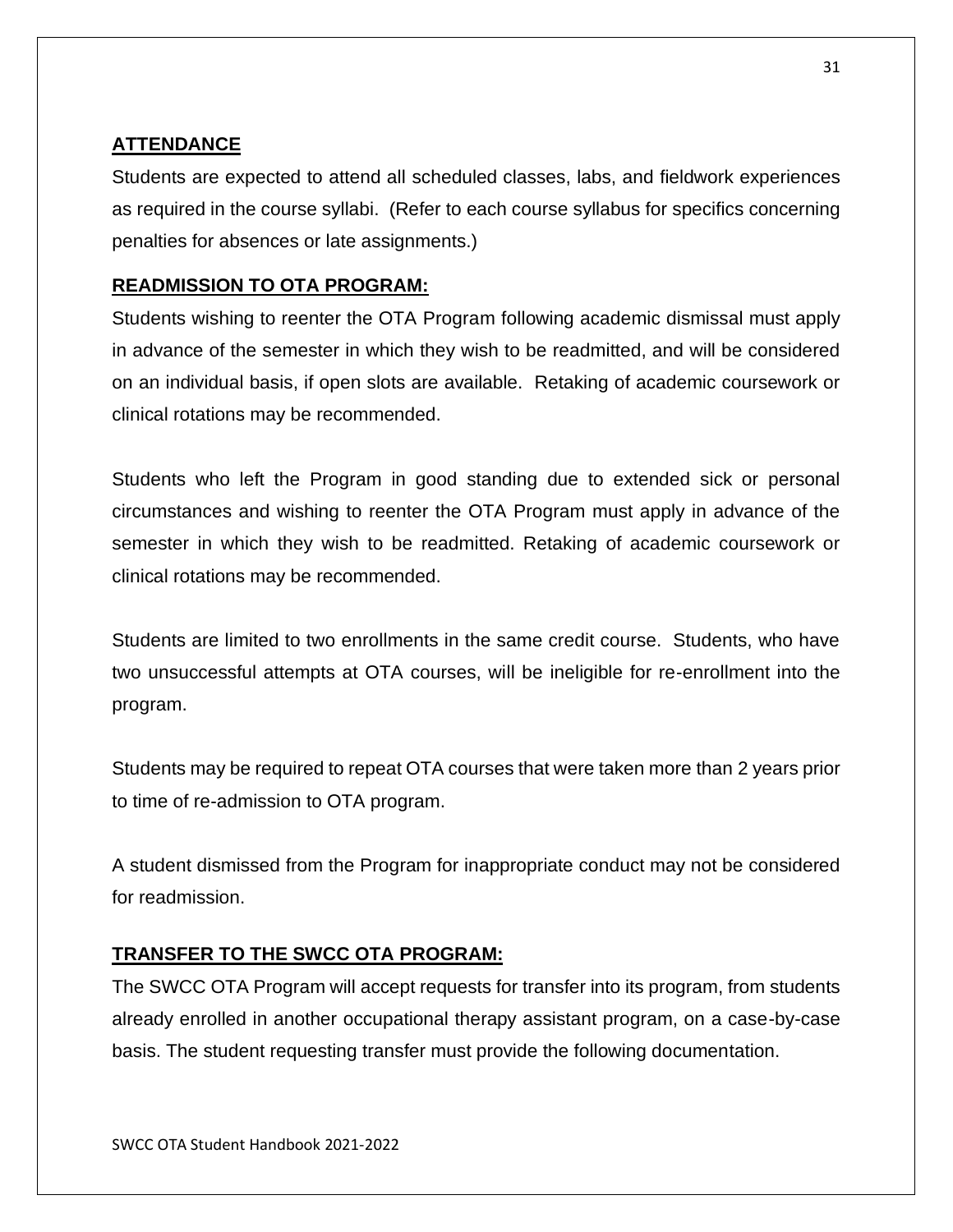## ATTENDANCE

Students are expected to attend all scheduled classes, labs, and fieldwork experiences as required in the course syllabi. (Refer to each course syllabus for specifics concerning penalties for absences or late assignments.)

## READMISSION TO OTA PROGRAM:

Students wishing to reenter the OTA Program following academic dismissal must apply in advance of the semester in which they wish to be readmitted, and will be considered on an individual basis, if open slots are available. Retaking of academic coursework or clinical rotations may be recommended.

Students who left the Program in good standing due to extended sick or personal circumstances and wishing to reenter the OTA Program must apply in advance of the semester in which they wish to be readmitted. Retaking of academic coursework or clinical rotations may be recommended.

Students are limited to two enrollments in the same credit course. Students, who have two unsuccessful attempts at OTA courses, will be ineligible for re-enrollment into the program.

Students may be required to repeat OTA courses that were taken more than 2 years prior to time of re-admission to OTA program.

A student dismissed from the Program for inappropriate conduct may not be considered for readmission.

## TRANSFER TO THE SWCC OTA PROGRAM:

The SWCC OTA Program will accept requests for transfer into its program, from students already enrolled in another occupational therapy assistant program, on a case-by-case basis. The student requesting transfer must provide the following documentation.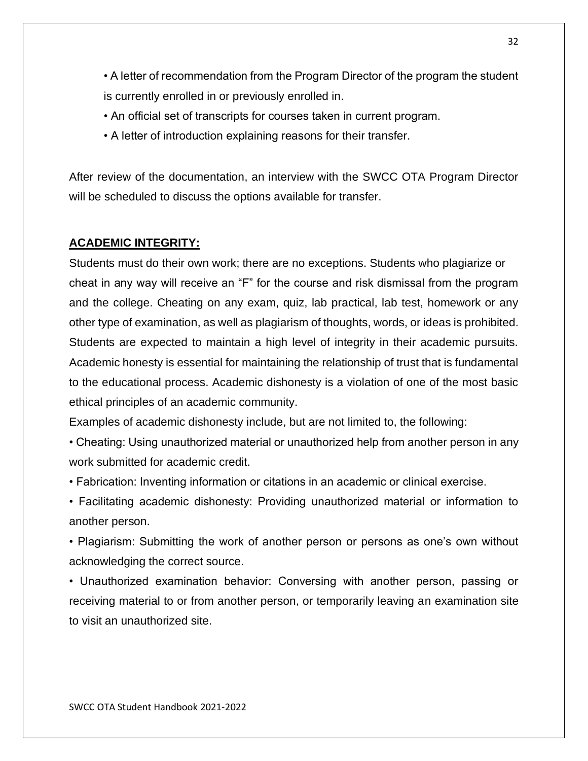- A letter of recommendation from the Program Director of the program the student is currently enrolled in or previously enrolled in.
- An official set of transcripts for courses taken in current program.
- A letter of introduction explaining reasons for their transfer.

After review of the documentation, an interview with the SWCC OTA Program Director will be scheduled to discuss the options available for transfer.

## **ACADEMIC INTEGRITY:**

Students must do their own work; there are no exceptions. Students who plagiarize or cheat in any way will receive an "F" for the course and risk dismissal from the program and the college. Cheating on any exam, quiz, lab practical, lab test, homework or any other type of examination, as well as plagiarism of thoughts, words, or ideas is prohibited. Students are expected to maintain a high level of integrity in their academic pursuits. Academic honesty is essential for maintaining the relationship of trust that is fundamental to the educational process. Academic dishonesty is a violation of one of the most basic ethical principles of an academic community.

Examples of academic dishonesty include, but are not limited to, the following:

- Cheating: Using unauthorized material or unauthorized help from another person in any work submitted for academic credit.
- Fabrication: Inventing information or citations in an academic or clinical exercise.
- Facilitating academic dishonesty: Providing unauthorized material or information to another person.
- Plagiarism: Submitting the work of another person or persons as one's own without acknowledging the correct source.
- Unauthorized examination behavior: Conversing with another person, passing or receiving material to or from another person, or temporarily leaving an examination site to visit an unauthorized site.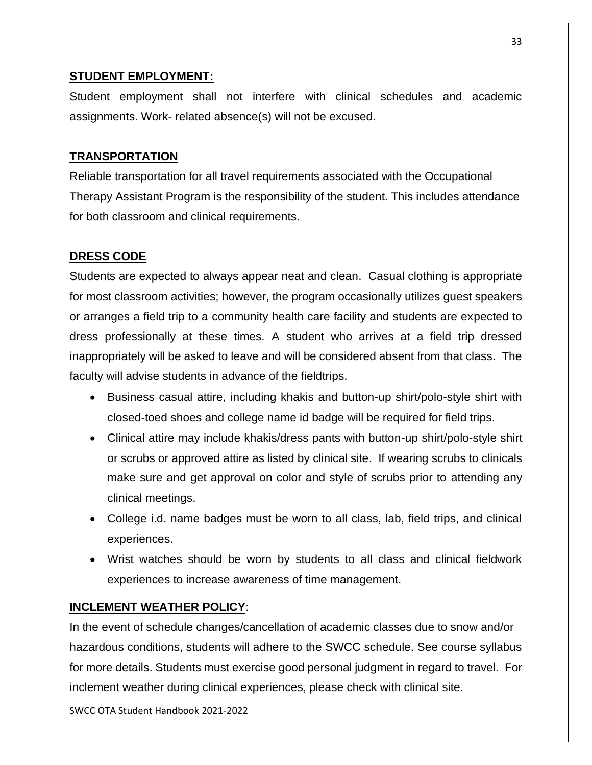## STUDENT EMPLOYMENT:

Student employment shall not interfere with clinical schedules and academic assignments. Work- related absence(s) will not be excused.

## TRANSPORTATION

Reliable transportation for all travel requirements associated with the Occupational Therapy Assistant Program is the responsibility of the student. This includes attendance for both classroom and clinical requirements.

## DRESS CODE

Students are expected to always appear neat and clean. Casual clothing is appropriate for most classroom activities; however, the program occasionally utilizes guest speakers or arranges a field trip to a community health care facility and students are expected to dress professionally at these times. A student who arrives at a field trip dressed inappropriately will be asked to leave and will be considered absent from that class. The faculty will advise students in advance of the fieldtrips.

- Business casual attire, including khakis and button-up shirt/polo-style shirt with closed-toed shoes and college name id badge will be required for field trips.
- Clinical attire may include khakis/dress pants with button-up shirt/polo-style shirt or scrubs or approved attire as listed by clinical site. If wearing scrubs to clinicals make sure and get approval on color and style of scrubs prior to attending any clinical meetings.
- College i.d. name badges must be worn to all class, lab, field trips, and clinical experiences.
- Wrist watches should be worn by students to all class and clinical fieldwork experiences to increase awareness of time management.

## INCLEMENT WEATHER POLICY:

In the event of schedule changes/cancellation of academic classes due to snow and/or hazardous conditions, students will adhere to the SWCC schedule. See course syllabus for more details. Students must exercise good personal judgment in regard to travel. For inclement weather during clinical experiences, please check with clinical site.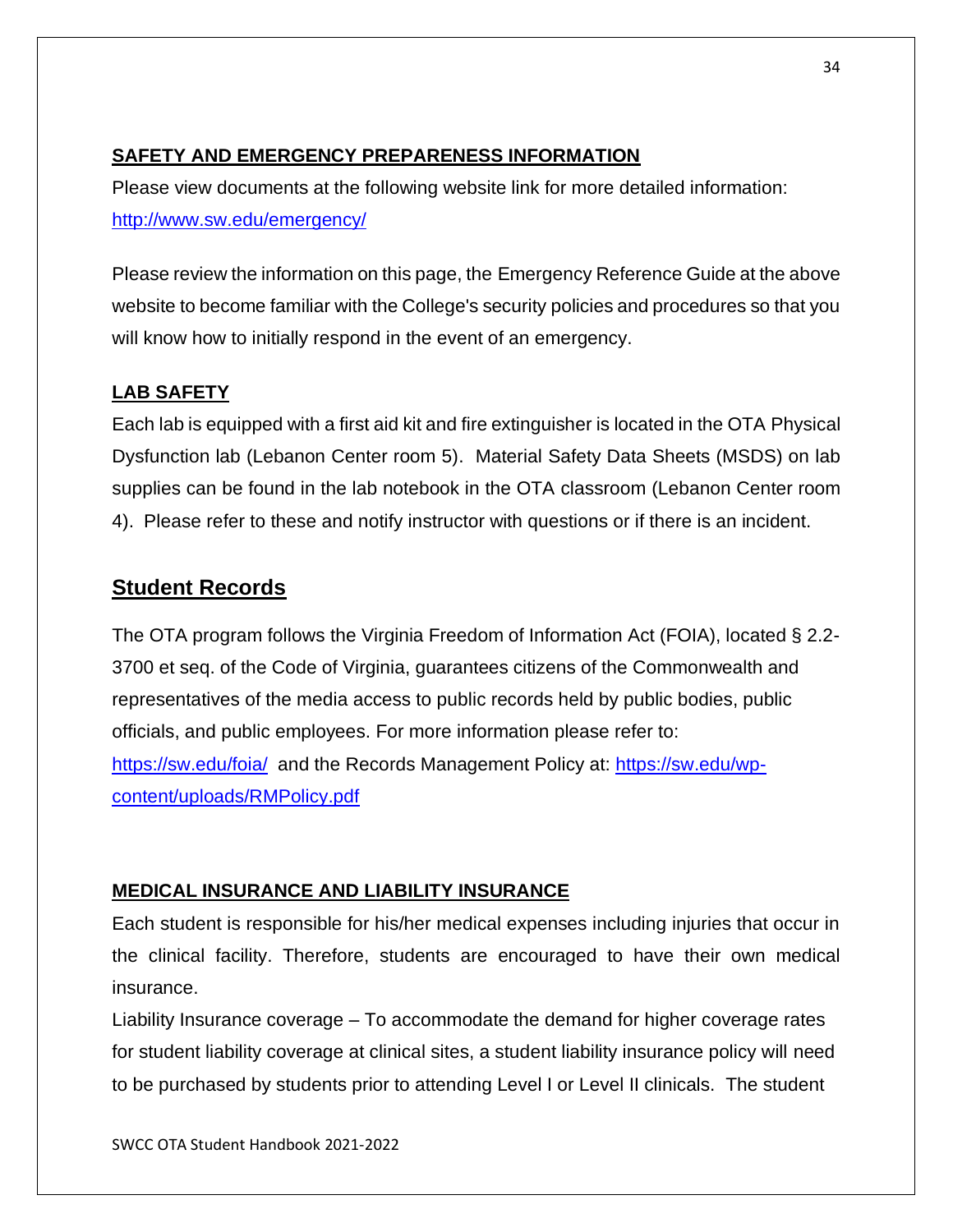## SAFETY AND EMERGENCY PREPARENESS INFORMATION

Please view documents at the following website link for more detailed information: http://www.sw.edu/emergency/

Please review the information on this page, the Emergency Reference Guide at the above website to become familiar with the College's security policies and procedures so that you will know how to initially respond in the event of an emergency.

## LAB SAFETY

Each lab is equipped with a first aid kit and fire extinguisher is located in the OTA Physical Dysfunction lab (Lebanon Center room 5). Material Safety Data Sheets (MSDS) on lab supplies can be found in the lab notebook in the OTA classroom (Lebanon Center room 4). Please refer to these and notify instructor with questions or if there is an incident.

# Student Records

The OTA program follows the Virginia Freedom of Information Act (FOIA), located § 2.2-3700 et seq. of the Code of Virginia, guarantees citizens of the Commonwealth and representatives of the media access to public records held by public bodies, public officials, and public employees. For more information please refer to: https://sw.edu/foia/ and the Records Management Policy at: https://sw.edu/wp-content/uploads/RMPolicy.pdf

## MEDICAL INSURANCE AND LIABILITY INSURANCE

Each student is responsible for his/her medical expenses including injuries that occur in the clinical facility. Therefore, students are encouraged to have their own medical insurance.

Liability Insurance coverage – To accommodate the demand for higher coverage rates for student liability coverage at clinical sites, a student liability insurance policy will need to be purchased by students prior to attending Level I or Level II clinicals. The student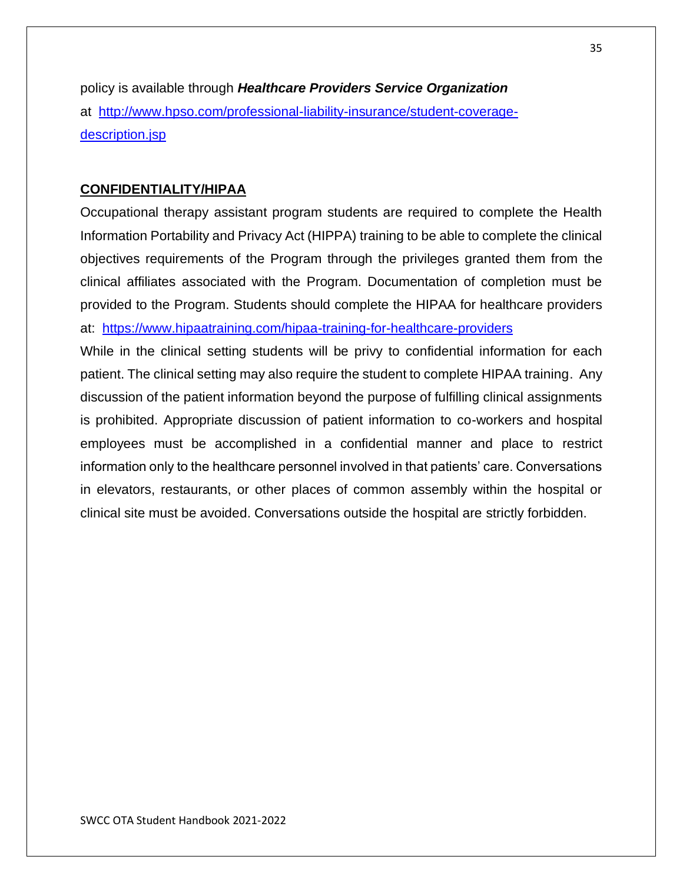policy is available through ***Healthcare Providers Service Organization*** at [http://www.hpso.com/professional-liability-insurance/student-coverage-description.jsp](http://www.hpso.com/professional-liability-insurance/student-coverage-description.jsp)

## CONFIDENTIALITY/HIPAA

Occupational therapy assistant program students are required to complete the Health Information Portability and Privacy Act (HIPPA) training to be able to complete the clinical objectives requirements of the Program through the privileges granted them from the clinical affiliates associated with the Program. Documentation of completion must be provided to the Program. Students should complete the HIPAA for healthcare providers at: [https://www.hipaatraining.com/hipaa-training-for-healthcare-providers](https://www.hipaatraining.com/hipaa-training-for-healthcare-providers)

While in the clinical setting students will be privy to confidential information for each patient. The clinical setting may also require the student to complete HIPAA training. Any discussion of the patient information beyond the purpose of fulfilling clinical assignments is prohibited. Appropriate discussion of patient information to co-workers and hospital employees must be accomplished in a confidential manner and place to restrict information only to the healthcare personnel involved in that patients' care. Conversations in elevators, restaurants, or other places of common assembly within the hospital or clinical site must be avoided. Conversations outside the hospital are strictly forbidden.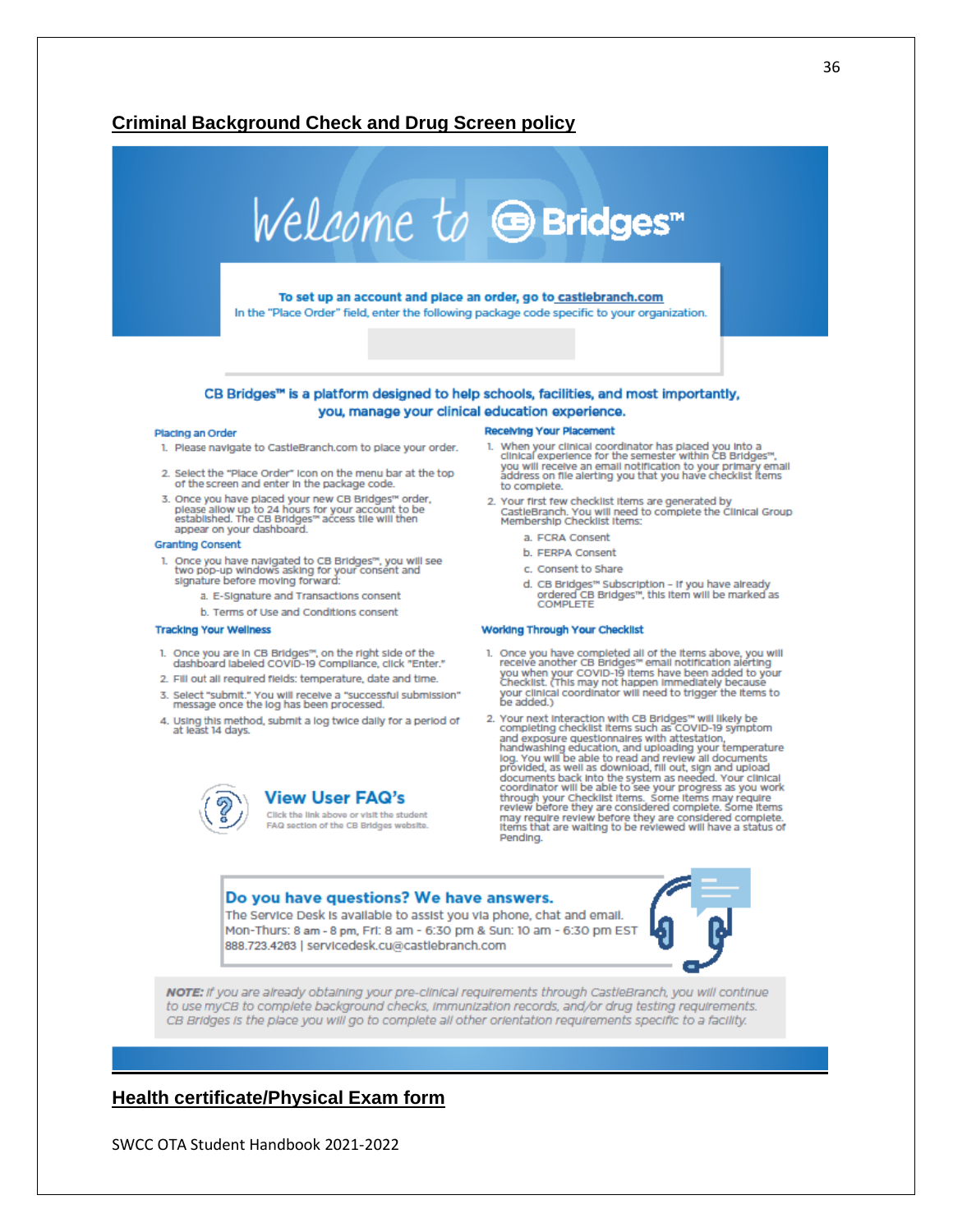## Criminal Background Check and Drug Screen policy

# Welcome to CB Bridges™

**To set up an account and place an order, go to castlebranch.com**

In the "Place Order" field, enter the following package code specific to your organization.

**CB Bridges™ is a platform designed to help schools, facilities, and most importantly, you, manage your clinical education experience.**

### Placing an Order

1. Please navigate to CastleBranch.com to place your order.
2. Select the "Place Order" icon on the menu bar at the top of the screen and enter in the package code.
3. Once you have placed your new CB Bridges™ order, please allow up to 24 hours for your account to be established. The CB Bridges™ access tile will then appear on your dashboard.

### Granting Consent

1. Once you have navigated to CB Bridges™, you will see two pop-up windows asking for your consent and signature before moving forward:
   a. E-Signature and Transactions consent
   b. Terms of Use and Conditions consent

### Tracking Your Wellness

1. Once you are in CB Bridges™, on the right side of the dashboard labeled COVID-19 Compliance, click "Enter."
2. Fill out all required fields: temperature, date and time.
3. Select "submit." You will receive a "successful submission" message once the log has been processed.
4. Using this method, submit a log twice daily for a period of at least 14 days.

**View User FAQ's**

Click the link above or visit the student FAQ section of the CB Bridges website.

### Receiving Your Placement

1. When your clinical coordinator has placed you into a clinical experience for the semester within CB Bridges™, you will receive an email notification to your primary email address on file alerting you that you have checklist items to complete.
2. Your first few checklist items are generated by CastleBranch. You will need to complete the Clinical Group Membership Checklist Items:
   a. FCRA Consent
   b. FERPA Consent
   c. Consent to Share
   d. CB Bridges™ Subscription – If you have already ordered CB Bridges™, this item will be marked as COMPLETE

### Working Through Your Checklist

1. Once you have completed all of the items above, you will receive another CB Bridges™ email notification alerting you when your COVID-19 items have been added to your Checklist. (This may not happen immediately because your clinical coordinator will need to trigger the items to be added.)
2. Your next interaction with CB Bridges™ will likely be completing checklist items such as COVID-19 symptom and exposure questionnaires with attestation, handwashing education, and uploading your temperature log. You will be able to read and review all documents provided, as well as download, fill out, sign and upload documents back into the system as needed. Your clinical coordinator will be able to see your progress as you work through your Checklist items. Some items may require review before they are considered complete. Some items may require review before they are considered complete. Items that are waiting to be reviewed will have a status of Pending.

**Do you have questions? We have answers.**

The Service Desk is available to assist you via phone, chat and email.
Mon-Thurs: 8 am - 8 pm, Fri: 8 am - 6:30 pm & Sun: 10 am - 6:30 pm EST
888.723.4263 | servicedesk.cu@castlebranch.com

***NOTE:*** *If you are already obtaining your pre-clinical requirements through CastleBranch, you will continue to use myCB to complete background checks, immunization records, and/or drug testing requirements. CB Bridges is the place you will go to complete all other orientation requirements specific to a facility.*

## Health certificate/Physical Exam form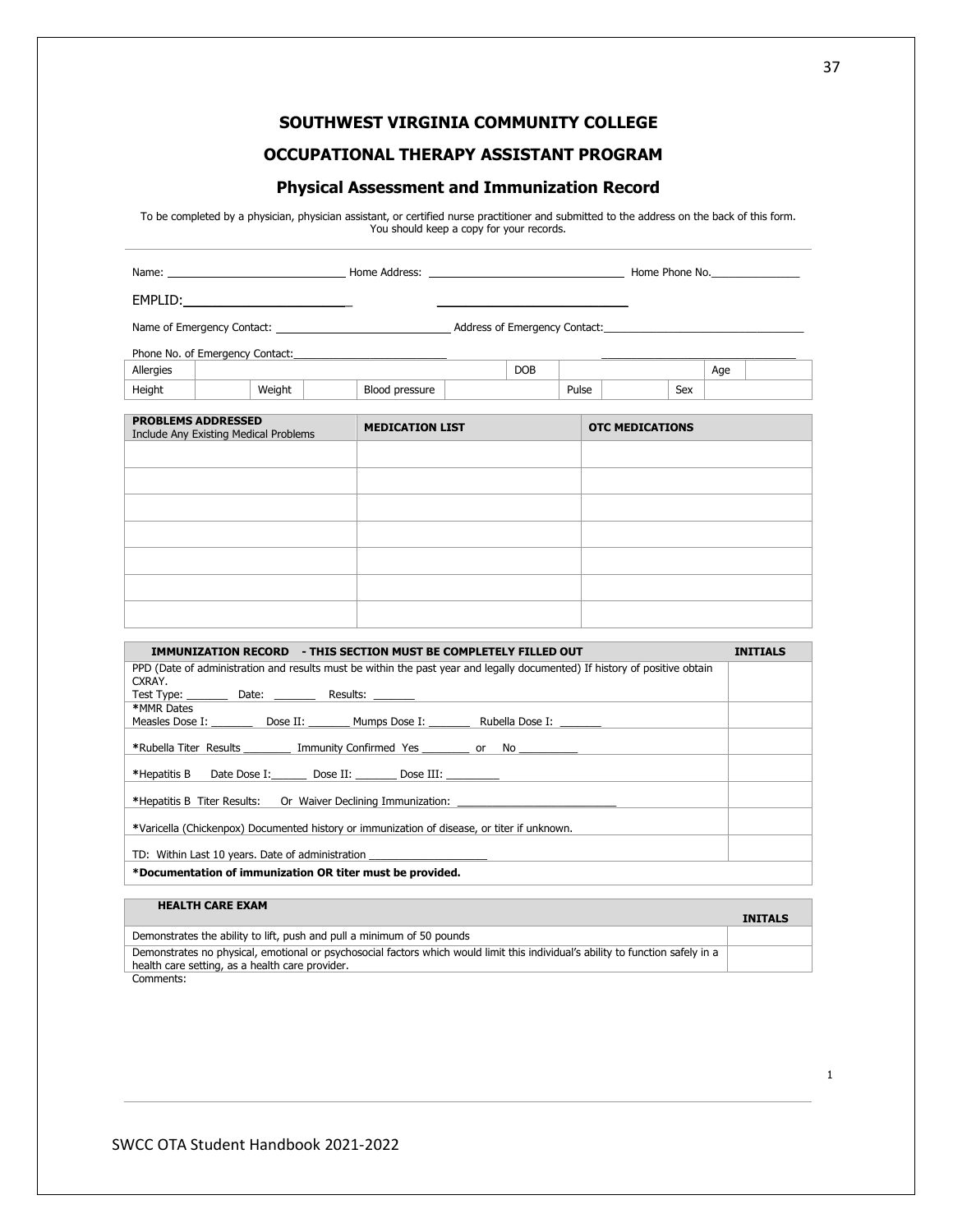## SOUTHWEST VIRGINIA COMMUNITY COLLEGE

## OCCUPATIONAL THERAPY ASSISTANT PROGRAM

## Physical Assessment and Immunization Record

To be completed by a physician, physician assistant, or certified nurse practitioner and submitted to the address on the back of this form. You should keep a copy for your records.

Name: ____________________________ Home Address: ______________________________ Home Phone No.______________

EMPLID:______________________ ______________________________

Name of Emergency Contact: ____________________________ Address of Emergency Contact:________________________________

Phone No. of Emergency Contact:_________________________ ________________________________

| Allergies | | | | | DOB | | | Age | |
|---|---|---|---|---|---|---|---|---|---|
| Height | | Weight | | Blood pressure | | Pulse | | Sex | |

| **PROBLEMS ADDRESSED** Include Any Existing Medical Problems | **MEDICATION LIST** | **OTC MEDICATIONS** |
|---|---|---|
| | | |
| | | |
| | | |
| | | |
| | | |
| | | |
| | | |

| **IMMUNIZATION RECORD - THIS SECTION MUST BE COMPLETELY FILLED OUT** | **INITIALS** |
|---|---|
| PPD (Date of administration and results must be within the past year and legally documented) If history of positive obtain CXRAY. Test Type: _______ Date: _______ Results: _______ | |
| **\***MMR Dates Measles Dose I: _______ Dose II: _______ Mumps Dose I: _______ Rubella Dose I: _______ | |
| **\***Rubella Titer Results ________ Immunity Confirmed Yes ________ or No __________ | |
| **\***Hepatitis B Date Dose I:______ Dose II: _______ Dose III: _________ | |
| **\***Hepatitis B Titer Results: Or Waiver Declining Immunization: ___________________________ | |
| **\***Varicella (Chickenpox) Documented history or immunization of disease, or titer if unknown. | |
| TD: Within Last 10 years. Date of administration ____________________ | |
| **\*Documentation of immunization OR titer must be provided.** | |

| **HEALTH CARE EXAM** | **INITALS** |
|---|---|
| Demonstrates the ability to lift, push and pull a minimum of 50 pounds | |
| Demonstrates no physical, emotional or psychosocial factors which would limit this individual's ability to function safely in a health care setting, as a health care provider. | |

Comments: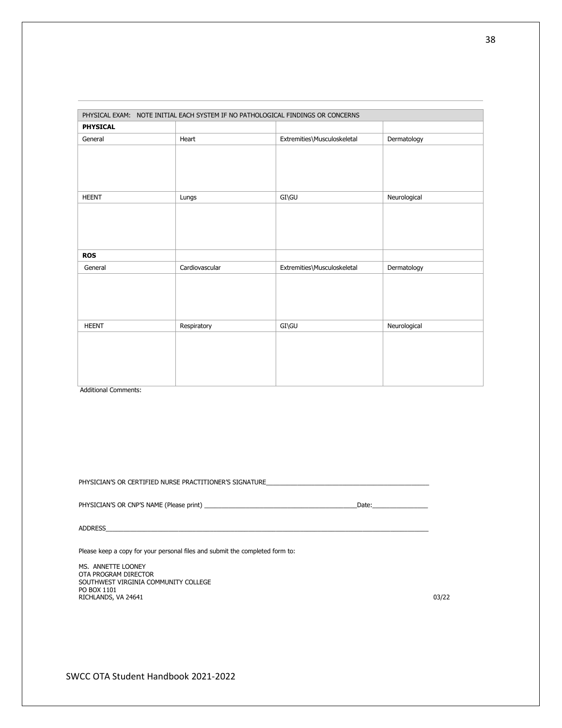| PHYSICAL EXAM: NOTE INITIAL EACH SYSTEM IF NO PATHOLOGICAL FINDINGS OR CONCERNS | | | |
|---|---|---|---|
| **PHYSICAL** | | | |
| General | Heart | Extremities\Musculoskeletal | Dermatology |
| | | | |
| HEENT | Lungs | GI\GU | Neurological |
| | | | |
| **ROS** | | | |
| General | Cardiovascular | Extremities\Musculoskeletal | Dermatology |
| | | | |
| HEENT | Respiratory | GI\GU | Neurological |
| | | | |

Additional Comments:

PHYSICIAN'S OR CERTIFIED NURSE PRACTITIONER'S SIGNATURE_______________________________________________

PHYSICIAN'S OR CNP'S NAME (Please print) ___________________________________________Date:________________

ADDRESS_____________________________________________________________________________________________

Please keep a copy for your personal files and submit the completed form to:

MS. ANNETTE LOONEY
OTA PROGRAM DIRECTOR
SOUTHWEST VIRGINIA COMMUNITY COLLEGE
PO BOX 1101
RICHLANDS, VA 24641

03/22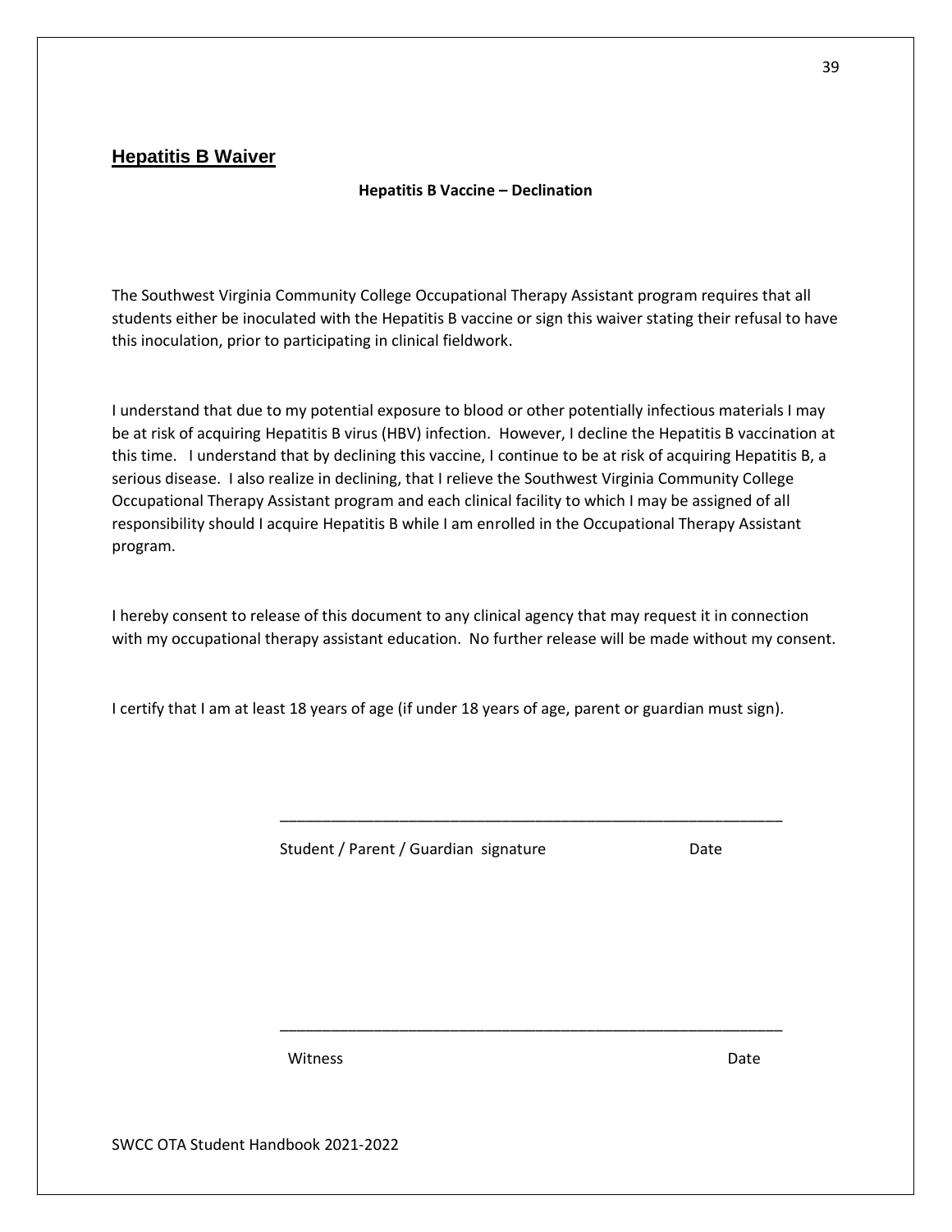## Hepatitis B Waiver

**Hepatitis B Vaccine – Declination**

The Southwest Virginia Community College Occupational Therapy Assistant program requires that all students either be inoculated with the Hepatitis B vaccine or sign this waiver stating their refusal to have this inoculation, prior to participating in clinical fieldwork.

I understand that due to my potential exposure to blood or other potentially infectious materials I may be at risk of acquiring Hepatitis B virus (HBV) infection. However, I decline the Hepatitis B vaccination at this time. I understand that by declining this vaccine, I continue to be at risk of acquiring Hepatitis B, a serious disease. I also realize in declining, that I relieve the Southwest Virginia Community College Occupational Therapy Assistant program and each clinical facility to which I may be assigned of all responsibility should I acquire Hepatitis B while I am enrolled in the Occupational Therapy Assistant program.

I hereby consent to release of this document to any clinical agency that may request it in connection with my occupational therapy assistant education. No further release will be made without my consent.

I certify that I am at least 18 years of age (if under 18 years of age, parent or guardian must sign).

\_\_\_\_\_\_\_\_\_\_\_\_\_\_\_\_\_\_\_\_\_\_\_\_\_\_\_\_\_\_\_\_\_\_\_\_\_\_\_\_\_\_\_\_\_\_\_\_\_\_\_\_\_\_\_\_

Student / Parent / Guardian signature Date

\_\_\_\_\_\_\_\_\_\_\_\_\_\_\_\_\_\_\_\_\_\_\_\_\_\_\_\_\_\_\_\_\_\_\_\_\_\_\_\_\_\_\_\_\_\_\_\_\_\_\_\_\_\_\_\_

Witness Date

SWCC OTA Student Handbook 2021-2022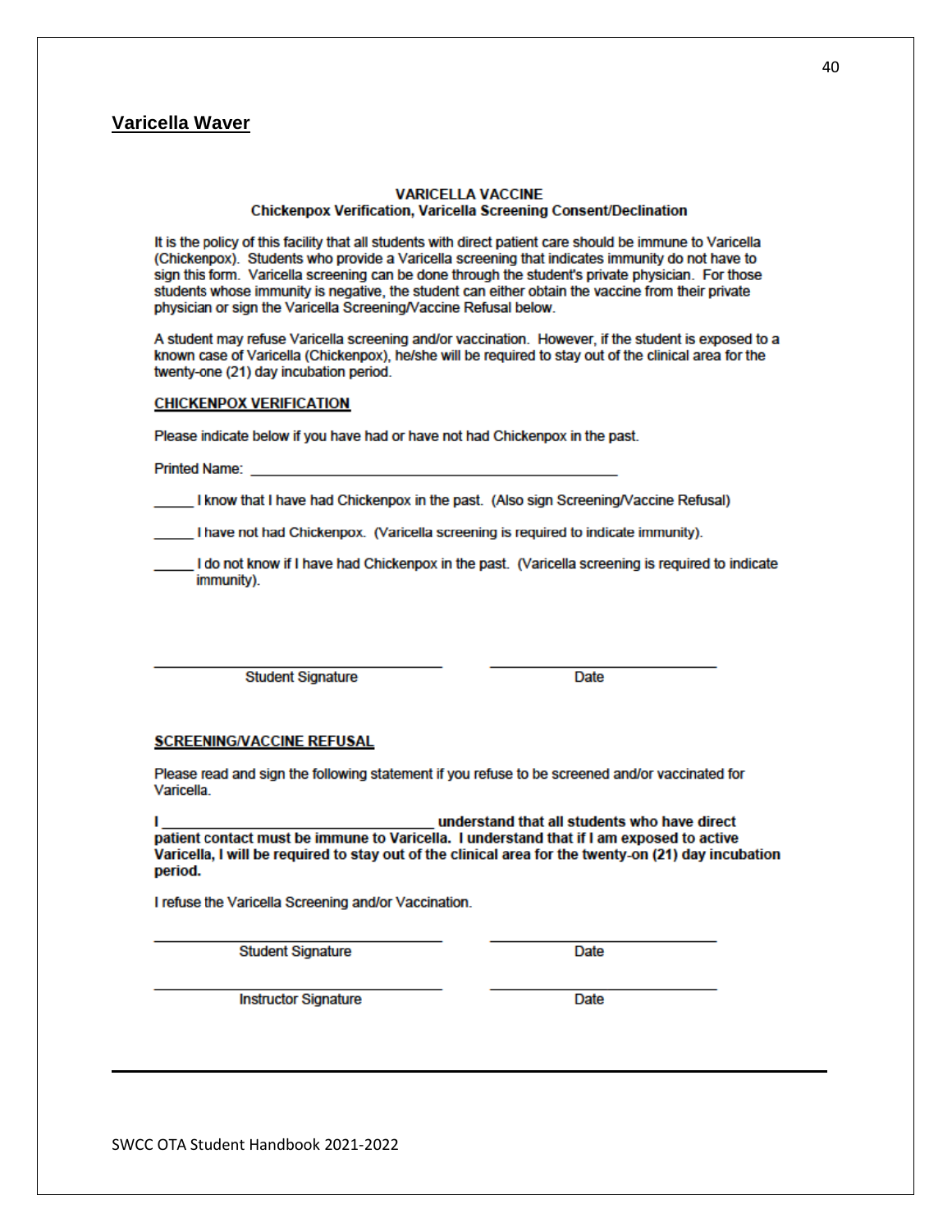## Varicella Waver

**VARICELLA VACCINE**
**Chickenpox Verification, Varicella Screening Consent/Declination**

It is the policy of this facility that all students with direct patient care should be immune to Varicella (Chickenpox). Students who provide a Varicella screening that indicates immunity do not have to sign this form. Varicella screening can be done through the student's private physician. For those students whose immunity is negative, the student can either obtain the vaccine from their private physician or sign the Varicella Screening/Vaccine Refusal below.

A student may refuse Varicella screening and/or vaccination. However, if the student is exposed to a known case of Varicella (Chickenpox), he/she will be required to stay out of the clinical area for the twenty-one (21) day incubation period.

**CHICKENPOX VERIFICATION**

Please indicate below if you have had or have not had Chickenpox in the past.

Printed Name: ______________________________________________

_____ I know that I have had Chickenpox in the past. (Also sign Screening/Vaccine Refusal)

_____ I have not had Chickenpox. (Varicella screening is required to indicate immunity).

_____ I do not know if I have had Chickenpox in the past. (Varicella screening is required to indicate immunity).

________________________________ ________________________
Student Signature Date

**SCREENING/VACCINE REFUSAL**

Please read and sign the following statement if you refuse to be screened and/or vaccinated for Varicella.

**I __________________________________ understand that all students who have direct patient contact must be immune to Varicella. I understand that if I am exposed to active Varicella, I will be required to stay out of the clinical area for the twenty-on (21) day incubation period.**

I refuse the Varicella Screening and/or Vaccination.

________________________________ ________________________
Student Signature Date

________________________________ ________________________
Instructor Signature Date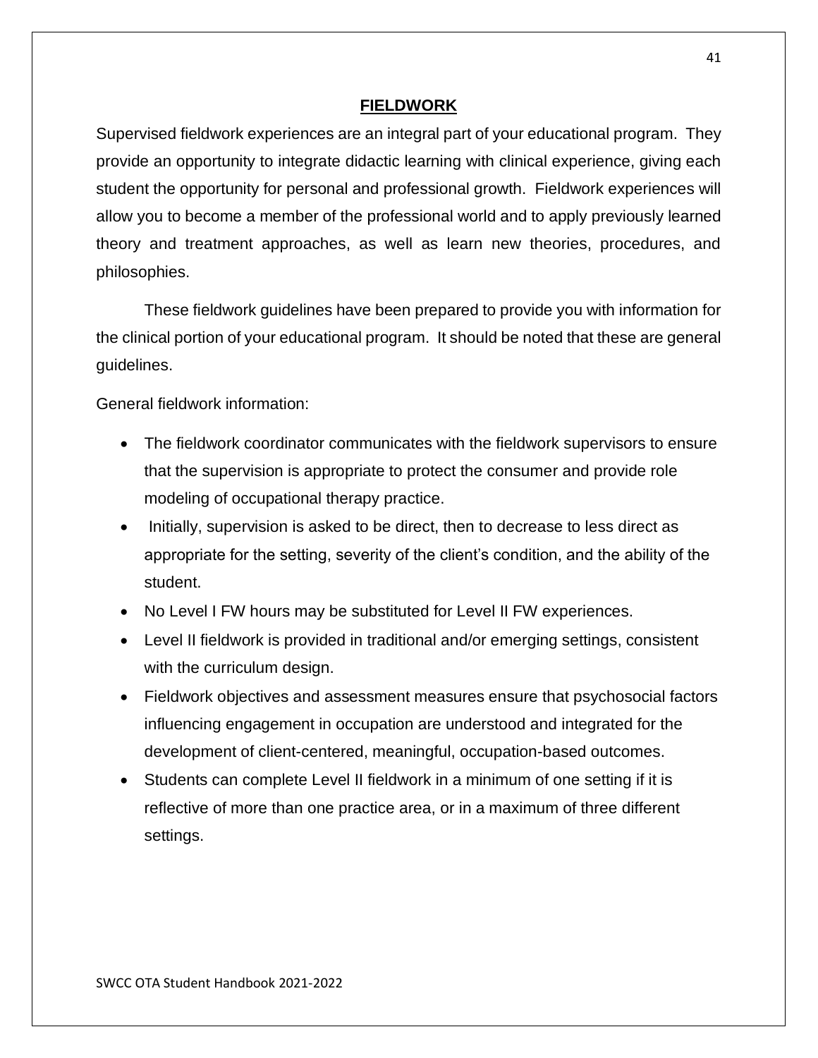## **FIELDWORK**

Supervised fieldwork experiences are an integral part of your educational program. They provide an opportunity to integrate didactic learning with clinical experience, giving each student the opportunity for personal and professional growth. Fieldwork experiences will allow you to become a member of the professional world and to apply previously learned theory and treatment approaches, as well as learn new theories, procedures, and philosophies.

These fieldwork guidelines have been prepared to provide you with information for the clinical portion of your educational program. It should be noted that these are general guidelines.

General fieldwork information:

- The fieldwork coordinator communicates with the fieldwork supervisors to ensure that the supervision is appropriate to protect the consumer and provide role modeling of occupational therapy practice.
- Initially, supervision is asked to be direct, then to decrease to less direct as appropriate for the setting, severity of the client's condition, and the ability of the student.
- No Level I FW hours may be substituted for Level II FW experiences.
- Level II fieldwork is provided in traditional and/or emerging settings, consistent with the curriculum design.
- Fieldwork objectives and assessment measures ensure that psychosocial factors influencing engagement in occupation are understood and integrated for the development of client-centered, meaningful, occupation-based outcomes.
- Students can complete Level II fieldwork in a minimum of one setting if it is reflective of more than one practice area, or in a maximum of three different settings.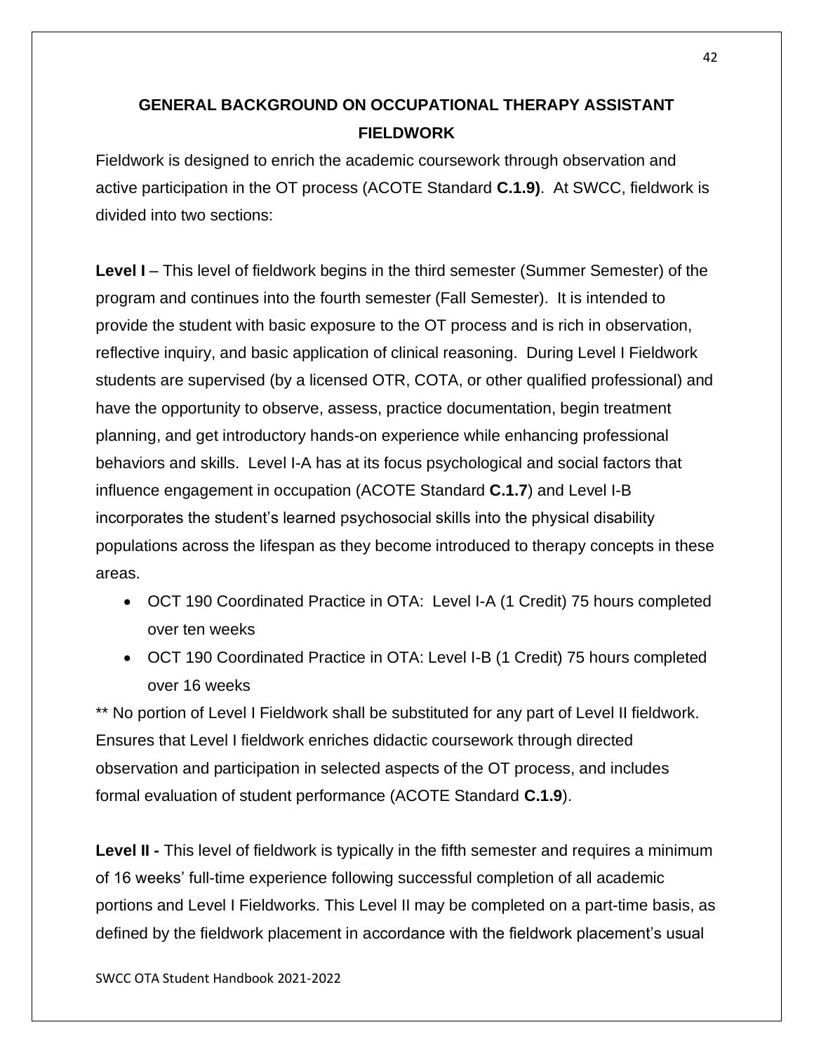## GENERAL BACKGROUND ON OCCUPATIONAL THERAPY ASSISTANT FIELDWORK

Fieldwork is designed to enrich the academic coursework through observation and active participation in the OT process (ACOTE Standard **C.1.9)**. At SWCC, fieldwork is divided into two sections:

**Level I** – This level of fieldwork begins in the third semester (Summer Semester) of the program and continues into the fourth semester (Fall Semester). It is intended to provide the student with basic exposure to the OT process and is rich in observation, reflective inquiry, and basic application of clinical reasoning. During Level I Fieldwork students are supervised (by a licensed OTR, COTA, or other qualified professional) and have the opportunity to observe, assess, practice documentation, begin treatment planning, and get introductory hands-on experience while enhancing professional behaviors and skills. Level I-A has at its focus psychological and social factors that influence engagement in occupation (ACOTE Standard **C.1.7**) and Level I-B incorporates the student's learned psychosocial skills into the physical disability populations across the lifespan as they become introduced to therapy concepts in these areas.

- OCT 190 Coordinated Practice in OTA: Level I-A (1 Credit) 75 hours completed over ten weeks
- OCT 190 Coordinated Practice in OTA: Level I-B (1 Credit) 75 hours completed over 16 weeks

** No portion of Level I Fieldwork shall be substituted for any part of Level II fieldwork. Ensures that Level I fieldwork enriches didactic coursework through directed observation and participation in selected aspects of the OT process, and includes formal evaluation of student performance (ACOTE Standard **C.1.9**).

**Level II -** This level of fieldwork is typically in the fifth semester and requires a minimum of 16 weeks' full-time experience following successful completion of all academic portions and Level I Fieldworks. This Level II may be completed on a part-time basis, as defined by the fieldwork placement in accordance with the fieldwork placement's usual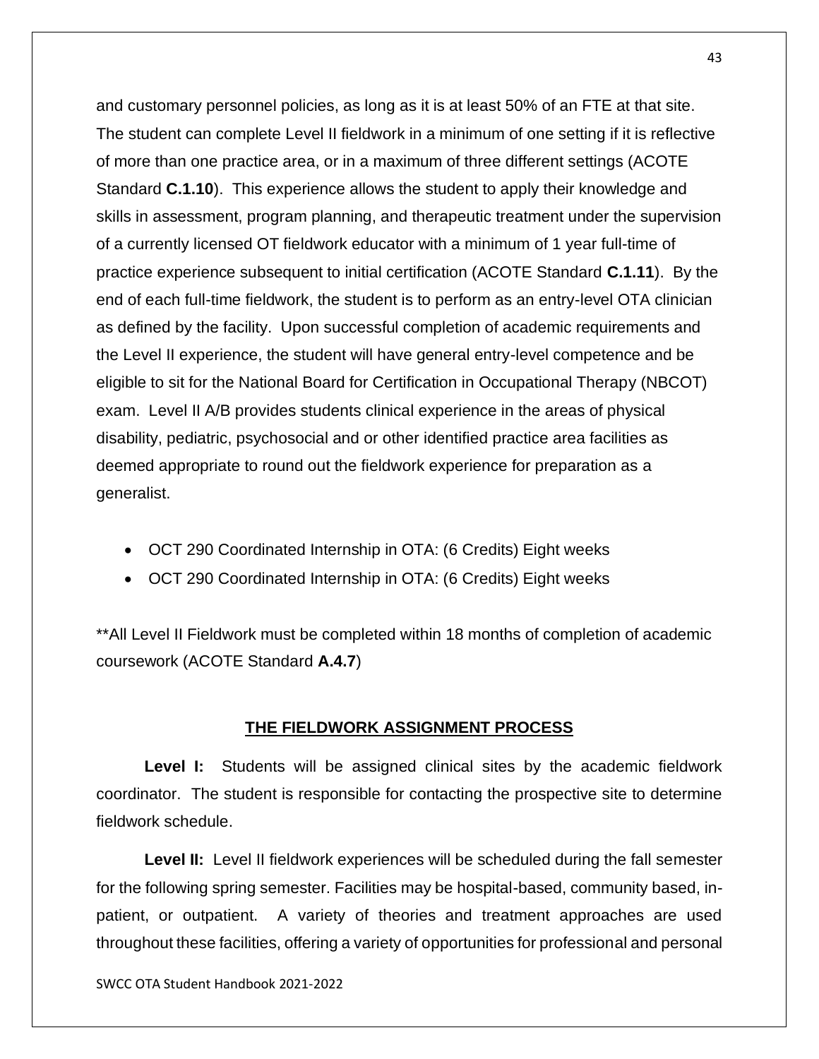and customary personnel policies, as long as it is at least 50% of an FTE at that site. The student can complete Level II fieldwork in a minimum of one setting if it is reflective of more than one practice area, or in a maximum of three different settings (ACOTE Standard **C.1.10**). This experience allows the student to apply their knowledge and skills in assessment, program planning, and therapeutic treatment under the supervision of a currently licensed OT fieldwork educator with a minimum of 1 year full-time of practice experience subsequent to initial certification (ACOTE Standard **C.1.11**). By the end of each full-time fieldwork, the student is to perform as an entry-level OTA clinician as defined by the facility. Upon successful completion of academic requirements and the Level II experience, the student will have general entry-level competence and be eligible to sit for the National Board for Certification in Occupational Therapy (NBCOT) exam. Level II A/B provides students clinical experience in the areas of physical disability, pediatric, psychosocial and or other identified practice area facilities as deemed appropriate to round out the fieldwork experience for preparation as a generalist.

- OCT 290 Coordinated Internship in OTA: (6 Credits) Eight weeks
- OCT 290 Coordinated Internship in OTA: (6 Credits) Eight weeks

**All Level II Fieldwork must be completed within 18 months of completion of academic coursework (ACOTE Standard **A.4.7**)

## THE FIELDWORK ASSIGNMENT PROCESS

**Level I:** Students will be assigned clinical sites by the academic fieldwork coordinator. The student is responsible for contacting the prospective site to determine fieldwork schedule.

**Level II:** Level II fieldwork experiences will be scheduled during the fall semester for the following spring semester. Facilities may be hospital-based, community based, in-patient, or outpatient. A variety of theories and treatment approaches are used throughout these facilities, offering a variety of opportunities for professional and personal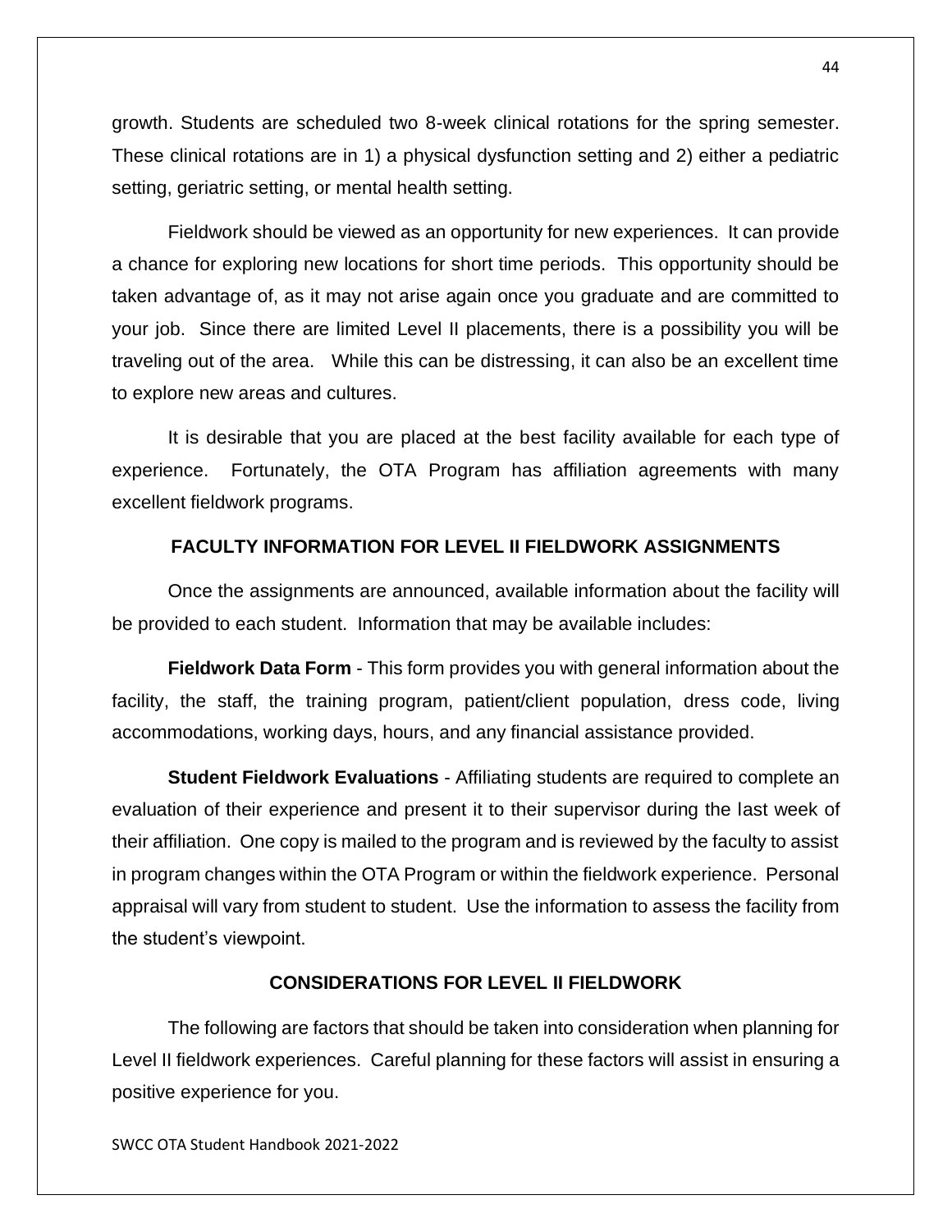growth. Students are scheduled two 8-week clinical rotations for the spring semester. These clinical rotations are in 1) a physical dysfunction setting and 2) either a pediatric setting, geriatric setting, or mental health setting.

Fieldwork should be viewed as an opportunity for new experiences. It can provide a chance for exploring new locations for short time periods. This opportunity should be taken advantage of, as it may not arise again once you graduate and are committed to your job. Since there are limited Level II placements, there is a possibility you will be traveling out of the area. While this can be distressing, it can also be an excellent time to explore new areas and cultures.

It is desirable that you are placed at the best facility available for each type of experience. Fortunately, the OTA Program has affiliation agreements with many excellent fieldwork programs.

## FACULTY INFORMATION FOR LEVEL II FIELDWORK ASSIGNMENTS

Once the assignments are announced, available information about the facility will be provided to each student. Information that may be available includes:

**Fieldwork Data Form** - This form provides you with general information about the facility, the staff, the training program, patient/client population, dress code, living accommodations, working days, hours, and any financial assistance provided.

**Student Fieldwork Evaluations** - Affiliating students are required to complete an evaluation of their experience and present it to their supervisor during the last week of their affiliation. One copy is mailed to the program and is reviewed by the faculty to assist in program changes within the OTA Program or within the fieldwork experience. Personal appraisal will vary from student to student. Use the information to assess the facility from the student's viewpoint.

## CONSIDERATIONS FOR LEVEL II FIELDWORK

The following are factors that should be taken into consideration when planning for Level II fieldwork experiences. Careful planning for these factors will assist in ensuring a positive experience for you.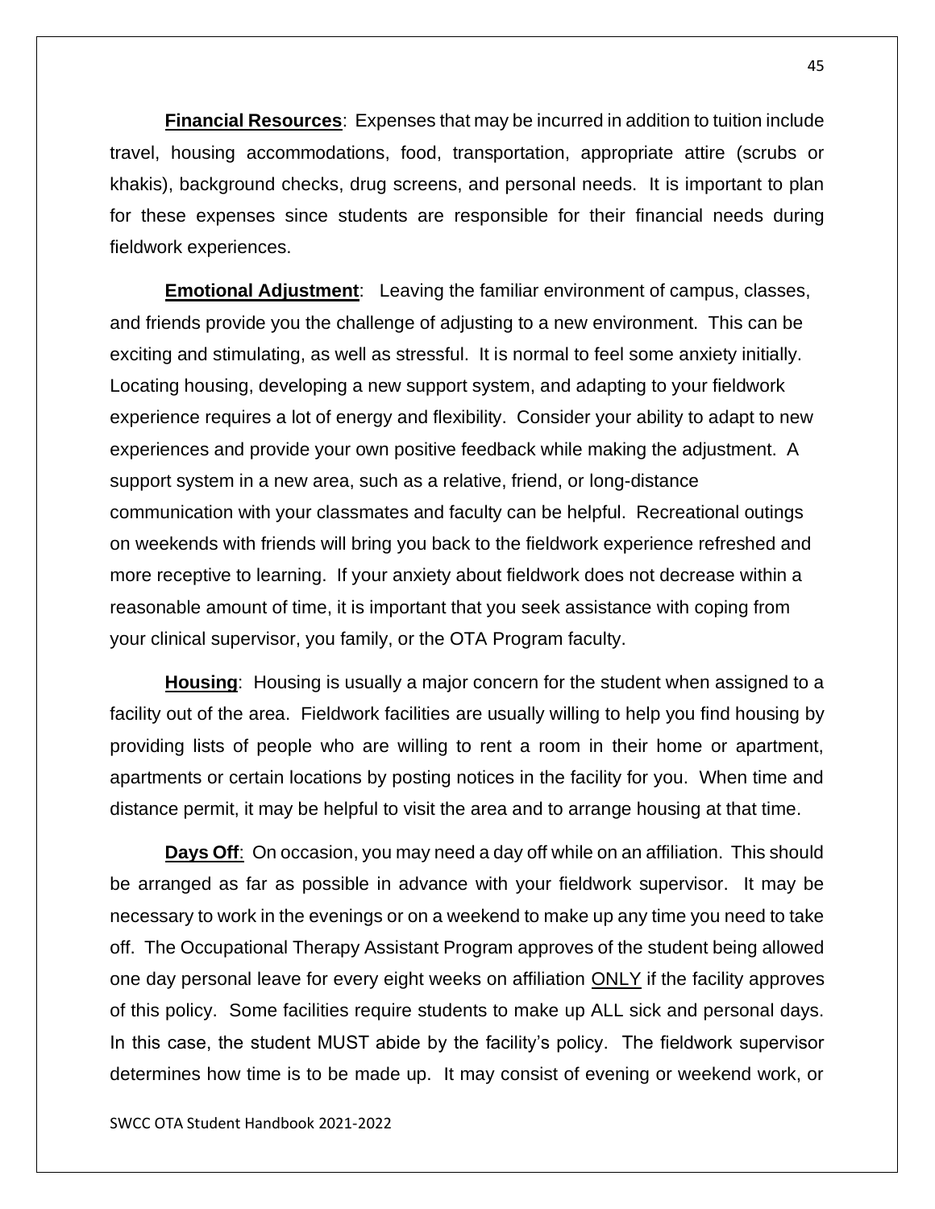**Financial Resources**: Expenses that may be incurred in addition to tuition include travel, housing accommodations, food, transportation, appropriate attire (scrubs or khakis), background checks, drug screens, and personal needs. It is important to plan for these expenses since students are responsible for their financial needs during fieldwork experiences.

**Emotional Adjustment**: Leaving the familiar environment of campus, classes, and friends provide you the challenge of adjusting to a new environment. This can be exciting and stimulating, as well as stressful. It is normal to feel some anxiety initially. Locating housing, developing a new support system, and adapting to your fieldwork experience requires a lot of energy and flexibility. Consider your ability to adapt to new experiences and provide your own positive feedback while making the adjustment. A support system in a new area, such as a relative, friend, or long-distance communication with your classmates and faculty can be helpful. Recreational outings on weekends with friends will bring you back to the fieldwork experience refreshed and more receptive to learning. If your anxiety about fieldwork does not decrease within a reasonable amount of time, it is important that you seek assistance with coping from your clinical supervisor, you family, or the OTA Program faculty.

**Housing**: Housing is usually a major concern for the student when assigned to a facility out of the area. Fieldwork facilities are usually willing to help you find housing by providing lists of people who are willing to rent a room in their home or apartment, apartments or certain locations by posting notices in the facility for you. When time and distance permit, it may be helpful to visit the area and to arrange housing at that time.

**Days Off**: On occasion, you may need a day off while on an affiliation. This should be arranged as far as possible in advance with your fieldwork supervisor. It may be necessary to work in the evenings or on a weekend to make up any time you need to take off. The Occupational Therapy Assistant Program approves of the student being allowed one day personal leave for every eight weeks on affiliation ONLY if the facility approves of this policy. Some facilities require students to make up ALL sick and personal days. In this case, the student MUST abide by the facility's policy. The fieldwork supervisor determines how time is to be made up. It may consist of evening or weekend work, or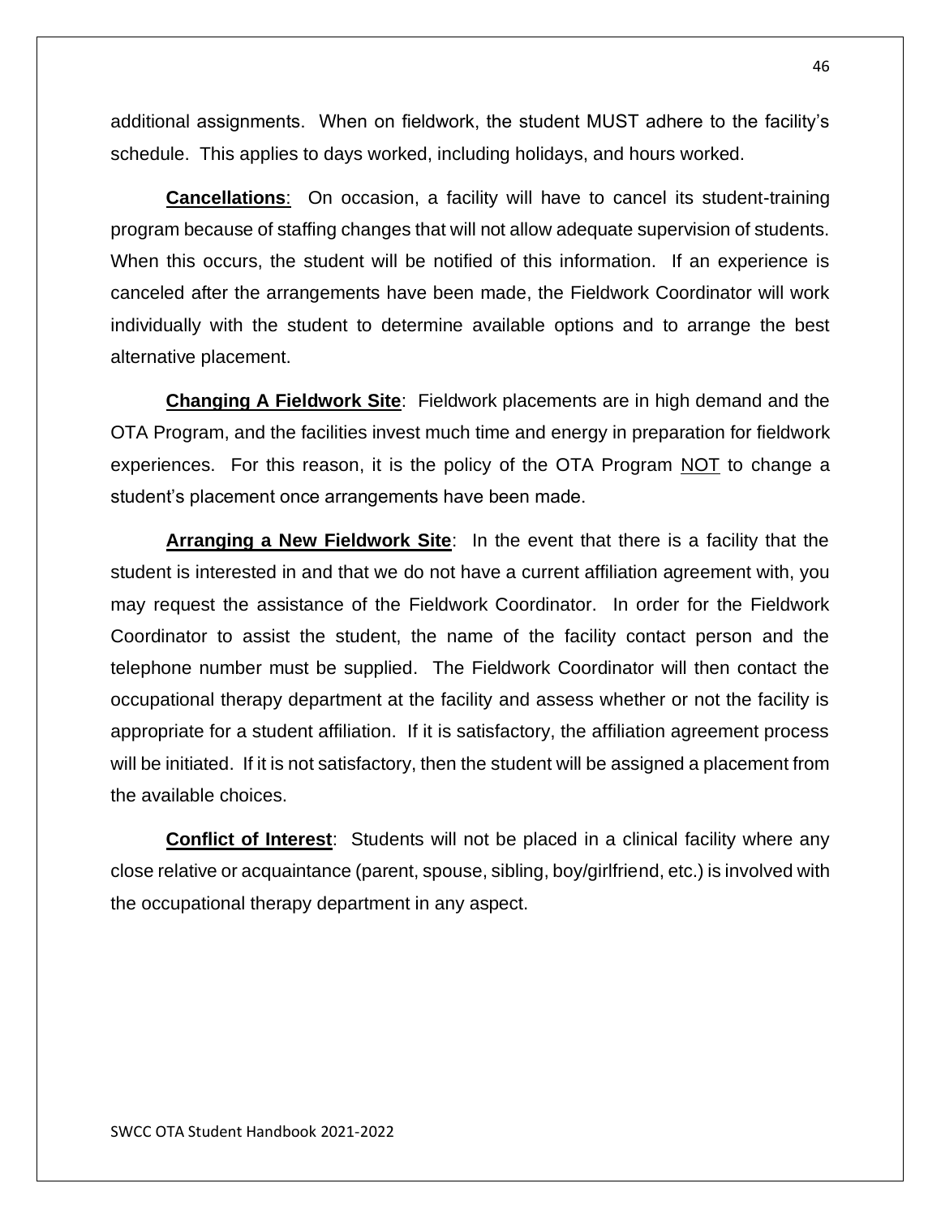additional assignments. When on fieldwork, the student MUST adhere to the facility's schedule. This applies to days worked, including holidays, and hours worked.

**Cancellations**: On occasion, a facility will have to cancel its student-training program because of staffing changes that will not allow adequate supervision of students. When this occurs, the student will be notified of this information. If an experience is canceled after the arrangements have been made, the Fieldwork Coordinator will work individually with the student to determine available options and to arrange the best alternative placement.

**Changing A Fieldwork Site**: Fieldwork placements are in high demand and the OTA Program, and the facilities invest much time and energy in preparation for fieldwork experiences. For this reason, it is the policy of the OTA Program NOT to change a student's placement once arrangements have been made.

**Arranging a New Fieldwork Site**: In the event that there is a facility that the student is interested in and that we do not have a current affiliation agreement with, you may request the assistance of the Fieldwork Coordinator. In order for the Fieldwork Coordinator to assist the student, the name of the facility contact person and the telephone number must be supplied. The Fieldwork Coordinator will then contact the occupational therapy department at the facility and assess whether or not the facility is appropriate for a student affiliation. If it is satisfactory, the affiliation agreement process will be initiated. If it is not satisfactory, then the student will be assigned a placement from the available choices.

**Conflict of Interest**: Students will not be placed in a clinical facility where any close relative or acquaintance (parent, spouse, sibling, boy/girlfriend, etc.) is involved with the occupational therapy department in any aspect.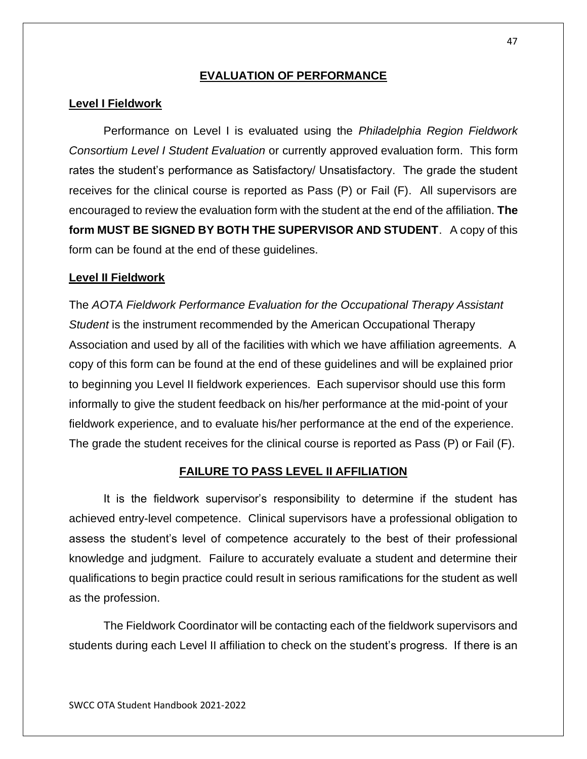## EVALUATION OF PERFORMANCE

### Level I Fieldwork

Performance on Level I is evaluated using the *Philadelphia Region Fieldwork Consortium Level I Student Evaluation* or currently approved evaluation form. This form rates the student's performance as Satisfactory/ Unsatisfactory. The grade the student receives for the clinical course is reported as Pass (P) or Fail (F). All supervisors are encouraged to review the evaluation form with the student at the end of the affiliation. **The form MUST BE SIGNED BY BOTH THE SUPERVISOR AND STUDENT**. A copy of this form can be found at the end of these guidelines.

### Level II Fieldwork

The *AOTA Fieldwork Performance Evaluation for the Occupational Therapy Assistant Student* is the instrument recommended by the American Occupational Therapy Association and used by all of the facilities with which we have affiliation agreements. A copy of this form can be found at the end of these guidelines and will be explained prior to beginning you Level II fieldwork experiences. Each supervisor should use this form informally to give the student feedback on his/her performance at the mid-point of your fieldwork experience, and to evaluate his/her performance at the end of the experience. The grade the student receives for the clinical course is reported as Pass (P) or Fail (F).

## FAILURE TO PASS LEVEL II AFFILIATION

It is the fieldwork supervisor's responsibility to determine if the student has achieved entry-level competence. Clinical supervisors have a professional obligation to assess the student's level of competence accurately to the best of their professional knowledge and judgment. Failure to accurately evaluate a student and determine their qualifications to begin practice could result in serious ramifications for the student as well as the profession.

The Fieldwork Coordinator will be contacting each of the fieldwork supervisors and students during each Level II affiliation to check on the student's progress. If there is an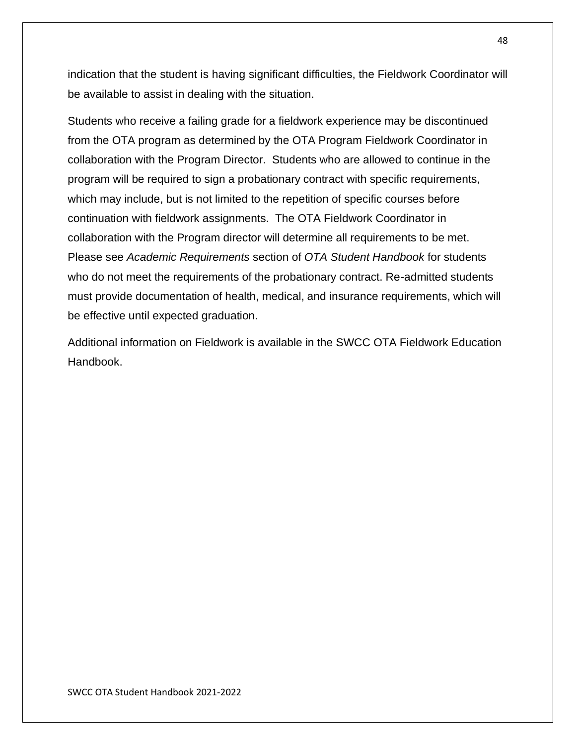indication that the student is having significant difficulties, the Fieldwork Coordinator will be available to assist in dealing with the situation.

Students who receive a failing grade for a fieldwork experience may be discontinued from the OTA program as determined by the OTA Program Fieldwork Coordinator in collaboration with the Program Director. Students who are allowed to continue in the program will be required to sign a probationary contract with specific requirements, which may include, but is not limited to the repetition of specific courses before continuation with fieldwork assignments. The OTA Fieldwork Coordinator in collaboration with the Program director will determine all requirements to be met. Please see *Academic Requirements* section of *OTA Student Handbook* for students who do not meet the requirements of the probationary contract. Re-admitted students must provide documentation of health, medical, and insurance requirements, which will be effective until expected graduation.

Additional information on Fieldwork is available in the SWCC OTA Fieldwork Education Handbook.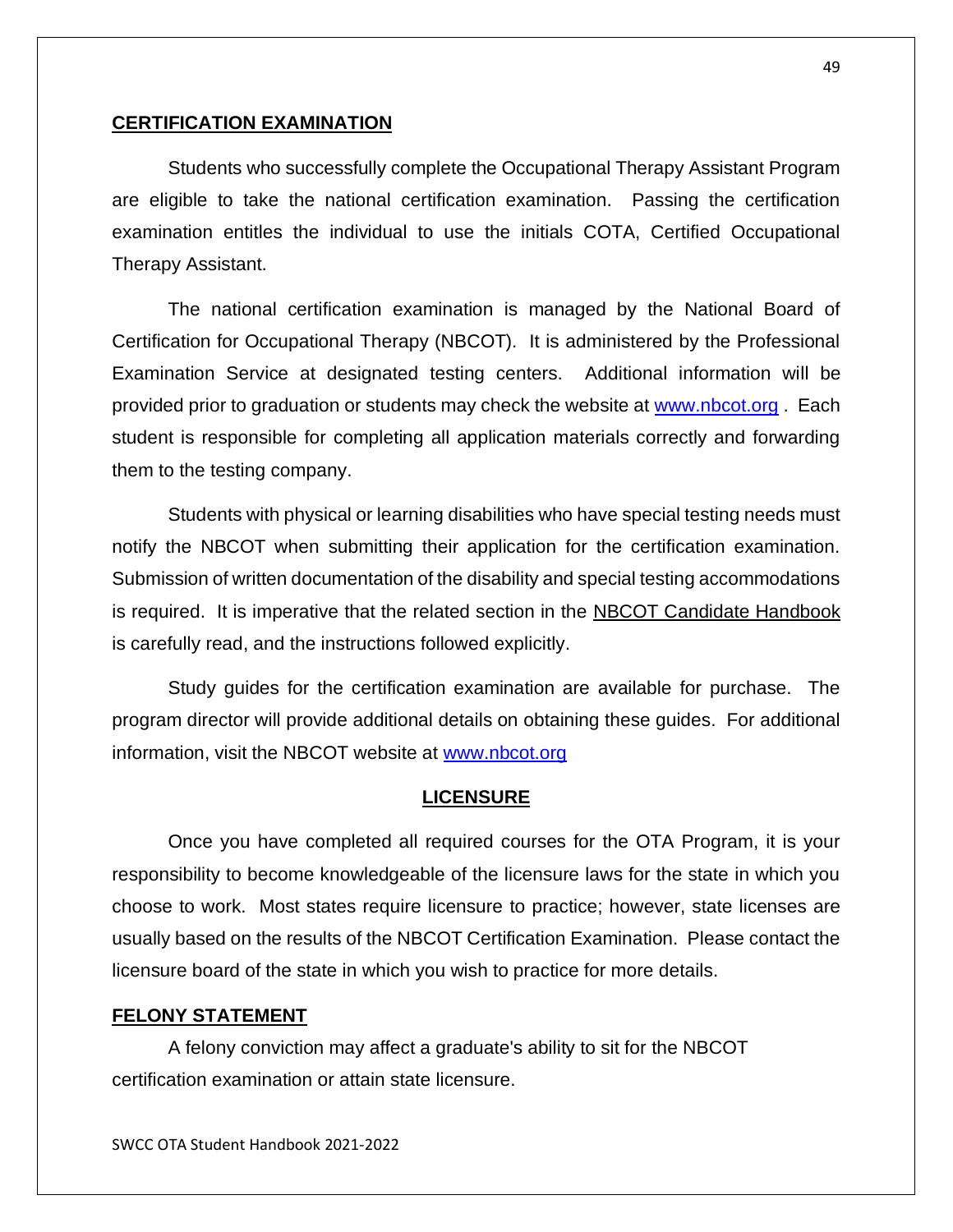## CERTIFICATION EXAMINATION

Students who successfully complete the Occupational Therapy Assistant Program are eligible to take the national certification examination. Passing the certification examination entitles the individual to use the initials COTA, Certified Occupational Therapy Assistant.

The national certification examination is managed by the National Board of Certification for Occupational Therapy (NBCOT). It is administered by the Professional Examination Service at designated testing centers. Additional information will be provided prior to graduation or students may check the website at [www.nbcot.org](http://www.nbcot.org) . Each student is responsible for completing all application materials correctly and forwarding them to the testing company.

Students with physical or learning disabilities who have special testing needs must notify the NBCOT when submitting their application for the certification examination. Submission of written documentation of the disability and special testing accommodations is required. It is imperative that the related section in the NBCOT Candidate Handbook is carefully read, and the instructions followed explicitly.

Study guides for the certification examination are available for purchase. The program director will provide additional details on obtaining these guides. For additional information, visit the NBCOT website at [www.nbcot.org](http://www.nbcot.org)

## LICENSURE

Once you have completed all required courses for the OTA Program, it is your responsibility to become knowledgeable of the licensure laws for the state in which you choose to work. Most states require licensure to practice; however, state licenses are usually based on the results of the NBCOT Certification Examination. Please contact the licensure board of the state in which you wish to practice for more details.

## FELONY STATEMENT

A felony conviction may affect a graduate's ability to sit for the NBCOT certification examination or attain state licensure.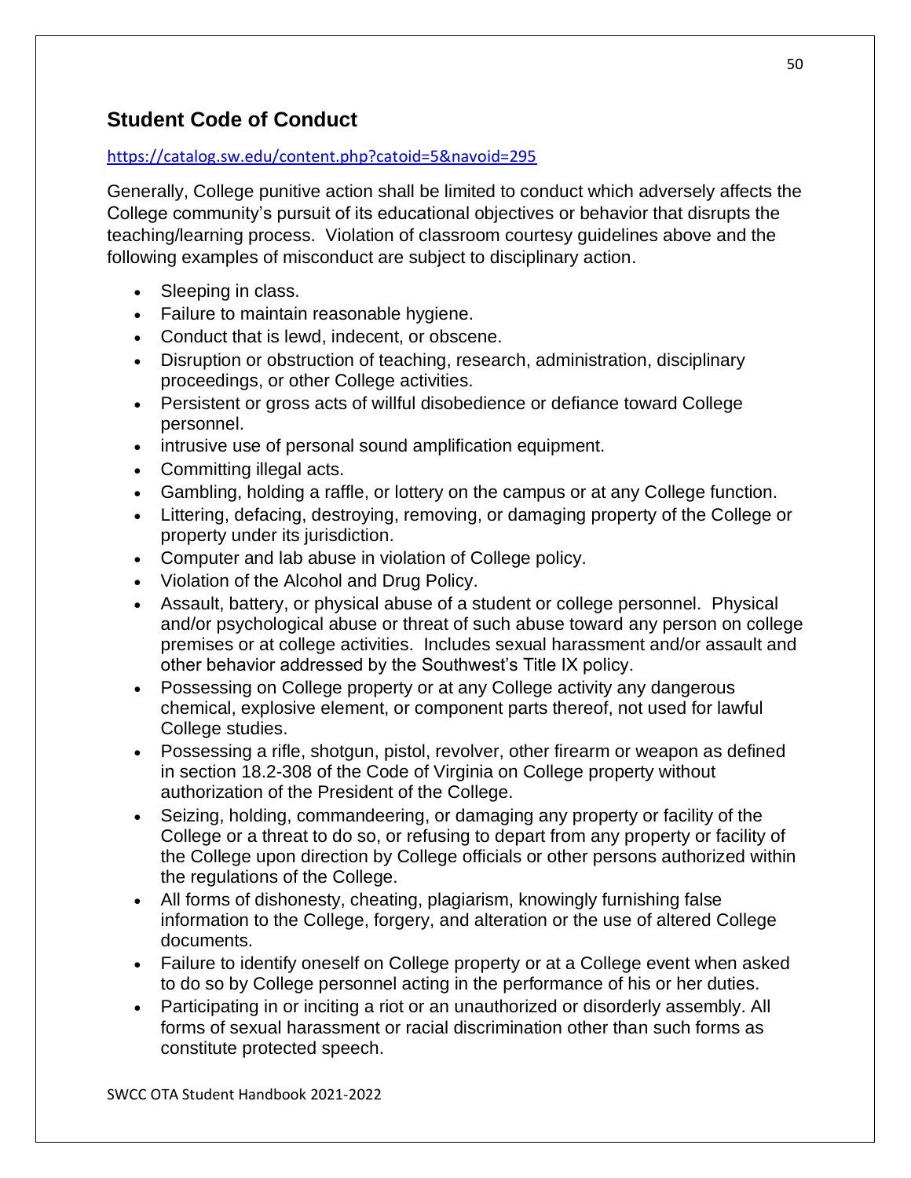## Student Code of Conduct

https://catalog.sw.edu/content.php?catoid=5&navoid=295

Generally, College punitive action shall be limited to conduct which adversely affects the College community's pursuit of its educational objectives or behavior that disrupts the teaching/learning process. Violation of classroom courtesy guidelines above and the following examples of misconduct are subject to disciplinary action.

- Sleeping in class.
- Failure to maintain reasonable hygiene.
- Conduct that is lewd, indecent, or obscene.
- Disruption or obstruction of teaching, research, administration, disciplinary proceedings, or other College activities.
- Persistent or gross acts of willful disobedience or defiance toward College personnel.
- intrusive use of personal sound amplification equipment.
- Committing illegal acts.
- Gambling, holding a raffle, or lottery on the campus or at any College function.
- Littering, defacing, destroying, removing, or damaging property of the College or property under its jurisdiction.
- Computer and lab abuse in violation of College policy.
- Violation of the Alcohol and Drug Policy.
- Assault, battery, or physical abuse of a student or college personnel. Physical and/or psychological abuse or threat of such abuse toward any person on college premises or at college activities. Includes sexual harassment and/or assault and other behavior addressed by the Southwest's Title IX policy.
- Possessing on College property or at any College activity any dangerous chemical, explosive element, or component parts thereof, not used for lawful College studies.
- Possessing a rifle, shotgun, pistol, revolver, other firearm or weapon as defined in section 18.2-308 of the Code of Virginia on College property without authorization of the President of the College.
- Seizing, holding, commandeering, or damaging any property or facility of the College or a threat to do so, or refusing to depart from any property or facility of the College upon direction by College officials or other persons authorized within the regulations of the College.
- All forms of dishonesty, cheating, plagiarism, knowingly furnishing false information to the College, forgery, and alteration or the use of altered College documents.
- Failure to identify oneself on College property or at a College event when asked to do so by College personnel acting in the performance of his or her duties.
- Participating in or inciting a riot or an unauthorized or disorderly assembly. All forms of sexual harassment or racial discrimination other than such forms as constitute protected speech.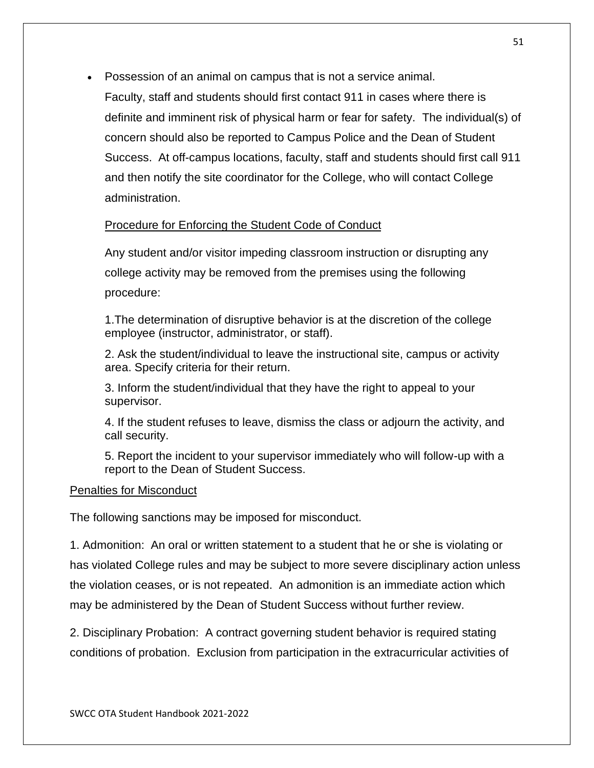- Possession of an animal on campus that is not a service animal.

  Faculty, staff and students should first contact 911 in cases where there is definite and imminent risk of physical harm or fear for safety. The individual(s) of concern should also be reported to Campus Police and the Dean of Student Success. At off-campus locations, faculty, staff and students should first call 911 and then notify the site coordinator for the College, who will contact College administration.

  Procedure for Enforcing the Student Code of Conduct

  Any student and/or visitor impeding classroom instruction or disrupting any college activity may be removed from the premises using the following procedure:

  1.The determination of disruptive behavior is at the discretion of the college employee (instructor, administrator, or staff).

  2. Ask the student/individual to leave the instructional site, campus or activity area. Specify criteria for their return.

  3. Inform the student/individual that they have the right to appeal to your supervisor.

  4. If the student refuses to leave, dismiss the class or adjourn the activity, and call security.

  5. Report the incident to your supervisor immediately who will follow-up with a report to the Dean of Student Success.

Penalties for Misconduct

The following sanctions may be imposed for misconduct.

1. Admonition: An oral or written statement to a student that he or she is violating or has violated College rules and may be subject to more severe disciplinary action unless the violation ceases, or is not repeated. An admonition is an immediate action which may be administered by the Dean of Student Success without further review.

2. Disciplinary Probation: A contract governing student behavior is required stating conditions of probation. Exclusion from participation in the extracurricular activities of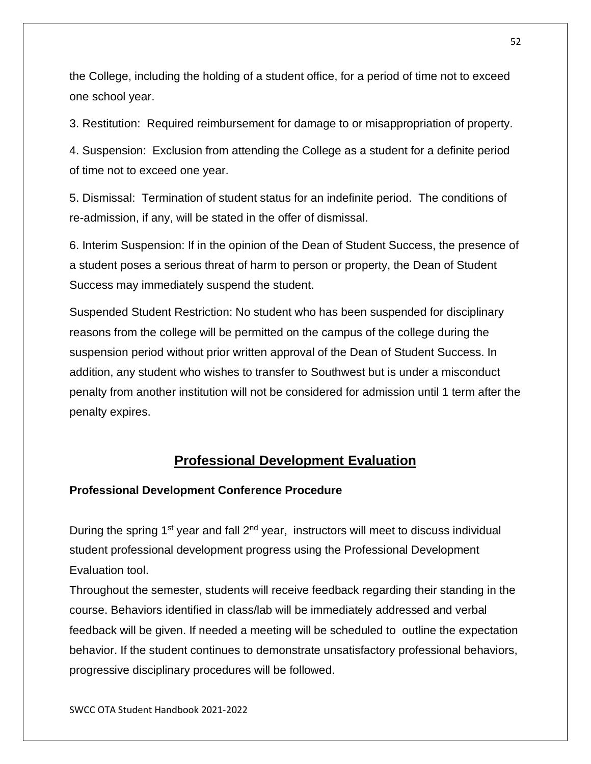the College, including the holding of a student office, for a period of time not to exceed one school year.

3. Restitution: Required reimbursement for damage to or misappropriation of property.

4. Suspension: Exclusion from attending the College as a student for a definite period of time not to exceed one year.

5. Dismissal: Termination of student status for an indefinite period. The conditions of re-admission, if any, will be stated in the offer of dismissal.

6. Interim Suspension: If in the opinion of the Dean of Student Success, the presence of a student poses a serious threat of harm to person or property, the Dean of Student Success may immediately suspend the student.

Suspended Student Restriction: No student who has been suspended for disciplinary reasons from the college will be permitted on the campus of the college during the suspension period without prior written approval of the Dean of Student Success. In addition, any student who wishes to transfer to Southwest but is under a misconduct penalty from another institution will not be considered for admission until 1 term after the penalty expires.

## Professional Development Evaluation

### Professional Development Conference Procedure

During the spring 1st year and fall 2nd year, instructors will meet to discuss individual student professional development progress using the Professional Development Evaluation tool.

Throughout the semester, students will receive feedback regarding their standing in the course. Behaviors identified in class/lab will be immediately addressed and verbal feedback will be given. If needed a meeting will be scheduled to outline the expectation behavior. If the student continues to demonstrate unsatisfactory professional behaviors, progressive disciplinary procedures will be followed.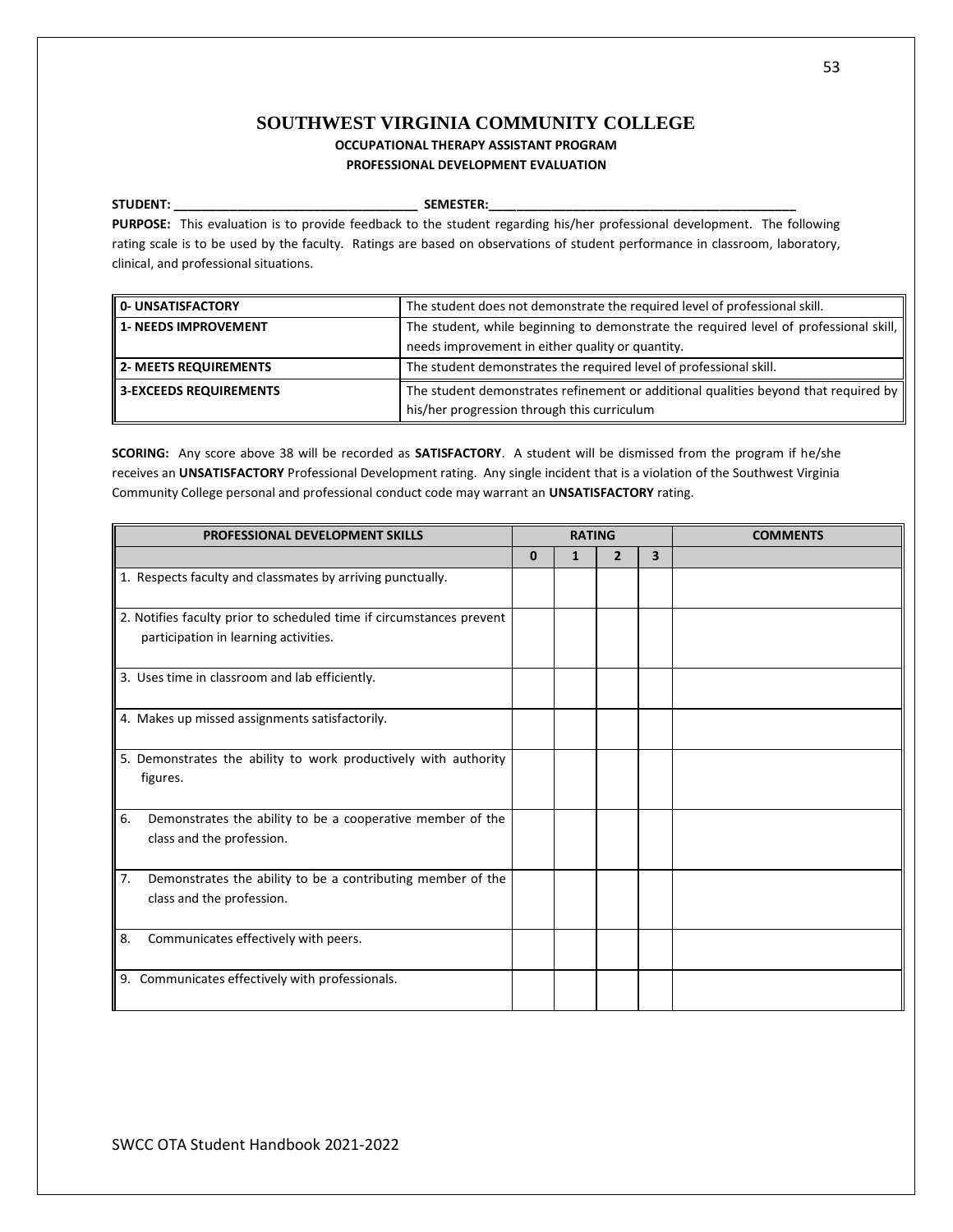# SOUTHWEST VIRGINIA COMMUNITY COLLEGE

## OCCUPATIONAL THERAPY ASSISTANT PROGRAM

### PROFESSIONAL DEVELOPMENT EVALUATION

**STUDENT:** ___________________________________ **SEMESTER:**___________________________________________

**PURPOSE:** This evaluation is to provide feedback to the student regarding his/her professional development. The following rating scale is to be used by the faculty. Ratings are based on observations of student performance in classroom, laboratory, clinical, and professional situations.

| | |
|---|---|
| **0- UNSATISFACTORY** | The student does not demonstrate the required level of professional skill. |
| **1- NEEDS IMPROVEMENT** | The student, while beginning to demonstrate the required level of professional skill, needs improvement in either quality or quantity. |
| **2- MEETS REQUIREMENTS** | The student demonstrates the required level of professional skill. |
| **3-EXCEEDS REQUIREMENTS** | The student demonstrates refinement or additional qualities beyond that required by his/her progression through this curriculum |

**SCORING:** Any score above 38 will be recorded as **SATISFACTORY**. A student will be dismissed from the program if he/she receives an **UNSATISFACTORY** Professional Development rating. Any single incident that is a violation of the Southwest Virginia Community College personal and professional conduct code may warrant an **UNSATISFACTORY** rating.

| PROFESSIONAL DEVELOPMENT SKILLS | RATING | | | | COMMENTS |
|---|---|---|---|---|---|
| | 0 | 1 | 2 | 3 | |
| 1. Respects faculty and classmates by arriving punctually. | | | | | |
| 2. Notifies faculty prior to scheduled time if circumstances prevent participation in learning activities. | | | | | |
| 3. Uses time in classroom and lab efficiently. | | | | | |
| 4. Makes up missed assignments satisfactorily. | | | | | |
| 5. Demonstrates the ability to work productively with authority figures. | | | | | |
| 6. Demonstrates the ability to be a cooperative member of the class and the profession. | | | | | |
| 7. Demonstrates the ability to be a contributing member of the class and the profession. | | | | | |
| 8. Communicates effectively with peers. | | | | | |
| 9. Communicates effectively with professionals. | | | | | |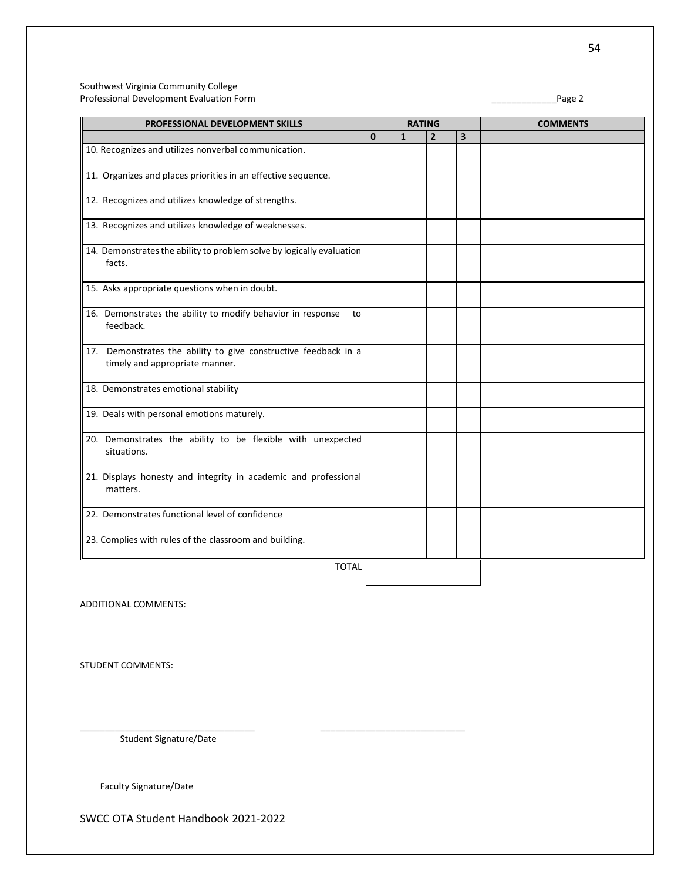Southwest Virginia Community College
Professional Development Evaluation Form Page 2

| PROFESSIONAL DEVELOPMENT SKILLS | RATING | | | | COMMENTS |
|---|---|---|---|---|---|
| | 0 | 1 | 2 | 3 | |
| 10. Recognizes and utilizes nonverbal communication. | | | | | |
| 11. Organizes and places priorities in an effective sequence. | | | | | |
| 12. Recognizes and utilizes knowledge of strengths. | | | | | |
| 13. Recognizes and utilizes knowledge of weaknesses. | | | | | |
| 14. Demonstrates the ability to problem solve by logically evaluation facts. | | | | | |
| 15. Asks appropriate questions when in doubt. | | | | | |
| 16. Demonstrates the ability to modify behavior in response to feedback. | | | | | |
| 17. Demonstrates the ability to give constructive feedback in a timely and appropriate manner. | | | | | |
| 18. Demonstrates emotional stability | | | | | |
| 19. Deals with personal emotions maturely. | | | | | |
| 20. Demonstrates the ability to be flexible with unexpected situations. | | | | | |
| 21. Displays honesty and integrity in academic and professional matters. | | | | | |
| 22. Demonstrates functional level of confidence | | | | | |
| 23. Complies with rules of the classroom and building. | | | | | |
| TOTAL | | | | | |

ADDITIONAL COMMENTS:

STUDENT COMMENTS:

\_\_\_\_\_\_\_\_\_\_\_\_\_\_\_\_\_\_\_\_\_\_\_\_\_\_\_\_\_\_\_\_\_\_\_ \_\_\_\_\_\_\_\_\_\_\_\_\_\_\_\_\_\_\_\_\_\_\_\_\_\_\_\_\_\_

Student Signature/Date

Faculty Signature/Date

SWCC OTA Student Handbook 2021-2022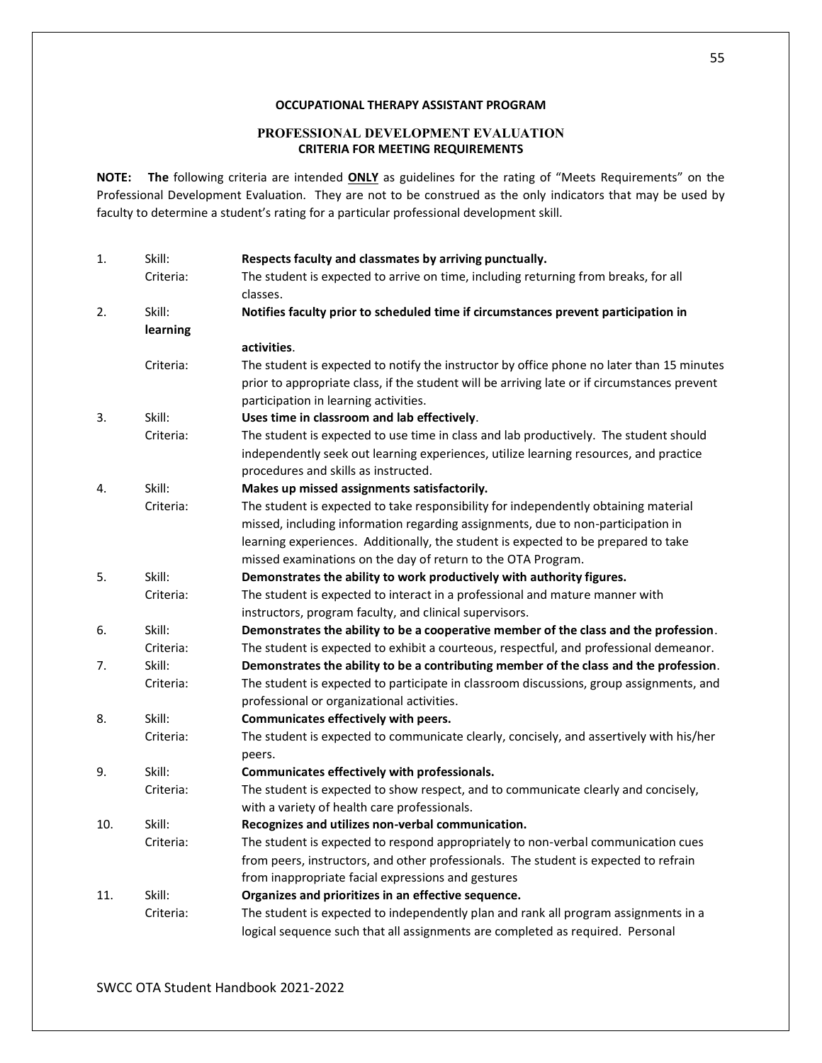**OCCUPATIONAL THERAPY ASSISTANT PROGRAM**

**PROFESSIONAL DEVELOPMENT EVALUATION**
**CRITERIA FOR MEETING REQUIREMENTS**

**NOTE: The** following criteria are intended **ONLY** as guidelines for the rating of "Meets Requirements" on the Professional Development Evaluation. They are not to be construed as the only indicators that may be used by faculty to determine a student's rating for a particular professional development skill.

1. Skill: **Respects faculty and classmates by arriving punctually.**
   Criteria: The student is expected to arrive on time, including returning from breaks, for all classes.
2. Skill: **Notifies faculty prior to scheduled time if circumstances prevent participation in learning activities**.
   Criteria: The student is expected to notify the instructor by office phone no later than 15 minutes prior to appropriate class, if the student will be arriving late or if circumstances prevent participation in learning activities.
3. Skill: **Uses time in classroom and lab effectively**.
   Criteria: The student is expected to use time in class and lab productively. The student should independently seek out learning experiences, utilize learning resources, and practice procedures and skills as instructed.
4. Skill: **Makes up missed assignments satisfactorily.**
   Criteria: The student is expected to take responsibility for independently obtaining material missed, including information regarding assignments, due to non-participation in learning experiences. Additionally, the student is expected to be prepared to take missed examinations on the day of return to the OTA Program.
5. Skill: **Demonstrates the ability to work productively with authority figures.**
   Criteria: The student is expected to interact in a professional and mature manner with instructors, program faculty, and clinical supervisors.
6. Skill: **Demonstrates the ability to be a cooperative member of the class and the profession**.
   Criteria: The student is expected to exhibit a courteous, respectful, and professional demeanor.
7. Skill: **Demonstrates the ability to be a contributing member of the class and the profession**.
   Criteria: The student is expected to participate in classroom discussions, group assignments, and professional or organizational activities.
8. Skill: **Communicates effectively with peers.**
   Criteria: The student is expected to communicate clearly, concisely, and assertively with his/her peers.
9. Skill: **Communicates effectively with professionals.**
   Criteria: The student is expected to show respect, and to communicate clearly and concisely, with a variety of health care professionals.
10. Skill: **Recognizes and utilizes non-verbal communication.**
    Criteria: The student is expected to respond appropriately to non-verbal communication cues from peers, instructors, and other professionals. The student is expected to refrain from inappropriate facial expressions and gestures
11. Skill: **Organizes and prioritizes in an effective sequence.**
    Criteria: The student is expected to independently plan and rank all program assignments in a logical sequence such that all assignments are completed as required. Personal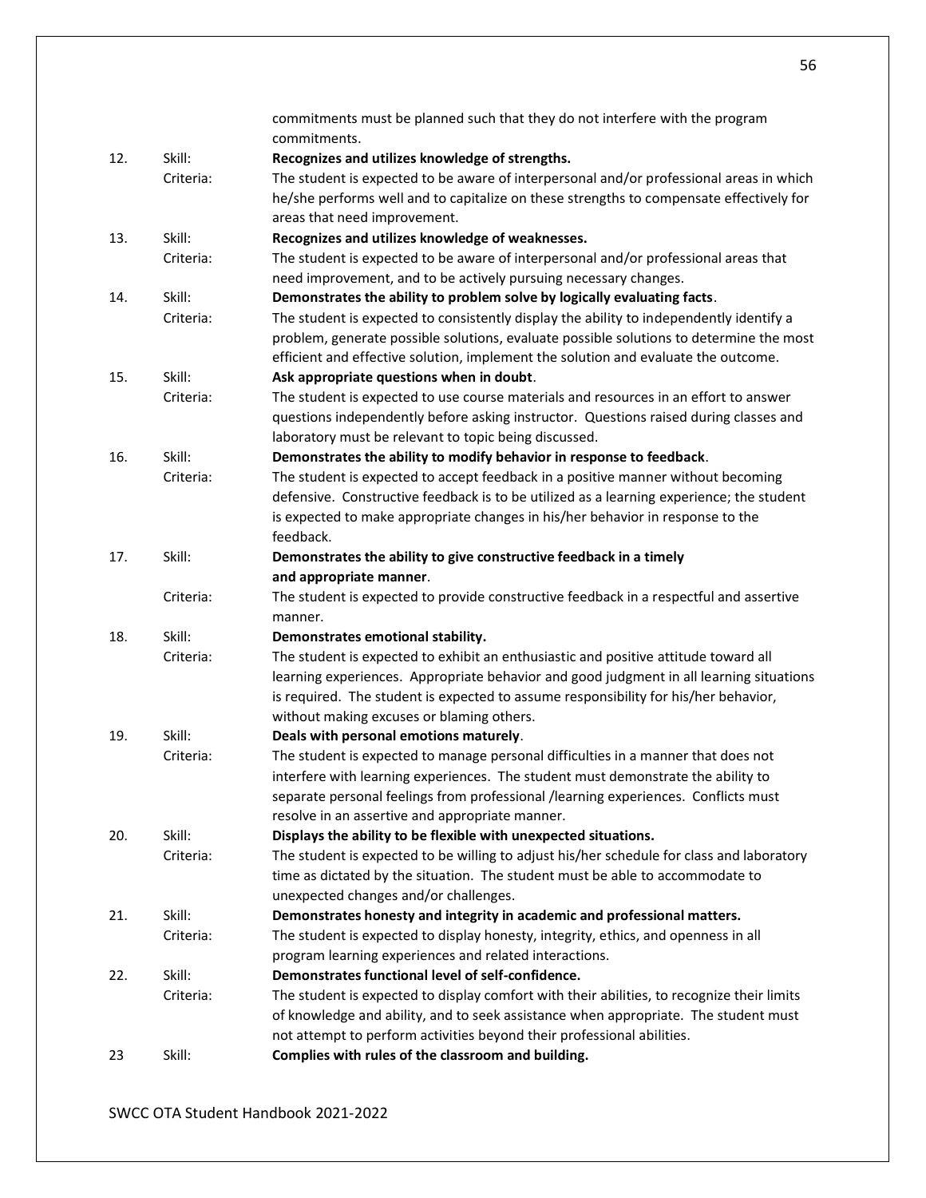commitments must be planned such that they do not interfere with the program commitments.

12. Skill: **Recognizes and utilizes knowledge of strengths.**
    Criteria: The student is expected to be aware of interpersonal and/or professional areas in which he/she performs well and to capitalize on these strengths to compensate effectively for areas that need improvement.

13. Skill: **Recognizes and utilizes knowledge of weaknesses.**
    Criteria: The student is expected to be aware of interpersonal and/or professional areas that need improvement, and to be actively pursuing necessary changes.

14. Skill: **Demonstrates the ability to problem solve by logically evaluating facts**.
    Criteria: The student is expected to consistently display the ability to independently identify a problem, generate possible solutions, evaluate possible solutions to determine the most efficient and effective solution, implement the solution and evaluate the outcome.

15. Skill: **Ask appropriate questions when in doubt**.
    Criteria: The student is expected to use course materials and resources in an effort to answer questions independently before asking instructor. Questions raised during classes and laboratory must be relevant to topic being discussed.

16. Skill: **Demonstrates the ability to modify behavior in response to feedback**.
    Criteria: The student is expected to accept feedback in a positive manner without becoming defensive. Constructive feedback is to be utilized as a learning experience; the student is expected to make appropriate changes in his/her behavior in response to the feedback.

17. Skill: **Demonstrates the ability to give constructive feedback in a timely and appropriate manner**.
    Criteria: The student is expected to provide constructive feedback in a respectful and assertive manner.

18. Skill: **Demonstrates emotional stability.**
    Criteria: The student is expected to exhibit an enthusiastic and positive attitude toward all learning experiences. Appropriate behavior and good judgment in all learning situations is required. The student is expected to assume responsibility for his/her behavior, without making excuses or blaming others.

19. Skill: **Deals with personal emotions maturely**.
    Criteria: The student is expected to manage personal difficulties in a manner that does not interfere with learning experiences. The student must demonstrate the ability to separate personal feelings from professional /learning experiences. Conflicts must resolve in an assertive and appropriate manner.

20. Skill: **Displays the ability to be flexible with unexpected situations.**
    Criteria: The student is expected to be willing to adjust his/her schedule for class and laboratory time as dictated by the situation. The student must be able to accommodate to unexpected changes and/or challenges.

21. Skill: **Demonstrates honesty and integrity in academic and professional matters.**
    Criteria: The student is expected to display honesty, integrity, ethics, and openness in all program learning experiences and related interactions.

22. Skill: **Demonstrates functional level of self-confidence.**
    Criteria: The student is expected to display comfort with their abilities, to recognize their limits of knowledge and ability, and to seek assistance when appropriate. The student must not attempt to perform activities beyond their professional abilities.

23 Skill: **Complies with rules of the classroom and building.**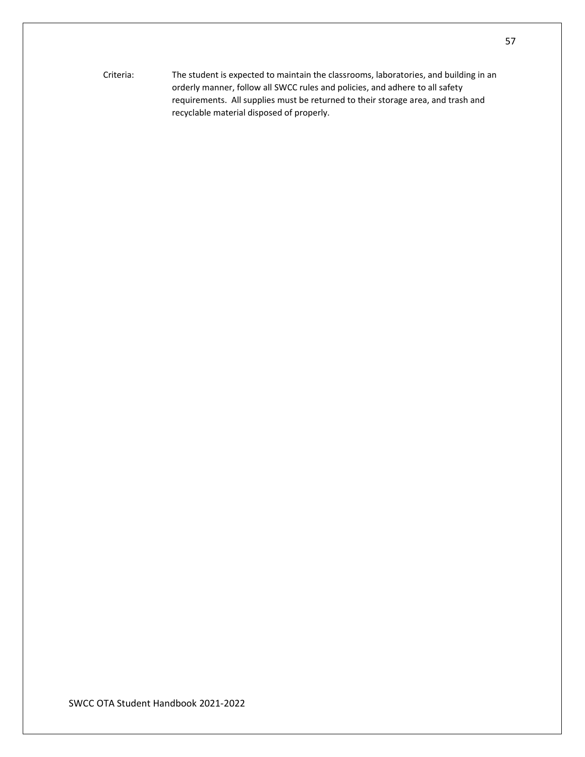Criteria: The student is expected to maintain the classrooms, laboratories, and building in an orderly manner, follow all SWCC rules and policies, and adhere to all safety requirements. All supplies must be returned to their storage area, and trash and recyclable material disposed of properly.